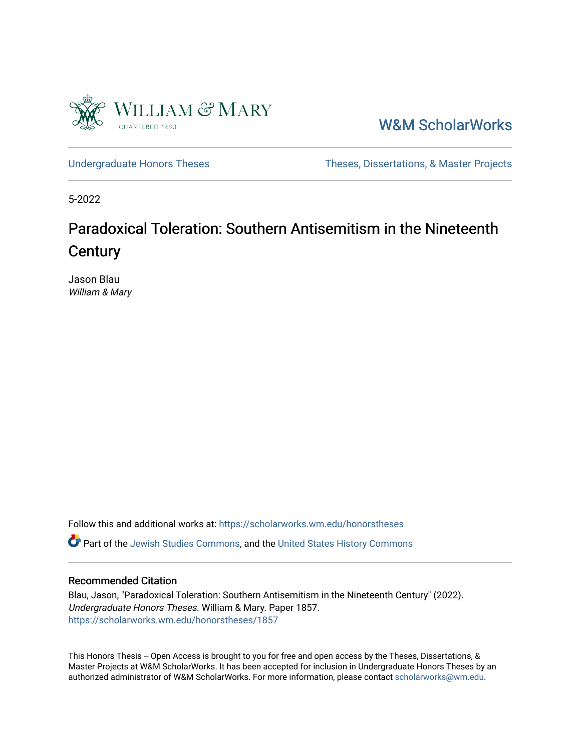William & Mary
CHARTERED 1693

W&M ScholarWorks

Undergraduate Honors Theses

Theses, Dissertations, & Master Projects

5-2022

# Paradoxical Toleration: Southern Antisemitism in the Nineteenth Century

Jason Blau
*William & Mary*

Follow this and additional works at: https://scholarworks.wm.edu/honorstheses

Part of the Jewish Studies Commons, and the United States History Commons

## Recommended Citation

Blau, Jason, "Paradoxical Toleration: Southern Antisemitism in the Nineteenth Century" (2022). *Undergraduate Honors Theses.* William & Mary. Paper 1857.
https://scholarworks.wm.edu/honorstheses/1857

This Honors Thesis -- Open Access is brought to you for free and open access by the Theses, Dissertations, & Master Projects at W&M ScholarWorks. It has been accepted for inclusion in Undergraduate Honors Theses by an authorized administrator of W&M ScholarWorks. For more information, please contact scholarworks@wm.edu.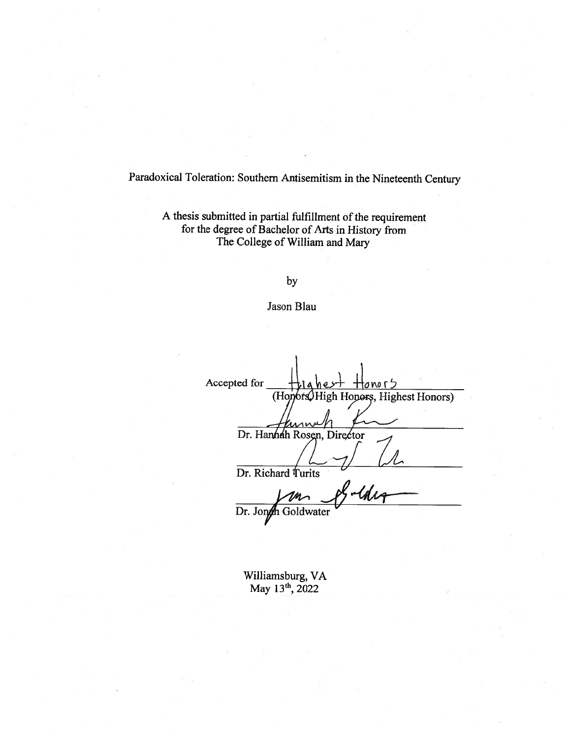Paradoxical Toleration: Southern Antisemitism in the Nineteenth Century

A thesis submitted in partial fulfillment of the requirement for the degree of Bachelor of Arts in History from The College of William and Mary

by

Jason Blau

Accepted for Highest Honors
(Honors, High Honors, Highest Honors)

Dr. Hannah Rosen, Director

Dr. Richard Turits

Dr. Jonah Goldwater

Williamsburg, VA
May 13th, 2022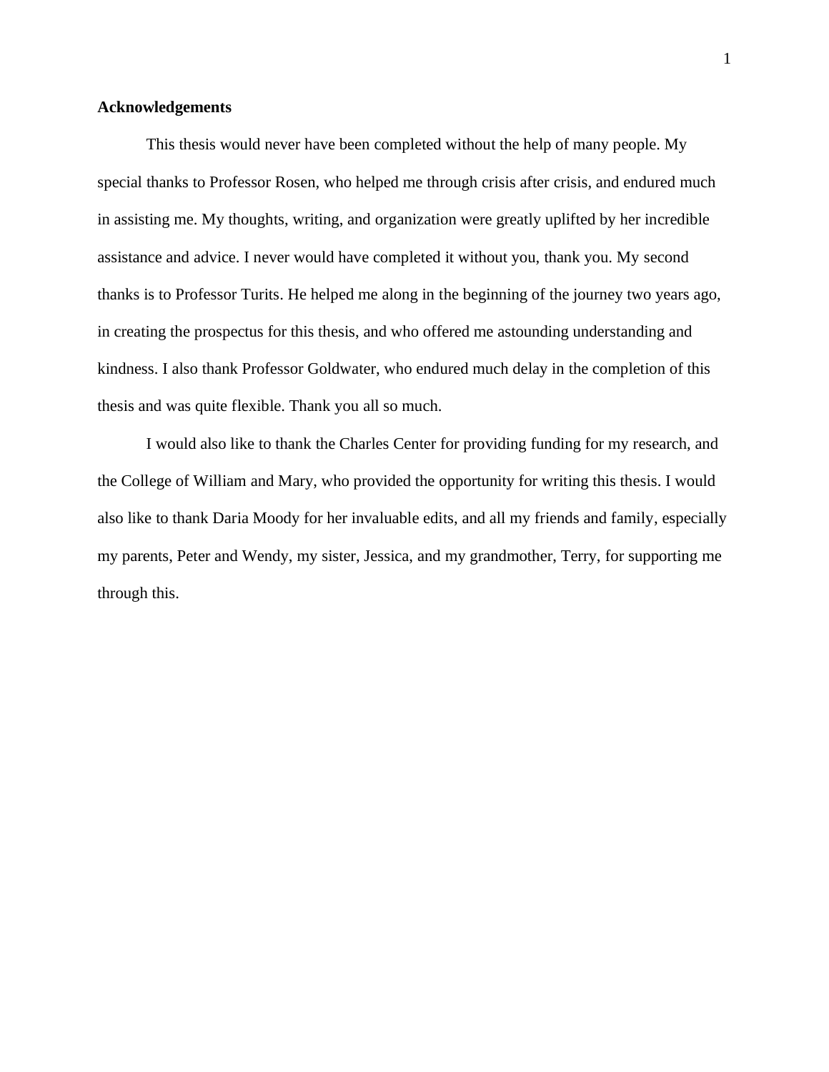## Acknowledgements

This thesis would never have been completed without the help of many people. My special thanks to Professor Rosen, who helped me through crisis after crisis, and endured much in assisting me. My thoughts, writing, and organization were greatly uplifted by her incredible assistance and advice. I never would have completed it without you, thank you. My second thanks is to Professor Turits. He helped me along in the beginning of the journey two years ago, in creating the prospectus for this thesis, and who offered me astounding understanding and kindness. I also thank Professor Goldwater, who endured much delay in the completion of this thesis and was quite flexible. Thank you all so much.

I would also like to thank the Charles Center for providing funding for my research, and the College of William and Mary, who provided the opportunity for writing this thesis. I would also like to thank Daria Moody for her invaluable edits, and all my friends and family, especially my parents, Peter and Wendy, my sister, Jessica, and my grandmother, Terry, for supporting me through this.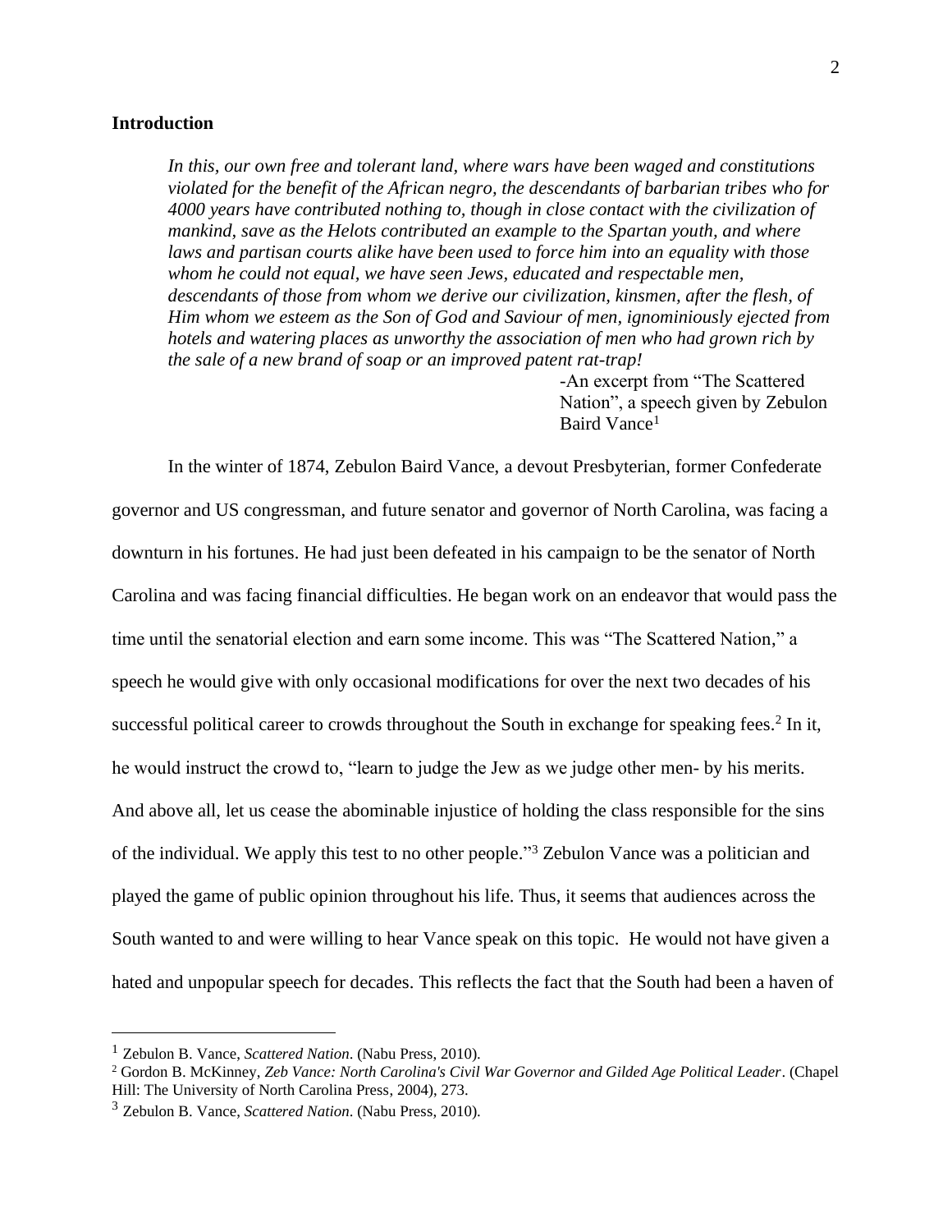**Introduction**

> *In this, our own free and tolerant land, where wars have been waged and constitutions violated for the benefit of the African negro, the descendants of barbarian tribes who for 4000 years have contributed nothing to, though in close contact with the civilization of mankind, save as the Helots contributed an example to the Spartan youth, and where laws and partisan courts alike have been used to force him into an equality with those whom he could not equal, we have seen Jews, educated and respectable men, descendants of those from whom we derive our civilization, kinsmen, after the flesh, of Him whom we esteem as the Son of God and Saviour of men, ignominiously ejected from hotels and watering places as unworthy the association of men who had grown rich by the sale of a new brand of soap or an improved patent rat-trap!*
>
> -An excerpt from "The Scattered Nation", a speech given by Zebulon Baird Vance[1]

In the winter of 1874, Zebulon Baird Vance, a devout Presbyterian, former Confederate governor and US congressman, and future senator and governor of North Carolina, was facing a downturn in his fortunes. He had just been defeated in his campaign to be the senator of North Carolina and was facing financial difficulties. He began work on an endeavor that would pass the time until the senatorial election and earn some income. This was "The Scattered Nation," a speech he would give with only occasional modifications for over the next two decades of his successful political career to crowds throughout the South in exchange for speaking fees.[2] In it, he would instruct the crowd to, "learn to judge the Jew as we judge other men- by his merits. And above all, let us cease the abominable injustice of holding the class responsible for the sins of the individual. We apply this test to no other people."[3] Zebulon Vance was a politician and played the game of public opinion throughout his life. Thus, it seems that audiences across the South wanted to and were willing to hear Vance speak on this topic. He would not have given a hated and unpopular speech for decades. This reflects the fact that the South had been a haven of

---

[1] Zebulon B. Vance, *Scattered Nation*. (Nabu Press, 2010).

[2] Gordon B. McKinney, *Zeb Vance: North Carolina's Civil War Governor and Gilded Age Political Leader*. (Chapel Hill: The University of North Carolina Press, 2004), 273.

[3] Zebulon B. Vance, *Scattered Nation*. (Nabu Press, 2010).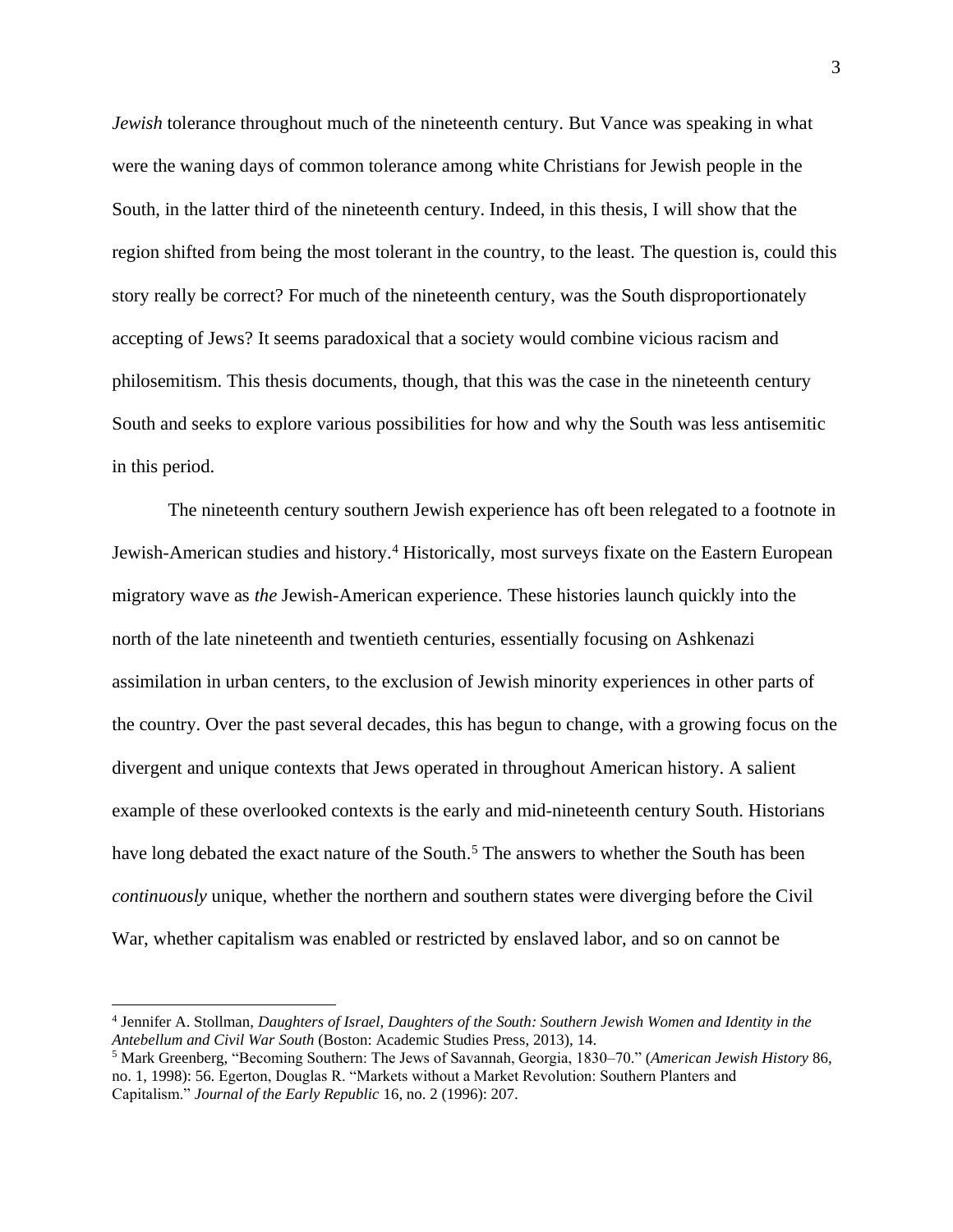*Jewish* tolerance throughout much of the nineteenth century. But Vance was speaking in what were the waning days of common tolerance among white Christians for Jewish people in the South, in the latter third of the nineteenth century. Indeed, in this thesis, I will show that the region shifted from being the most tolerant in the country, to the least. The question is, could this story really be correct? For much of the nineteenth century, was the South disproportionately accepting of Jews? It seems paradoxical that a society would combine vicious racism and philosemitism. This thesis documents, though, that this was the case in the nineteenth century South and seeks to explore various possibilities for how and why the South was less antisemitic in this period.

The nineteenth century southern Jewish experience has oft been relegated to a footnote in Jewish-American studies and history.[4] Historically, most surveys fixate on the Eastern European migratory wave as *the* Jewish-American experience. These histories launch quickly into the north of the late nineteenth and twentieth centuries, essentially focusing on Ashkenazi assimilation in urban centers, to the exclusion of Jewish minority experiences in other parts of the country. Over the past several decades, this has begun to change, with a growing focus on the divergent and unique contexts that Jews operated in throughout American history. A salient example of these overlooked contexts is the early and mid-nineteenth century South. Historians have long debated the exact nature of the South.[5] The answers to whether the South has been *continuously* unique, whether the northern and southern states were diverging before the Civil War, whether capitalism was enabled or restricted by enslaved labor, and so on cannot be

---

[4] Jennifer A. Stollman, *Daughters of Israel, Daughters of the South: Southern Jewish Women and Identity in the Antebellum and Civil War South* (Boston: Academic Studies Press, 2013), 14.

[5] Mark Greenberg, "Becoming Southern: The Jews of Savannah, Georgia, 1830–70." (*American Jewish History* 86, no. 1, 1998): 56. Egerton, Douglas R. "Markets without a Market Revolution: Southern Planters and Capitalism." *Journal of the Early Republic* 16, no. 2 (1996): 207.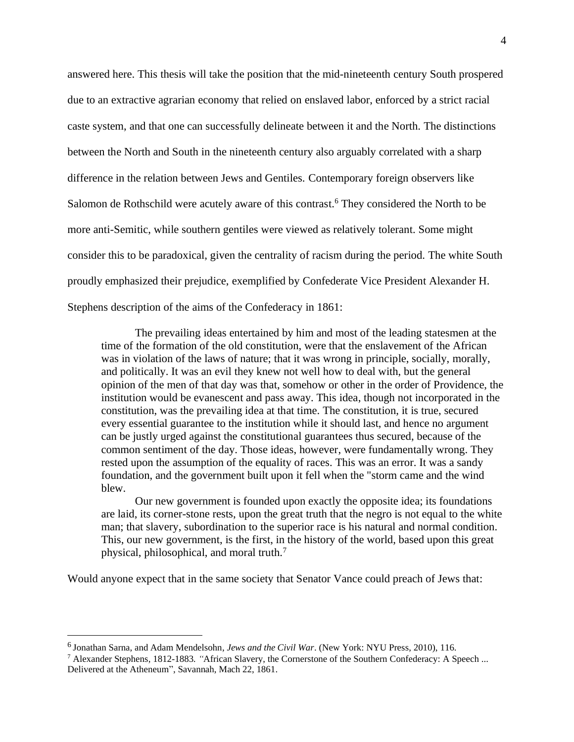answered here. This thesis will take the position that the mid-nineteenth century South prospered due to an extractive agrarian economy that relied on enslaved labor, enforced by a strict racial caste system, and that one can successfully delineate between it and the North. The distinctions between the North and South in the nineteenth century also arguably correlated with a sharp difference in the relation between Jews and Gentiles. Contemporary foreign observers like Salomon de Rothschild were acutely aware of this contrast.[6] They considered the North to be more anti-Semitic, while southern gentiles were viewed as relatively tolerant. Some might consider this to be paradoxical, given the centrality of racism during the period. The white South proudly emphasized their prejudice, exemplified by Confederate Vice President Alexander H. Stephens description of the aims of the Confederacy in 1861:

> The prevailing ideas entertained by him and most of the leading statesmen at the time of the formation of the old constitution, were that the enslavement of the African was in violation of the laws of nature; that it was wrong in principle, socially, morally, and politically. It was an evil they knew not well how to deal with, but the general opinion of the men of that day was that, somehow or other in the order of Providence, the institution would be evanescent and pass away. This idea, though not incorporated in the constitution, was the prevailing idea at that time. The constitution, it is true, secured every essential guarantee to the institution while it should last, and hence no argument can be justly urged against the constitutional guarantees thus secured, because of the common sentiment of the day. Those ideas, however, were fundamentally wrong. They rested upon the assumption of the equality of races. This was an error. It was a sandy foundation, and the government built upon it fell when the "storm came and the wind blew.
>
> Our new government is founded upon exactly the opposite idea; its foundations are laid, its corner-stone rests, upon the great truth that the negro is not equal to the white man; that slavery, subordination to the superior race is his natural and normal condition. This, our new government, is the first, in the history of the world, based upon this great physical, philosophical, and moral truth.[7]

Would anyone expect that in the same society that Senator Vance could preach of Jews that:

---

[6] Jonathan Sarna, and Adam Mendelsohn, *Jews and the Civil War*. (New York: NYU Press, 2010), 116.

[7] Alexander Stephens, 1812-1883. "African Slavery, the Cornerstone of the Southern Confederacy: A Speech ... Delivered at the Atheneum", Savannah, Mach 22, 1861.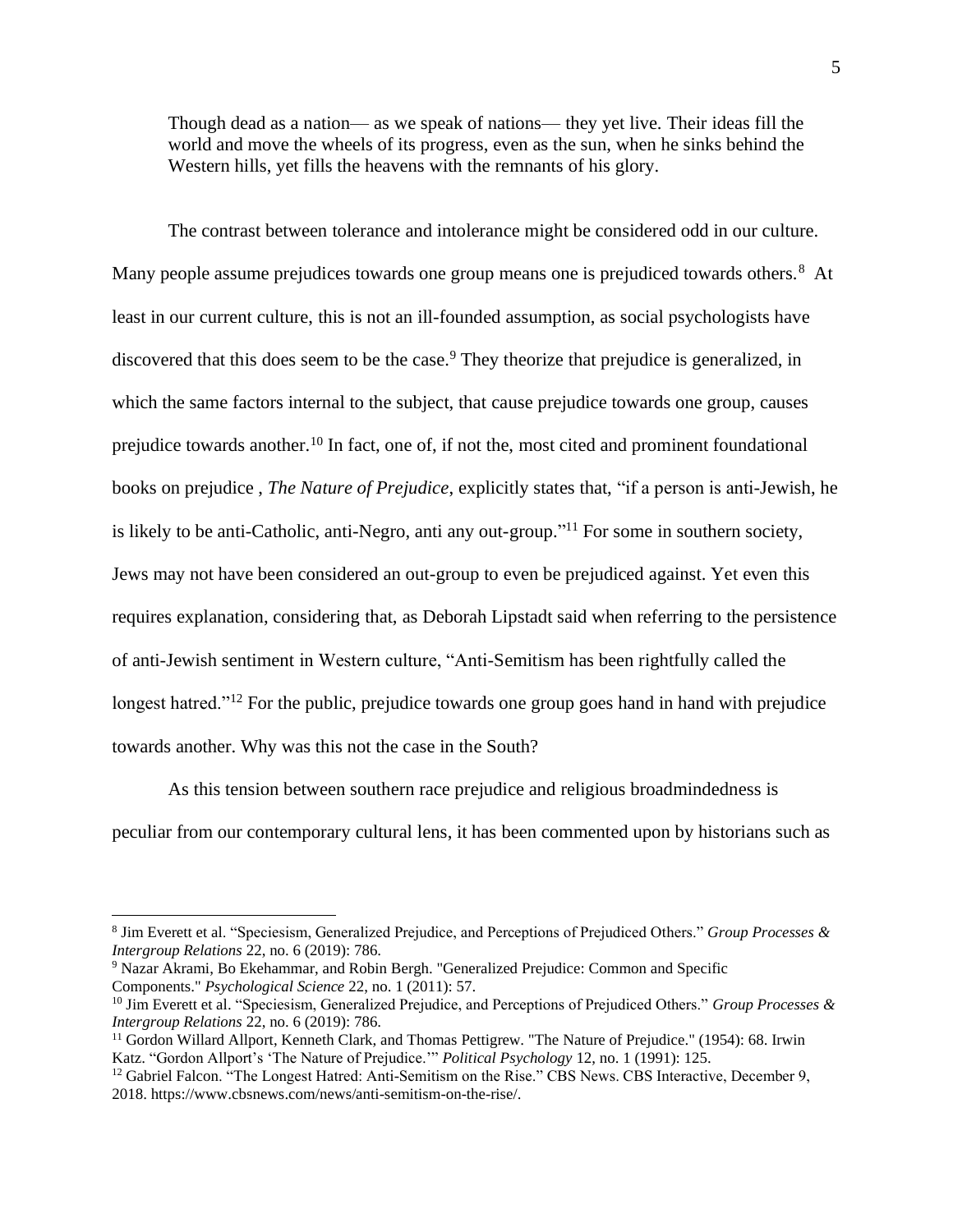> Though dead as a nation— as we speak of nations— they yet live. Their ideas fill the world and move the wheels of its progress, even as the sun, when he sinks behind the Western hills, yet fills the heavens with the remnants of his glory.

The contrast between tolerance and intolerance might be considered odd in our culture. Many people assume prejudices towards one group means one is prejudiced towards others.[8] At least in our current culture, this is not an ill-founded assumption, as social psychologists have discovered that this does seem to be the case.[9] They theorize that prejudice is generalized, in which the same factors internal to the subject, that cause prejudice towards one group, causes prejudice towards another.[10] In fact, one of, if not the, most cited and prominent foundational books on prejudice , *The Nature of Prejudice*, explicitly states that, "if a person is anti-Jewish, he is likely to be anti-Catholic, anti-Negro, anti any out-group."[11] For some in southern society, Jews may not have been considered an out-group to even be prejudiced against. Yet even this requires explanation, considering that, as Deborah Lipstadt said when referring to the persistence of anti-Jewish sentiment in Western culture, "Anti-Semitism has been rightfully called the longest hatred."[12] For the public, prejudice towards one group goes hand in hand with prejudice towards another. Why was this not the case in the South?

As this tension between southern race prejudice and religious broadmindedness is peculiar from our contemporary cultural lens, it has been commented upon by historians such as

---

[8] Jim Everett et al. "Speciesism, Generalized Prejudice, and Perceptions of Prejudiced Others." *Group Processes & Intergroup Relations* 22, no. 6 (2019): 786.

[9] Nazar Akrami, Bo Ekehammar, and Robin Bergh. "Generalized Prejudice: Common and Specific Components." *Psychological Science* 22, no. 1 (2011): 57.

[10] Jim Everett et al. "Speciesism, Generalized Prejudice, and Perceptions of Prejudiced Others." *Group Processes & Intergroup Relations* 22, no. 6 (2019): 786.

[11] Gordon Willard Allport, Kenneth Clark, and Thomas Pettigrew. "The Nature of Prejudice." (1954): 68. Irwin Katz. "Gordon Allport's 'The Nature of Prejudice.'" *Political Psychology* 12, no. 1 (1991): 125.

[12] Gabriel Falcon. "The Longest Hatred: Anti-Semitism on the Rise." CBS News. CBS Interactive, December 9, 2018. https://www.cbsnews.com/news/anti-semitism-on-the-rise/.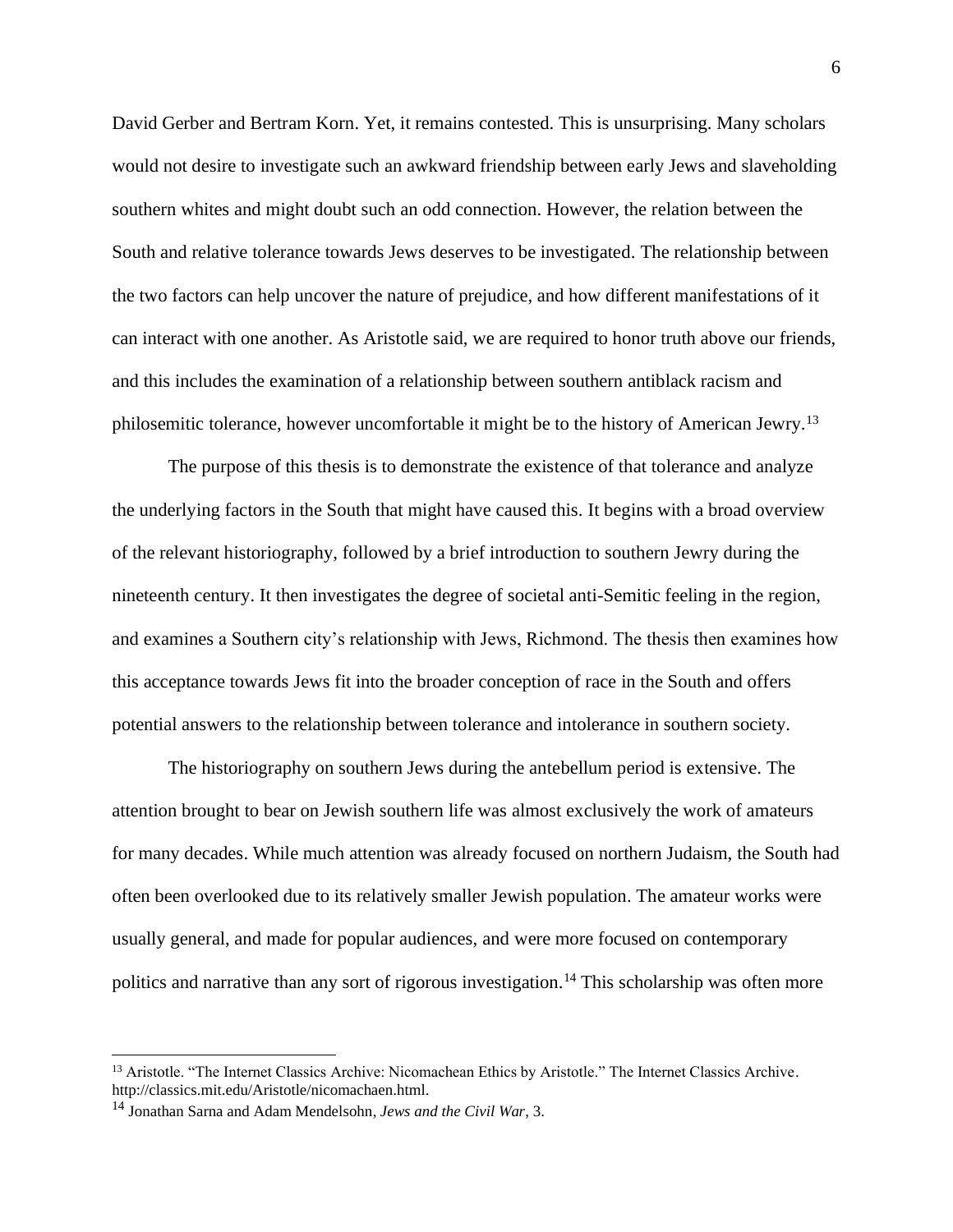David Gerber and Bertram Korn. Yet, it remains contested. This is unsurprising. Many scholars would not desire to investigate such an awkward friendship between early Jews and slaveholding southern whites and might doubt such an odd connection. However, the relation between the South and relative tolerance towards Jews deserves to be investigated. The relationship between the two factors can help uncover the nature of prejudice, and how different manifestations of it can interact with one another. As Aristotle said, we are required to honor truth above our friends, and this includes the examination of a relationship between southern antiblack racism and philosemitic tolerance, however uncomfortable it might be to the history of American Jewry.[13]

The purpose of this thesis is to demonstrate the existence of that tolerance and analyze the underlying factors in the South that might have caused this. It begins with a broad overview of the relevant historiography, followed by a brief introduction to southern Jewry during the nineteenth century. It then investigates the degree of societal anti-Semitic feeling in the region, and examines a Southern city's relationship with Jews, Richmond. The thesis then examines how this acceptance towards Jews fit into the broader conception of race in the South and offers potential answers to the relationship between tolerance and intolerance in southern society.

The historiography on southern Jews during the antebellum period is extensive. The attention brought to bear on Jewish southern life was almost exclusively the work of amateurs for many decades. While much attention was already focused on northern Judaism, the South had often been overlooked due to its relatively smaller Jewish population. The amateur works were usually general, and made for popular audiences, and were more focused on contemporary politics and narrative than any sort of rigorous investigation.[14] This scholarship was often more

---

[13] Aristotle. "The Internet Classics Archive: Nicomachean Ethics by Aristotle." The Internet Classics Archive. http://classics.mit.edu/Aristotle/nicomachaen.html.

[14] Jonathan Sarna and Adam Mendelsohn, *Jews and the Civil War*, 3.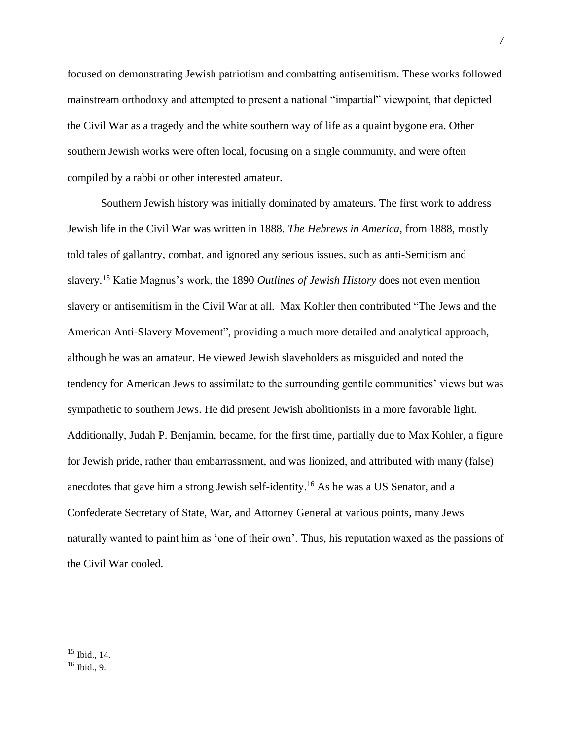focused on demonstrating Jewish patriotism and combatting antisemitism. These works followed mainstream orthodoxy and attempted to present a national "impartial" viewpoint, that depicted the Civil War as a tragedy and the white southern way of life as a quaint bygone era. Other southern Jewish works were often local, focusing on a single community, and were often compiled by a rabbi or other interested amateur.

Southern Jewish history was initially dominated by amateurs. The first work to address Jewish life in the Civil War was written in 1888. *The Hebrews in America*, from 1888, mostly told tales of gallantry, combat, and ignored any serious issues, such as anti-Semitism and slavery.[15] Katie Magnus's work, the 1890 *Outlines of Jewish History* does not even mention slavery or antisemitism in the Civil War at all. Max Kohler then contributed "The Jews and the American Anti-Slavery Movement", providing a much more detailed and analytical approach, although he was an amateur. He viewed Jewish slaveholders as misguided and noted the tendency for American Jews to assimilate to the surrounding gentile communities' views but was sympathetic to southern Jews. He did present Jewish abolitionists in a more favorable light. Additionally, Judah P. Benjamin, became, for the first time, partially due to Max Kohler, a figure for Jewish pride, rather than embarrassment, and was lionized, and attributed with many (false) anecdotes that gave him a strong Jewish self-identity.[16] As he was a US Senator, and a Confederate Secretary of State, War, and Attorney General at various points, many Jews naturally wanted to paint him as 'one of their own'. Thus, his reputation waxed as the passions of the Civil War cooled.

---

[15] Ibid., 14.

[16] Ibid., 9.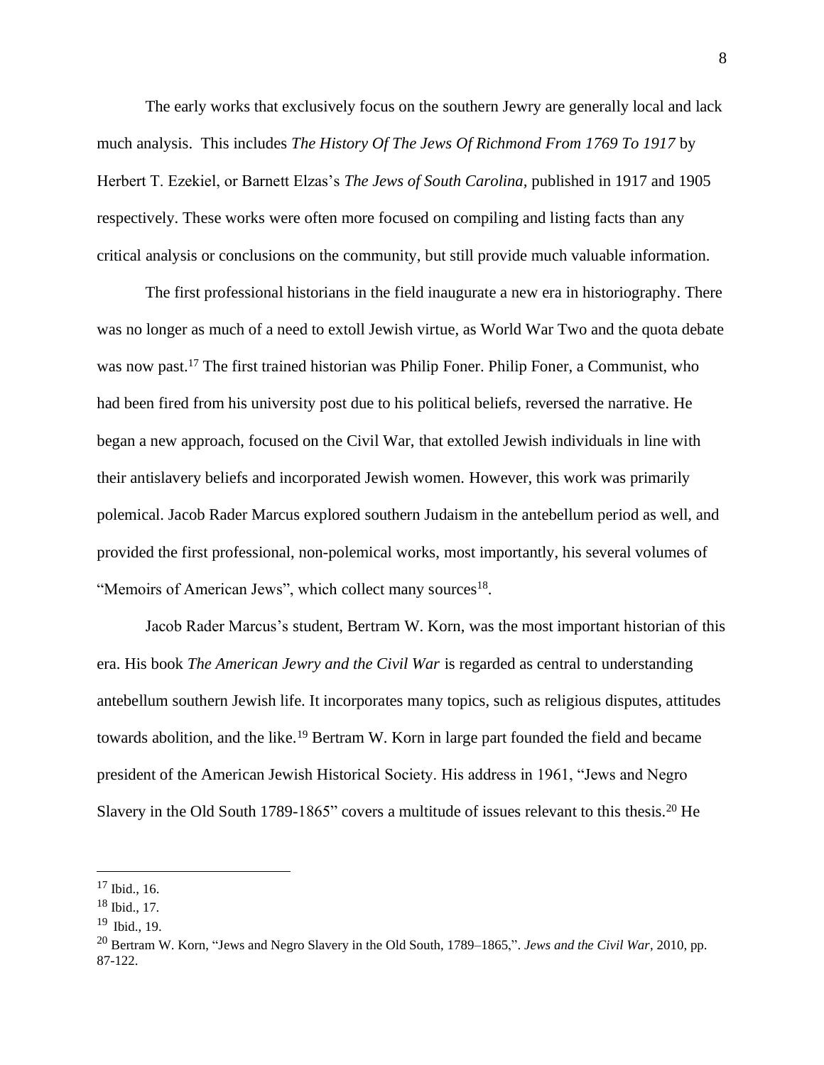The early works that exclusively focus on the southern Jewry are generally local and lack much analysis. This includes *The History Of The Jews Of Richmond From 1769 To 1917* by Herbert T. Ezekiel, or Barnett Elzas's *The Jews of South Carolina*, published in 1917 and 1905 respectively. These works were often more focused on compiling and listing facts than any critical analysis or conclusions on the community, but still provide much valuable information.

The first professional historians in the field inaugurate a new era in historiography. There was no longer as much of a need to extoll Jewish virtue, as World War Two and the quota debate was now past.[17] The first trained historian was Philip Foner. Philip Foner, a Communist, who had been fired from his university post due to his political beliefs, reversed the narrative. He began a new approach, focused on the Civil War, that extolled Jewish individuals in line with their antislavery beliefs and incorporated Jewish women. However, this work was primarily polemical. Jacob Rader Marcus explored southern Judaism in the antebellum period as well, and provided the first professional, non-polemical works, most importantly, his several volumes of "Memoirs of American Jews", which collect many sources[18].

Jacob Rader Marcus's student, Bertram W. Korn, was the most important historian of this era. His book *The American Jewry and the Civil War* is regarded as central to understanding antebellum southern Jewish life. It incorporates many topics, such as religious disputes, attitudes towards abolition, and the like.[19] Bertram W. Korn in large part founded the field and became president of the American Jewish Historical Society. His address in 1961, "Jews and Negro Slavery in the Old South 1789-1865" covers a multitude of issues relevant to this thesis.[20] He

---

[17] Ibid., 16.

[18] Ibid., 17.

[19] Ibid., 19.

[20] Bertram W. Korn, "Jews and Negro Slavery in the Old South, 1789–1865,". *Jews and the Civil War*, 2010, pp. 87-122.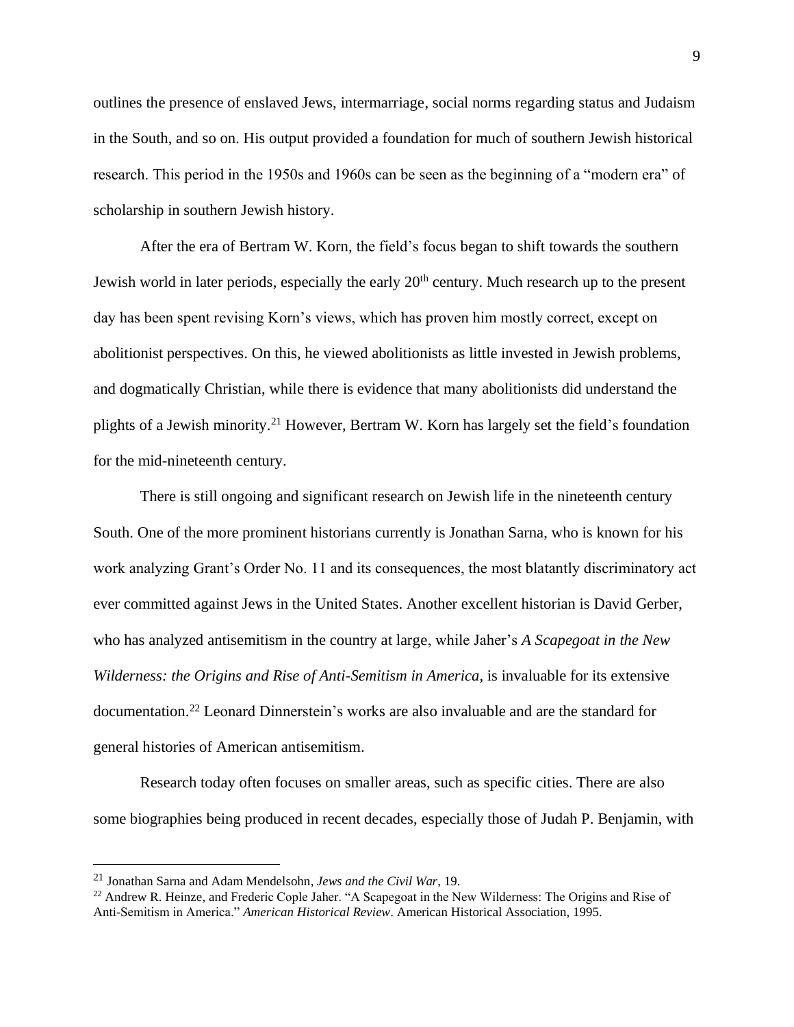outlines the presence of enslaved Jews, intermarriage, social norms regarding status and Judaism in the South, and so on. His output provided a foundation for much of southern Jewish historical research. This period in the 1950s and 1960s can be seen as the beginning of a "modern era" of scholarship in southern Jewish history.

After the era of Bertram W. Korn, the field's focus began to shift towards the southern Jewish world in later periods, especially the early 20th century. Much research up to the present day has been spent revising Korn's views, which has proven him mostly correct, except on abolitionist perspectives. On this, he viewed abolitionists as little invested in Jewish problems, and dogmatically Christian, while there is evidence that many abolitionists did understand the plights of a Jewish minority.[21] However, Bertram W. Korn has largely set the field's foundation for the mid-nineteenth century.

There is still ongoing and significant research on Jewish life in the nineteenth century South. One of the more prominent historians currently is Jonathan Sarna, who is known for his work analyzing Grant's Order No. 11 and its consequences, the most blatantly discriminatory act ever committed against Jews in the United States. Another excellent historian is David Gerber, who has analyzed antisemitism in the country at large, while Jaher's *A Scapegoat in the New Wilderness: the Origins and Rise of Anti-Semitism in America*, is invaluable for its extensive documentation.[22] Leonard Dinnerstein's works are also invaluable and are the standard for general histories of American antisemitism.

Research today often focuses on smaller areas, such as specific cities. There are also some biographies being produced in recent decades, especially those of Judah P. Benjamin, with

---

[21] Jonathan Sarna and Adam Mendelsohn, *Jews and the Civil War*, 19.

[22] Andrew R. Heinze, and Frederic Cople Jaher. "A Scapegoat in the New Wilderness: The Origins and Rise of Anti-Semitism in America." *American Historical Review*. American Historical Association, 1995.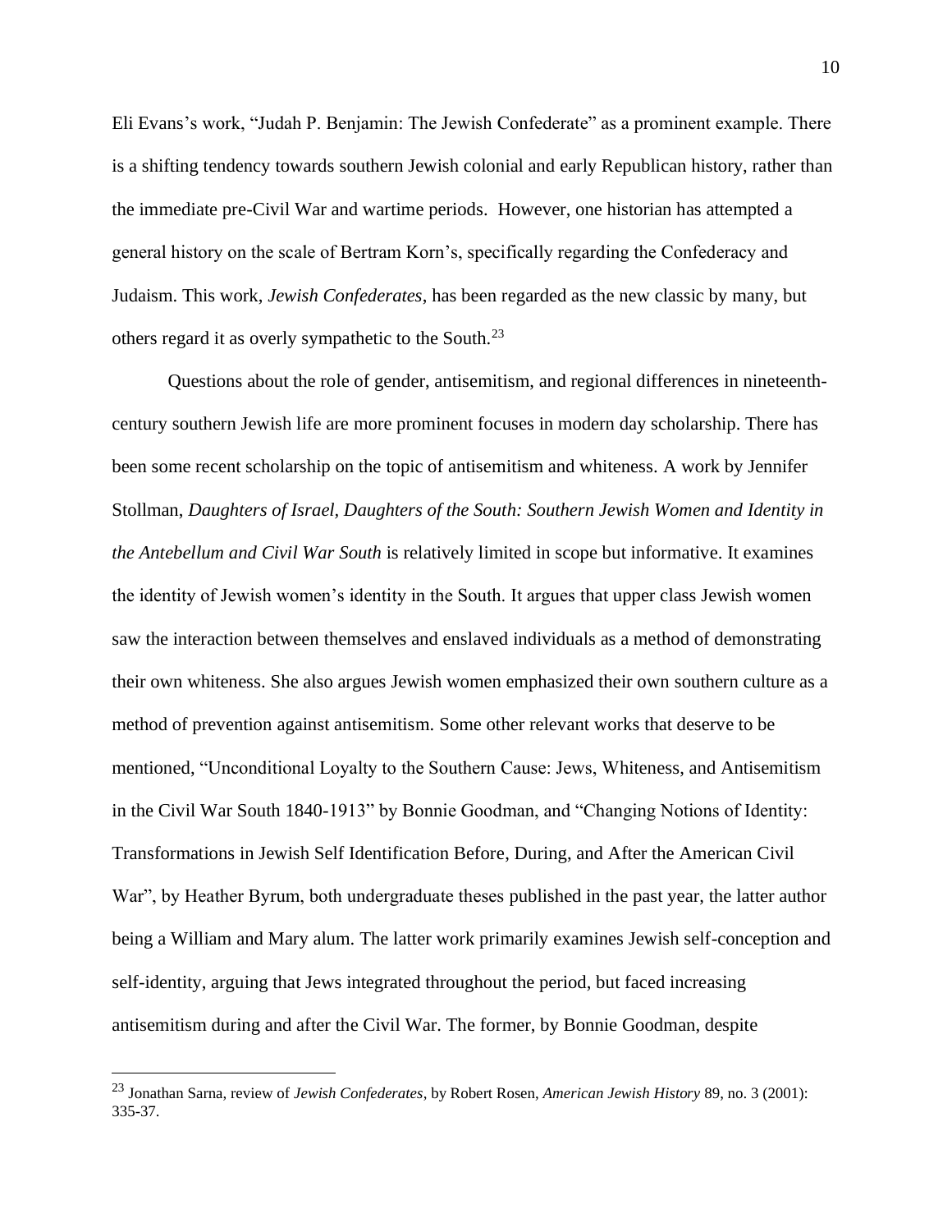Eli Evans's work, "Judah P. Benjamin: The Jewish Confederate" as a prominent example. There is a shifting tendency towards southern Jewish colonial and early Republican history, rather than the immediate pre-Civil War and wartime periods. However, one historian has attempted a general history on the scale of Bertram Korn's, specifically regarding the Confederacy and Judaism. This work, *Jewish Confederates*, has been regarded as the new classic by many, but others regard it as overly sympathetic to the South.[23]

Questions about the role of gender, antisemitism, and regional differences in nineteenth-century southern Jewish life are more prominent focuses in modern day scholarship. There has been some recent scholarship on the topic of antisemitism and whiteness. A work by Jennifer Stollman, *Daughters of Israel, Daughters of the South: Southern Jewish Women and Identity in the Antebellum and Civil War South* is relatively limited in scope but informative. It examines the identity of Jewish women's identity in the South. It argues that upper class Jewish women saw the interaction between themselves and enslaved individuals as a method of demonstrating their own whiteness. She also argues Jewish women emphasized their own southern culture as a method of prevention against antisemitism. Some other relevant works that deserve to be mentioned, "Unconditional Loyalty to the Southern Cause: Jews, Whiteness, and Antisemitism in the Civil War South 1840-1913" by Bonnie Goodman, and "Changing Notions of Identity: Transformations in Jewish Self Identification Before, During, and After the American Civil War", by Heather Byrum, both undergraduate theses published in the past year, the latter author being a William and Mary alum. The latter work primarily examines Jewish self-conception and self-identity, arguing that Jews integrated throughout the period, but faced increasing antisemitism during and after the Civil War. The former, by Bonnie Goodman, despite

---

[23] Jonathan Sarna, review of *Jewish Confederates*, by Robert Rosen, *American Jewish History* 89, no. 3 (2001): 335-37.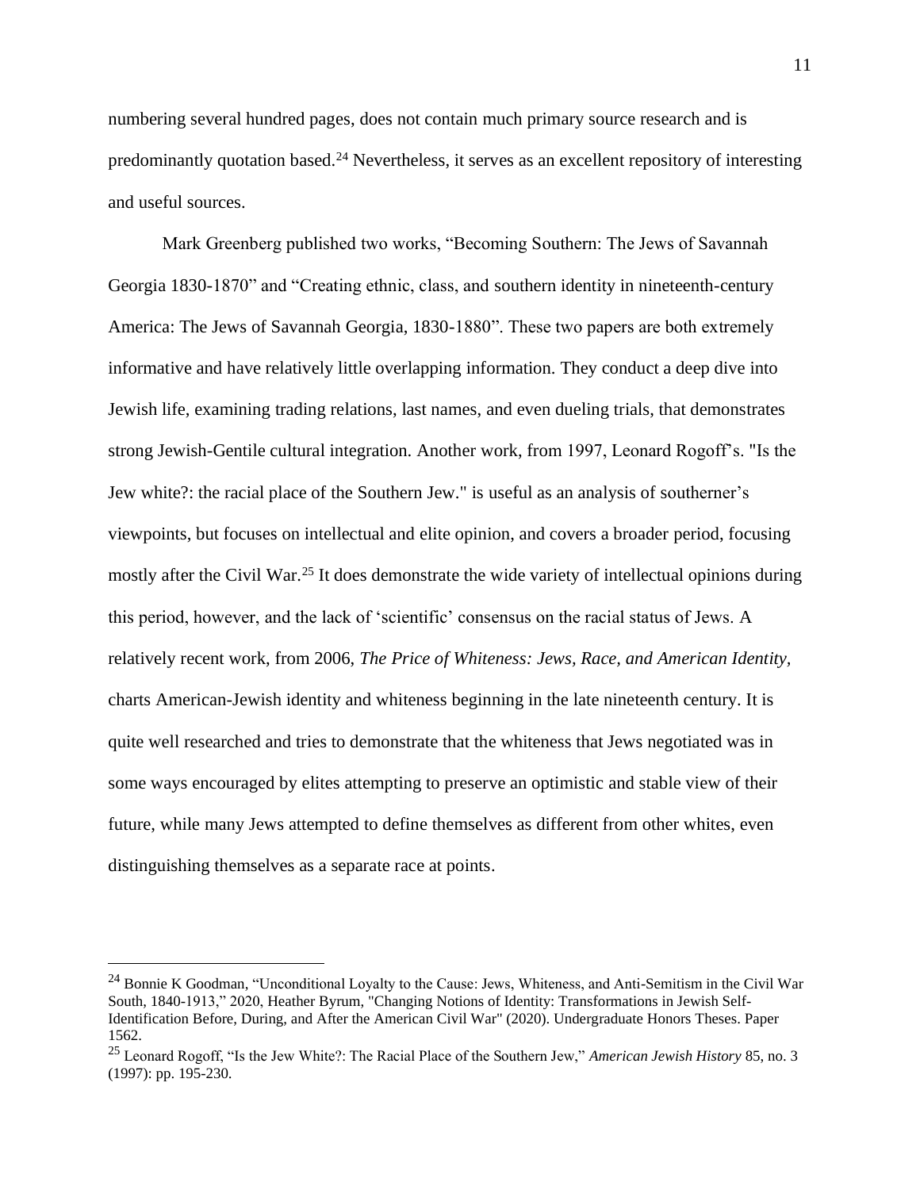numbering several hundred pages, does not contain much primary source research and is predominantly quotation based.[24] Nevertheless, it serves as an excellent repository of interesting and useful sources.

Mark Greenberg published two works, "Becoming Southern: The Jews of Savannah Georgia 1830-1870" and "Creating ethnic, class, and southern identity in nineteenth-century America: The Jews of Savannah Georgia, 1830-1880". These two papers are both extremely informative and have relatively little overlapping information. They conduct a deep dive into Jewish life, examining trading relations, last names, and even dueling trials, that demonstrates strong Jewish-Gentile cultural integration. Another work, from 1997, Leonard Rogoff's. "Is the Jew white?: the racial place of the Southern Jew." is useful as an analysis of southerner's viewpoints, but focuses on intellectual and elite opinion, and covers a broader period, focusing mostly after the Civil War.[25] It does demonstrate the wide variety of intellectual opinions during this period, however, and the lack of 'scientific' consensus on the racial status of Jews. A relatively recent work, from 2006, *The Price of Whiteness: Jews, Race, and American Identity,* charts American-Jewish identity and whiteness beginning in the late nineteenth century. It is quite well researched and tries to demonstrate that the whiteness that Jews negotiated was in some ways encouraged by elites attempting to preserve an optimistic and stable view of their future, while many Jews attempted to define themselves as different from other whites, even distinguishing themselves as a separate race at points.

---

[24] Bonnie K Goodman, "Unconditional Loyalty to the Cause: Jews, Whiteness, and Anti-Semitism in the Civil War South, 1840-1913," 2020, Heather Byrum, "Changing Notions of Identity: Transformations in Jewish Self-Identification Before, During, and After the American Civil War" (2020). Undergraduate Honors Theses. Paper 1562.

[25] Leonard Rogoff, "Is the Jew White?: The Racial Place of the Southern Jew," *American Jewish History* 85, no. 3 (1997): pp. 195-230.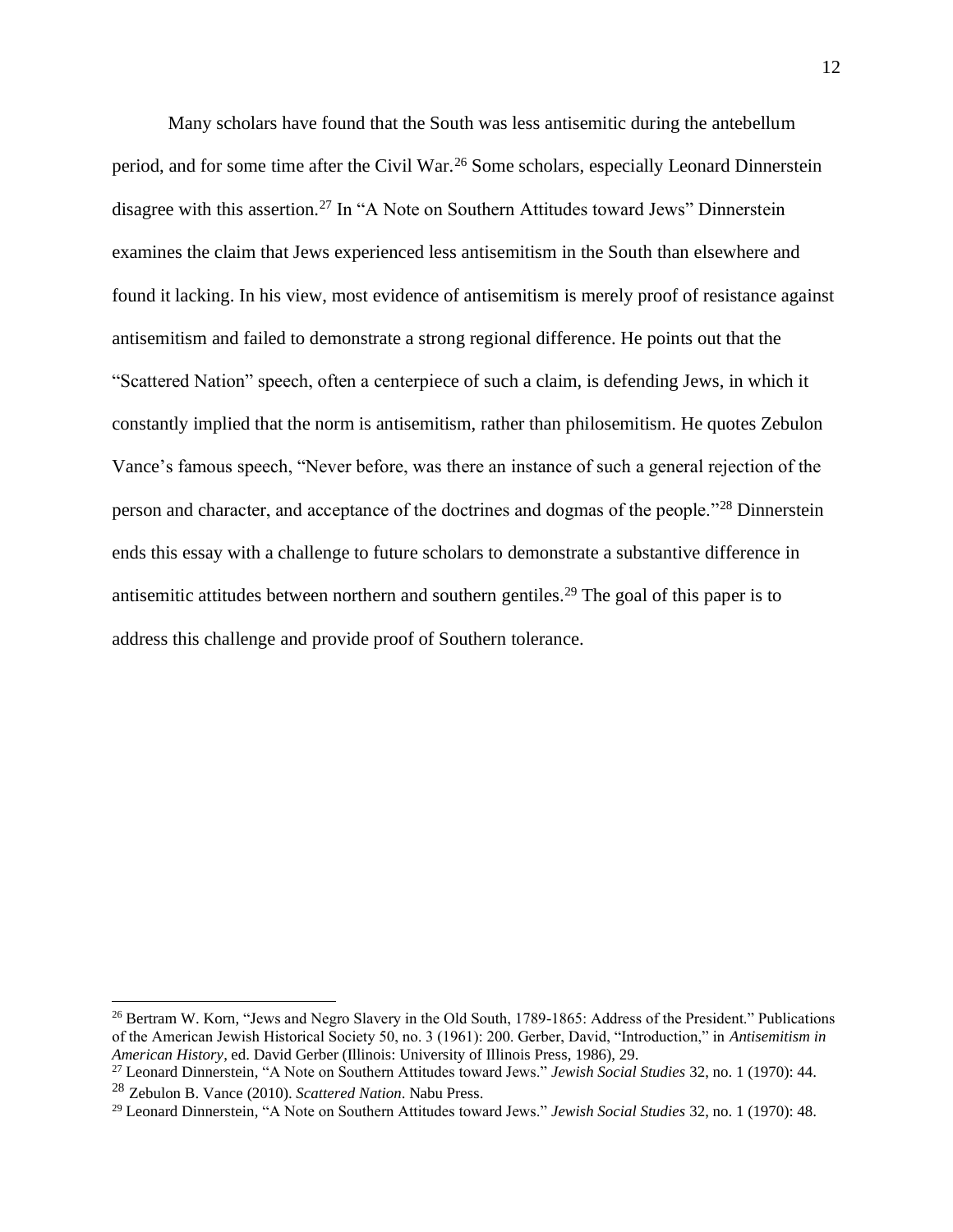Many scholars have found that the South was less antisemitic during the antebellum period, and for some time after the Civil War.[26] Some scholars, especially Leonard Dinnerstein disagree with this assertion.[27] In "A Note on Southern Attitudes toward Jews" Dinnerstein examines the claim that Jews experienced less antisemitism in the South than elsewhere and found it lacking. In his view, most evidence of antisemitism is merely proof of resistance against antisemitism and failed to demonstrate a strong regional difference. He points out that the "Scattered Nation" speech, often a centerpiece of such a claim, is defending Jews, in which it constantly implied that the norm is antisemitism, rather than philosemitism. He quotes Zebulon Vance's famous speech, "Never before, was there an instance of such a general rejection of the person and character, and acceptance of the doctrines and dogmas of the people."[28] Dinnerstein ends this essay with a challenge to future scholars to demonstrate a substantive difference in antisemitic attitudes between northern and southern gentiles.[29] The goal of this paper is to address this challenge and provide proof of Southern tolerance.

---

[26] Bertram W. Korn, "Jews and Negro Slavery in the Old South, 1789-1865: Address of the President." Publications of the American Jewish Historical Society 50, no. 3 (1961): 200. Gerber, David, "Introduction," in *Antisemitism in American History*, ed. David Gerber (Illinois: University of Illinois Press, 1986), 29.

[27] Leonard Dinnerstein, "A Note on Southern Attitudes toward Jews." *Jewish Social Studies* 32, no. 1 (1970): 44.

[28] Zebulon B. Vance (2010). *Scattered Nation*. Nabu Press.

[29] Leonard Dinnerstein, "A Note on Southern Attitudes toward Jews." *Jewish Social Studies* 32, no. 1 (1970): 48.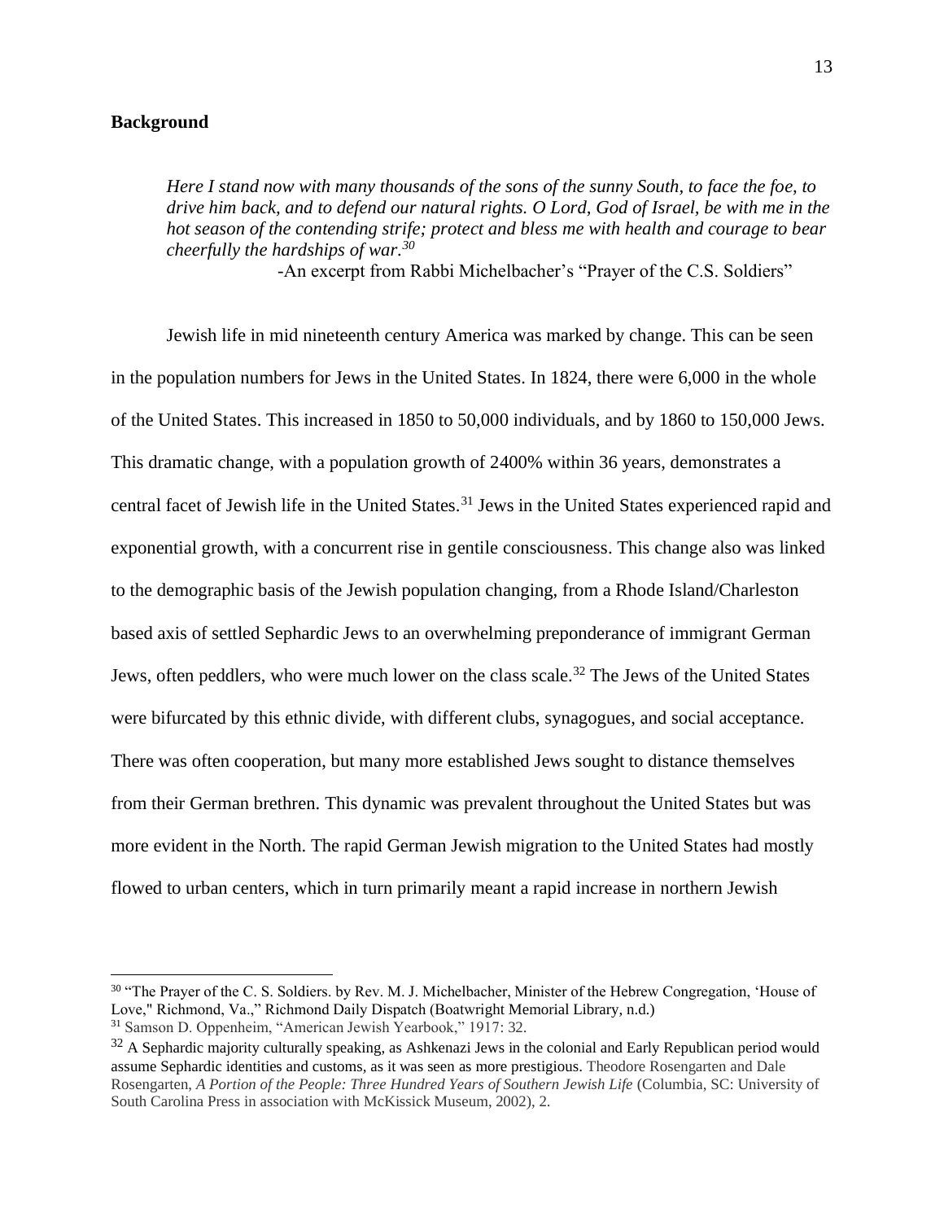**Background**

> *Here I stand now with many thousands of the sons of the sunny South, to face the foe, to drive him back, and to defend our natural rights. O Lord, God of Israel, be with me in the hot season of the contending strife; protect and bless me with health and courage to bear cheerfully the hardships of war.*[30]
>
> -An excerpt from Rabbi Michelbacher's "Prayer of the C.S. Soldiers"

Jewish life in mid nineteenth century America was marked by change. This can be seen in the population numbers for Jews in the United States. In 1824, there were 6,000 in the whole of the United States. This increased in 1850 to 50,000 individuals, and by 1860 to 150,000 Jews. This dramatic change, with a population growth of 2400% within 36 years, demonstrates a central facet of Jewish life in the United States.[31] Jews in the United States experienced rapid and exponential growth, with a concurrent rise in gentile consciousness. This change also was linked to the demographic basis of the Jewish population changing, from a Rhode Island/Charleston based axis of settled Sephardic Jews to an overwhelming preponderance of immigrant German Jews, often peddlers, who were much lower on the class scale.[32] The Jews of the United States were bifurcated by this ethnic divide, with different clubs, synagogues, and social acceptance. There was often cooperation, but many more established Jews sought to distance themselves from their German brethren. This dynamic was prevalent throughout the United States but was more evident in the North. The rapid German Jewish migration to the United States had mostly flowed to urban centers, which in turn primarily meant a rapid increase in northern Jewish

---

[30] "The Prayer of the C. S. Soldiers. by Rev. M. J. Michelbacher, Minister of the Hebrew Congregation, 'House of Love," Richmond, Va.," Richmond Daily Dispatch (Boatwright Memorial Library, n.d.)

[31] Samson D. Oppenheim, "American Jewish Yearbook," 1917: 32.

[32] A Sephardic majority culturally speaking, as Ashkenazi Jews in the colonial and Early Republican period would assume Sephardic identities and customs, as it was seen as more prestigious. Theodore Rosengarten and Dale Rosengarten, *A Portion of the People: Three Hundred Years of Southern Jewish Life* (Columbia, SC: University of South Carolina Press in association with McKissick Museum, 2002), 2.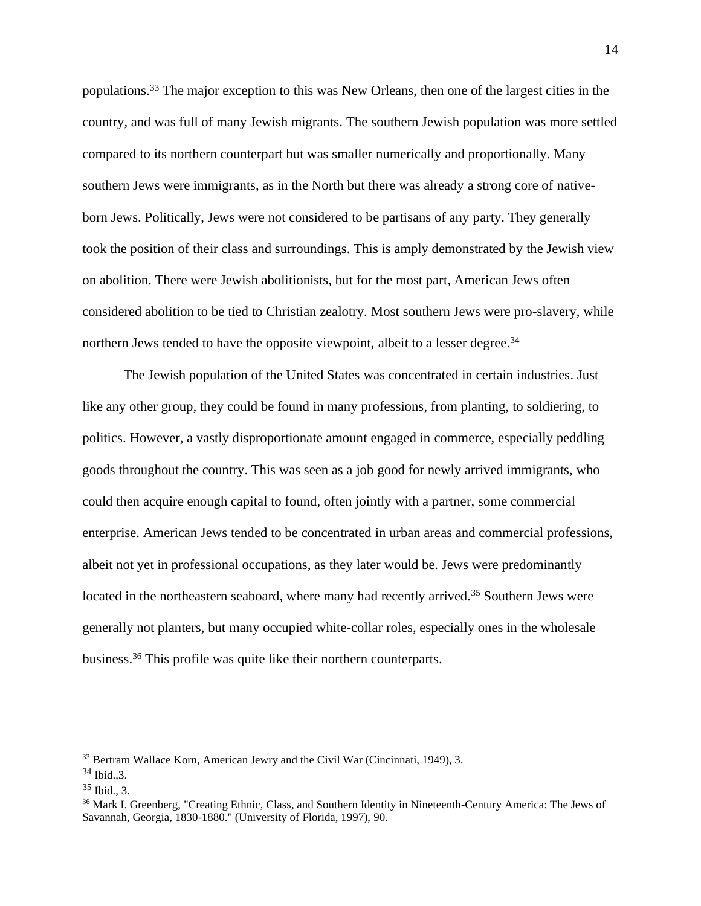populations.[33] The major exception to this was New Orleans, then one of the largest cities in the country, and was full of many Jewish migrants. The southern Jewish population was more settled compared to its northern counterpart but was smaller numerically and proportionally. Many southern Jews were immigrants, as in the North but there was already a strong core of native-born Jews. Politically, Jews were not considered to be partisans of any party. They generally took the position of their class and surroundings. This is amply demonstrated by the Jewish view on abolition. There were Jewish abolitionists, but for the most part, American Jews often considered abolition to be tied to Christian zealotry. Most southern Jews were pro-slavery, while northern Jews tended to have the opposite viewpoint, albeit to a lesser degree.[34]

The Jewish population of the United States was concentrated in certain industries. Just like any other group, they could be found in many professions, from planting, to soldiering, to politics. However, a vastly disproportionate amount engaged in commerce, especially peddling goods throughout the country. This was seen as a job good for newly arrived immigrants, who could then acquire enough capital to found, often jointly with a partner, some commercial enterprise. American Jews tended to be concentrated in urban areas and commercial professions, albeit not yet in professional occupations, as they later would be. Jews were predominantly located in the northeastern seaboard, where many had recently arrived.[35] Southern Jews were generally not planters, but many occupied white-collar roles, especially ones in the wholesale business.[36] This profile was quite like their northern counterparts.

---

[33] Bertram Wallace Korn, American Jewry and the Civil War (Cincinnati, 1949), 3.

[34] Ibid.,3.

[35] Ibid., 3.

[36] Mark I. Greenberg, "Creating Ethnic, Class, and Southern Identity in Nineteenth-Century America: The Jews of Savannah, Georgia, 1830-1880." (University of Florida, 1997), 90.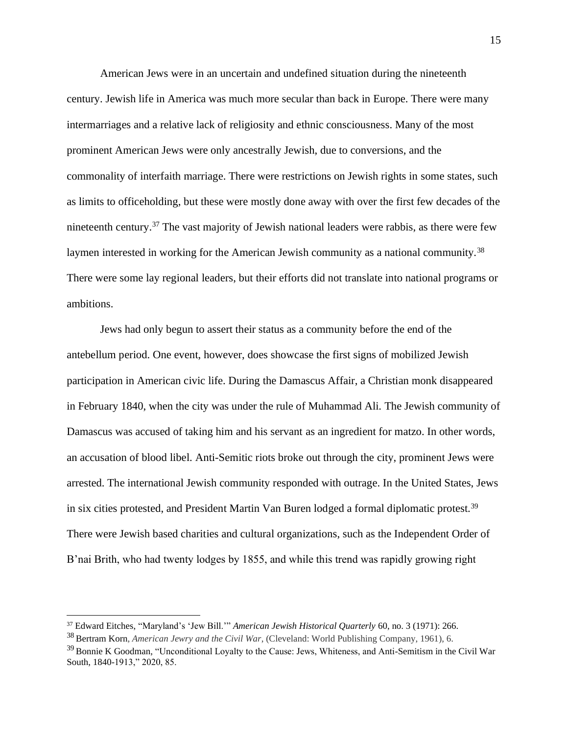American Jews were in an uncertain and undefined situation during the nineteenth century. Jewish life in America was much more secular than back in Europe. There were many intermarriages and a relative lack of religiosity and ethnic consciousness. Many of the most prominent American Jews were only ancestrally Jewish, due to conversions, and the commonality of interfaith marriage. There were restrictions on Jewish rights in some states, such as limits to officeholding, but these were mostly done away with over the first few decades of the nineteenth century.[37] The vast majority of Jewish national leaders were rabbis, as there were few laymen interested in working for the American Jewish community as a national community.[38] There were some lay regional leaders, but their efforts did not translate into national programs or ambitions.

Jews had only begun to assert their status as a community before the end of the antebellum period. One event, however, does showcase the first signs of mobilized Jewish participation in American civic life. During the Damascus Affair, a Christian monk disappeared in February 1840, when the city was under the rule of Muhammad Ali. The Jewish community of Damascus was accused of taking him and his servant as an ingredient for matzo. In other words, an accusation of blood libel. Anti-Semitic riots broke out through the city, prominent Jews were arrested. The international Jewish community responded with outrage. In the United States, Jews in six cities protested, and President Martin Van Buren lodged a formal diplomatic protest.[39] There were Jewish based charities and cultural organizations, such as the Independent Order of B'nai Brith, who had twenty lodges by 1855, and while this trend was rapidly growing right

---

[37] Edward Eitches, "Maryland's 'Jew Bill.'" *American Jewish Historical Quarterly* 60, no. 3 (1971): 266.

[38] Bertram Korn, *American Jewry and the Civil War*, (Cleveland: World Publishing Company, 1961), 6.

[39] Bonnie K Goodman, "Unconditional Loyalty to the Cause: Jews, Whiteness, and Anti-Semitism in the Civil War South, 1840-1913," 2020, 85.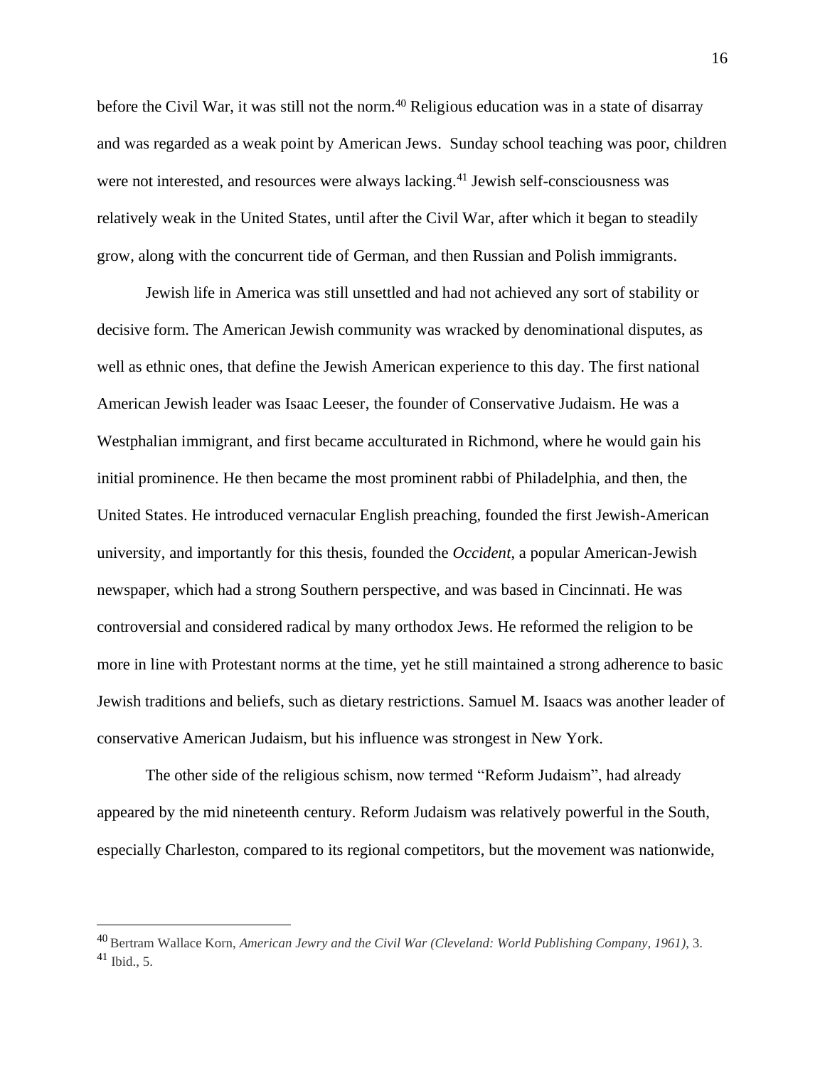before the Civil War, it was still not the norm.[40] Religious education was in a state of disarray and was regarded as a weak point by American Jews. Sunday school teaching was poor, children were not interested, and resources were always lacking.[41] Jewish self-consciousness was relatively weak in the United States, until after the Civil War, after which it began to steadily grow, along with the concurrent tide of German, and then Russian and Polish immigrants.

Jewish life in America was still unsettled and had not achieved any sort of stability or decisive form. The American Jewish community was wracked by denominational disputes, as well as ethnic ones, that define the Jewish American experience to this day. The first national American Jewish leader was Isaac Leeser, the founder of Conservative Judaism. He was a Westphalian immigrant, and first became acculturated in Richmond, where he would gain his initial prominence. He then became the most prominent rabbi of Philadelphia, and then, the United States. He introduced vernacular English preaching, founded the first Jewish-American university, and importantly for this thesis, founded the *Occident*, a popular American-Jewish newspaper, which had a strong Southern perspective, and was based in Cincinnati. He was controversial and considered radical by many orthodox Jews. He reformed the religion to be more in line with Protestant norms at the time, yet he still maintained a strong adherence to basic Jewish traditions and beliefs, such as dietary restrictions. Samuel M. Isaacs was another leader of conservative American Judaism, but his influence was strongest in New York.

The other side of the religious schism, now termed "Reform Judaism", had already appeared by the mid nineteenth century. Reform Judaism was relatively powerful in the South, especially Charleston, compared to its regional competitors, but the movement was nationwide,

---

[40] Bertram Wallace Korn, *American Jewry and the Civil War (Cleveland: World Publishing Company, 1961)*, 3.

[41] Ibid., 5.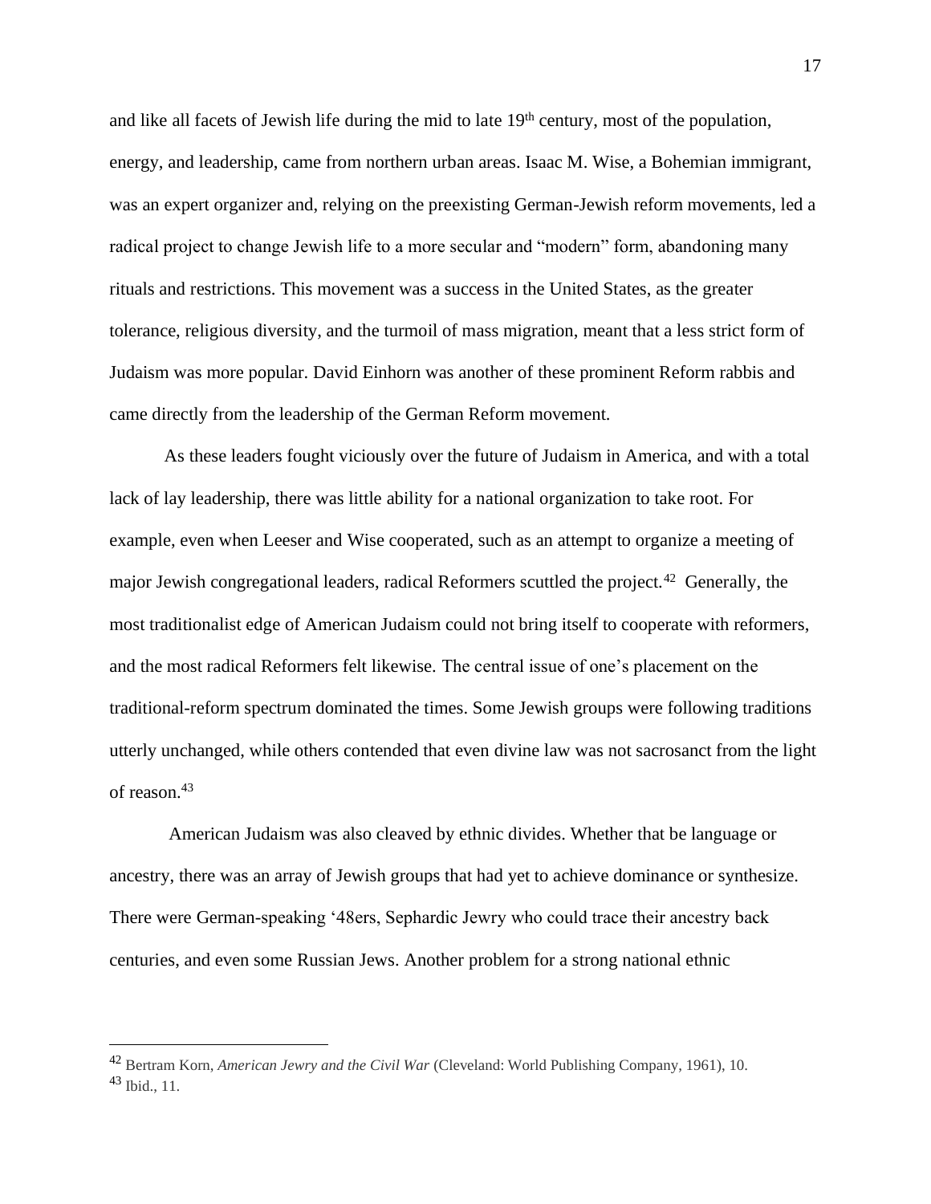and like all facets of Jewish life during the mid to late 19th century, most of the population, energy, and leadership, came from northern urban areas. Isaac M. Wise, a Bohemian immigrant, was an expert organizer and, relying on the preexisting German-Jewish reform movements, led a radical project to change Jewish life to a more secular and "modern" form, abandoning many rituals and restrictions. This movement was a success in the United States, as the greater tolerance, religious diversity, and the turmoil of mass migration, meant that a less strict form of Judaism was more popular. David Einhorn was another of these prominent Reform rabbis and came directly from the leadership of the German Reform movement.

As these leaders fought viciously over the future of Judaism in America, and with a total lack of lay leadership, there was little ability for a national organization to take root. For example, even when Leeser and Wise cooperated, such as an attempt to organize a meeting of major Jewish congregational leaders, radical Reformers scuttled the project.[42] Generally, the most traditionalist edge of American Judaism could not bring itself to cooperate with reformers, and the most radical Reformers felt likewise. The central issue of one's placement on the traditional-reform spectrum dominated the times. Some Jewish groups were following traditions utterly unchanged, while others contended that even divine law was not sacrosanct from the light of reason.[43]

American Judaism was also cleaved by ethnic divides. Whether that be language or ancestry, there was an array of Jewish groups that had yet to achieve dominance or synthesize. There were German-speaking '48ers, Sephardic Jewry who could trace their ancestry back centuries, and even some Russian Jews. Another problem for a strong national ethnic

---

[42] Bertram Korn, *American Jewry and the Civil War* (Cleveland: World Publishing Company, 1961), 10.

[43] Ibid., 11.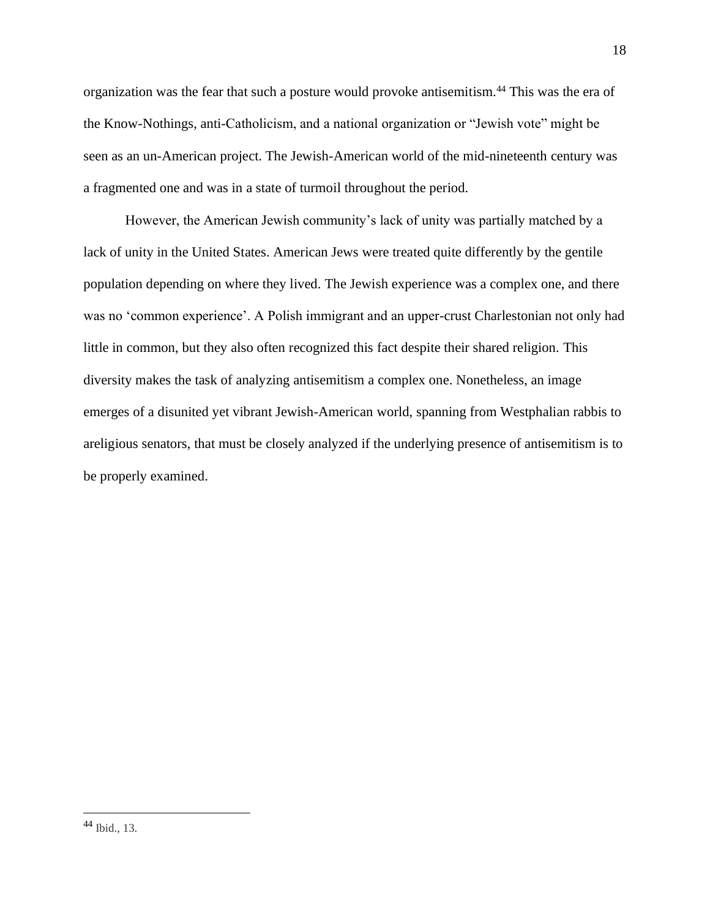organization was the fear that such a posture would provoke antisemitism.[44] This was the era of the Know-Nothings, anti-Catholicism, and a national organization or "Jewish vote" might be seen as an un-American project. The Jewish-American world of the mid-nineteenth century was a fragmented one and was in a state of turmoil throughout the period.

However, the American Jewish community's lack of unity was partially matched by a lack of unity in the United States. American Jews were treated quite differently by the gentile population depending on where they lived. The Jewish experience was a complex one, and there was no 'common experience'. A Polish immigrant and an upper-crust Charlestonian not only had little in common, but they also often recognized this fact despite their shared religion. This diversity makes the task of analyzing antisemitism a complex one. Nonetheless, an image emerges of a disunited yet vibrant Jewish-American world, spanning from Westphalian rabbis to areligious senators, that must be closely analyzed if the underlying presence of antisemitism is to be properly examined.

---

[44] Ibid., 13.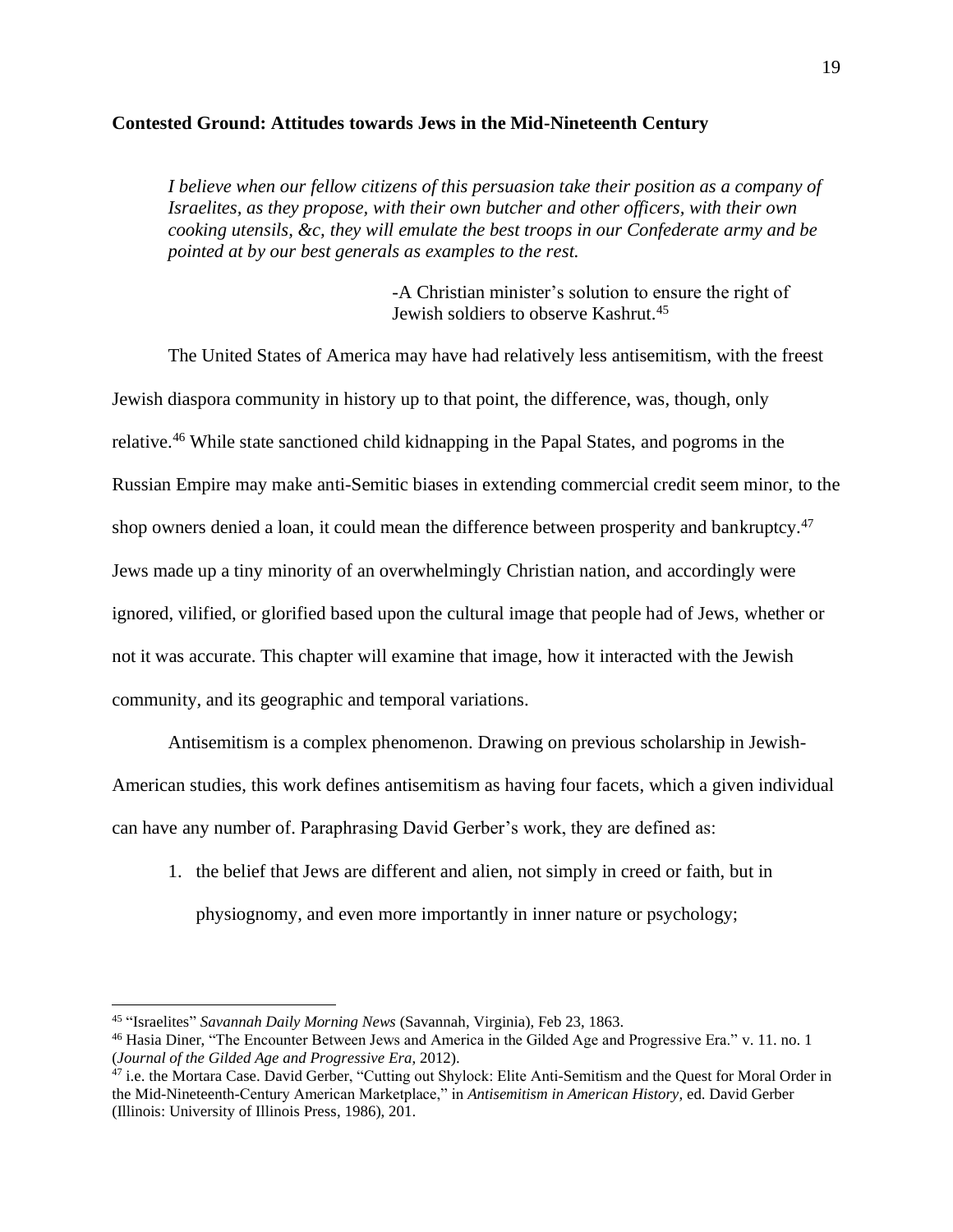**Contested Ground: Attitudes towards Jews in the Mid-Nineteenth Century**

> *I believe when our fellow citizens of this persuasion take their position as a company of Israelites, as they propose, with their own butcher and other officers, with their own cooking utensils, &c, they will emulate the best troops in our Confederate army and be pointed at by our best generals as examples to the rest.*
>
> -A Christian minister's solution to ensure the right of Jewish soldiers to observe Kashrut.[45]

The United States of America may have had relatively less antisemitism, with the freest Jewish diaspora community in history up to that point, the difference, was, though, only relative.[46] While state sanctioned child kidnapping in the Papal States, and pogroms in the Russian Empire may make anti-Semitic biases in extending commercial credit seem minor, to the shop owners denied a loan, it could mean the difference between prosperity and bankruptcy.[47] Jews made up a tiny minority of an overwhelmingly Christian nation, and accordingly were ignored, vilified, or glorified based upon the cultural image that people had of Jews, whether or not it was accurate. This chapter will examine that image, how it interacted with the Jewish community, and its geographic and temporal variations.

Antisemitism is a complex phenomenon. Drawing on previous scholarship in Jewish-American studies, this work defines antisemitism as having four facets, which a given individual can have any number of. Paraphrasing David Gerber's work, they are defined as:

1. the belief that Jews are different and alien, not simply in creed or faith, but in physiognomy, and even more importantly in inner nature or psychology;

---

[45] "Israelites" *Savannah Daily Morning News* (Savannah, Virginia), Feb 23, 1863.

[46] Hasia Diner, "The Encounter Between Jews and America in the Gilded Age and Progressive Era." v. 11. no. 1 (*Journal of the Gilded Age and Progressive Era*, 2012).

[47] i.e. the Mortara Case. David Gerber, "Cutting out Shylock: Elite Anti-Semitism and the Quest for Moral Order in the Mid-Nineteenth-Century American Marketplace," in *Antisemitism in American History*, ed. David Gerber (Illinois: University of Illinois Press, 1986), 201.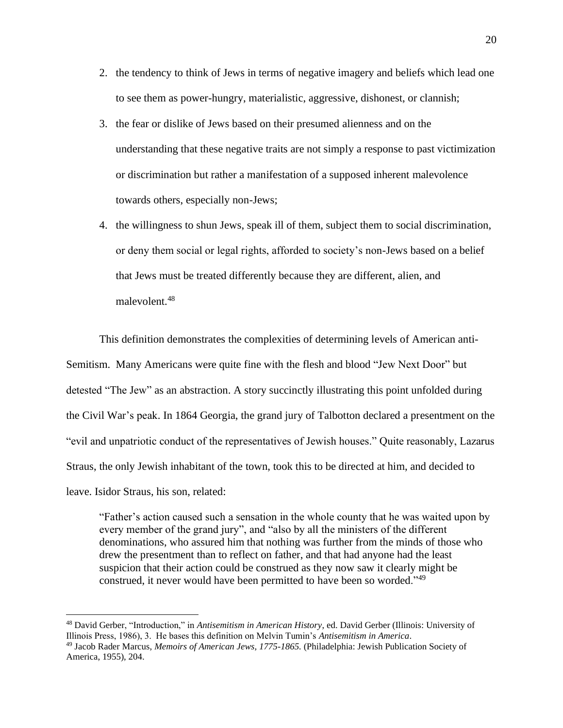2. the tendency to think of Jews in terms of negative imagery and beliefs which lead one to see them as power-hungry, materialistic, aggressive, dishonest, or clannish;
3. the fear or dislike of Jews based on their presumed alienness and on the understanding that these negative traits are not simply a response to past victimization or discrimination but rather a manifestation of a supposed inherent malevolence towards others, especially non-Jews;
4. the willingness to shun Jews, speak ill of them, subject them to social discrimination, or deny them social or legal rights, afforded to society's non-Jews based on a belief that Jews must be treated differently because they are different, alien, and malevolent.[48]

This definition demonstrates the complexities of determining levels of American anti-Semitism. Many Americans were quite fine with the flesh and blood "Jew Next Door" but detested "The Jew" as an abstraction. A story succinctly illustrating this point unfolded during the Civil War's peak. In 1864 Georgia, the grand jury of Talbotton declared a presentment on the "evil and unpatriotic conduct of the representatives of Jewish houses." Quite reasonably, Lazarus Straus, the only Jewish inhabitant of the town, took this to be directed at him, and decided to leave. Isidor Straus, his son, related:

> "Father's action caused such a sensation in the whole county that he was waited upon by every member of the grand jury", and "also by all the ministers of the different denominations, who assured him that nothing was further from the minds of those who drew the presentment than to reflect on father, and that had anyone had the least suspicion that their action could be construed as they now saw it clearly might be construed, it never would have been permitted to have been so worded."[49]

---

[48] David Gerber, "Introduction," in *Antisemitism in American History*, ed. David Gerber (Illinois: University of Illinois Press, 1986), 3. He bases this definition on Melvin Tumin's *Antisemitism in America*.

[49] Jacob Rader Marcus, *Memoirs of American Jews, 1775-1865.* (Philadelphia: Jewish Publication Society of America, 1955), 204.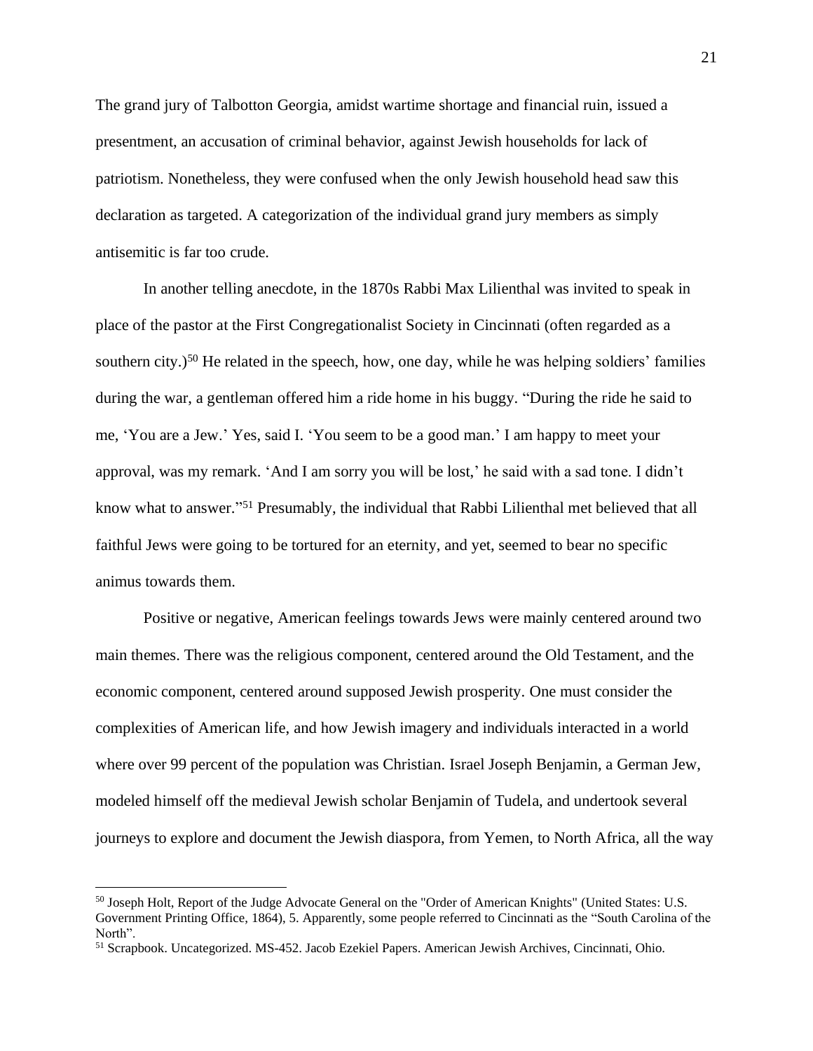The grand jury of Talbotton Georgia, amidst wartime shortage and financial ruin, issued a presentment, an accusation of criminal behavior, against Jewish households for lack of patriotism. Nonetheless, they were confused when the only Jewish household head saw this declaration as targeted. A categorization of the individual grand jury members as simply antisemitic is far too crude.

In another telling anecdote, in the 1870s Rabbi Max Lilienthal was invited to speak in place of the pastor at the First Congregationalist Society in Cincinnati (often regarded as a southern city.)[50] He related in the speech, how, one day, while he was helping soldiers' families during the war, a gentleman offered him a ride home in his buggy. "During the ride he said to me, 'You are a Jew.' Yes, said I. 'You seem to be a good man.' I am happy to meet your approval, was my remark. 'And I am sorry you will be lost,' he said with a sad tone. I didn't know what to answer."[51] Presumably, the individual that Rabbi Lilienthal met believed that all faithful Jews were going to be tortured for an eternity, and yet, seemed to bear no specific animus towards them.

Positive or negative, American feelings towards Jews were mainly centered around two main themes. There was the religious component, centered around the Old Testament, and the economic component, centered around supposed Jewish prosperity. One must consider the complexities of American life, and how Jewish imagery and individuals interacted in a world where over 99 percent of the population was Christian. Israel Joseph Benjamin, a German Jew, modeled himself off the medieval Jewish scholar Benjamin of Tudela, and undertook several journeys to explore and document the Jewish diaspora, from Yemen, to North Africa, all the way

---

[50] Joseph Holt, Report of the Judge Advocate General on the "Order of American Knights" (United States: U.S. Government Printing Office, 1864), 5. Apparently, some people referred to Cincinnati as the "South Carolina of the North".

[51] Scrapbook. Uncategorized. MS-452. Jacob Ezekiel Papers. American Jewish Archives, Cincinnati, Ohio.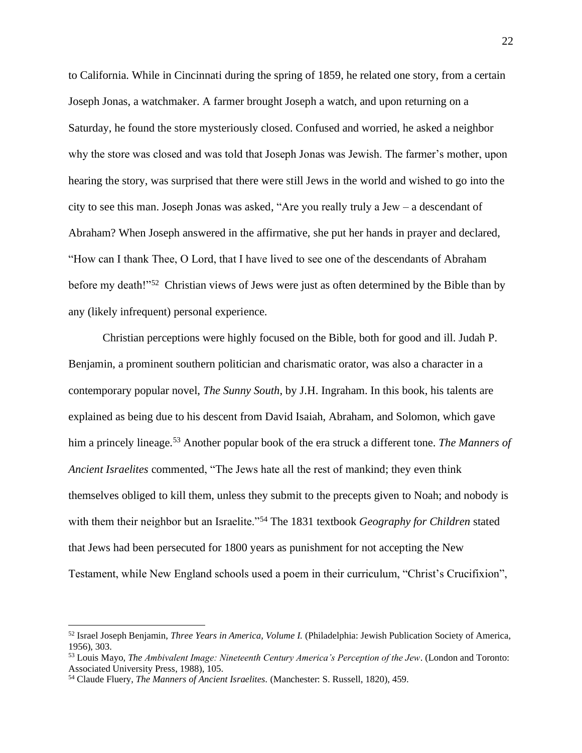to California. While in Cincinnati during the spring of 1859, he related one story, from a certain Joseph Jonas, a watchmaker. A farmer brought Joseph a watch, and upon returning on a Saturday, he found the store mysteriously closed. Confused and worried, he asked a neighbor why the store was closed and was told that Joseph Jonas was Jewish. The farmer's mother, upon hearing the story, was surprised that there were still Jews in the world and wished to go into the city to see this man. Joseph Jonas was asked, "Are you really truly a Jew – a descendant of Abraham? When Joseph answered in the affirmative, she put her hands in prayer and declared, "How can I thank Thee, O Lord, that I have lived to see one of the descendants of Abraham before my death!"[52] Christian views of Jews were just as often determined by the Bible than by any (likely infrequent) personal experience.

Christian perceptions were highly focused on the Bible, both for good and ill. Judah P. Benjamin, a prominent southern politician and charismatic orator, was also a character in a contemporary popular novel, *The Sunny South*, by J.H. Ingraham. In this book, his talents are explained as being due to his descent from David Isaiah, Abraham, and Solomon, which gave him a princely lineage.[53] Another popular book of the era struck a different tone. *The Manners of Ancient Israelites* commented, "The Jews hate all the rest of mankind; they even think themselves obliged to kill them, unless they submit to the precepts given to Noah; and nobody is with them their neighbor but an Israelite."[54] The 1831 textbook *Geography for Children* stated that Jews had been persecuted for 1800 years as punishment for not accepting the New Testament, while New England schools used a poem in their curriculum, "Christ's Crucifixion",

---

[52] Israel Joseph Benjamin, *Three Years in America, Volume I.* (Philadelphia: Jewish Publication Society of America, 1956), 303.

[53] Louis Mayo, *The Ambivalent Image: Nineteenth Century America's Perception of the Jew*. (London and Toronto: Associated University Press, 1988), 105.

[54] Claude Fluery, *The Manners of Ancient Israelites.* (Manchester: S. Russell, 1820), 459.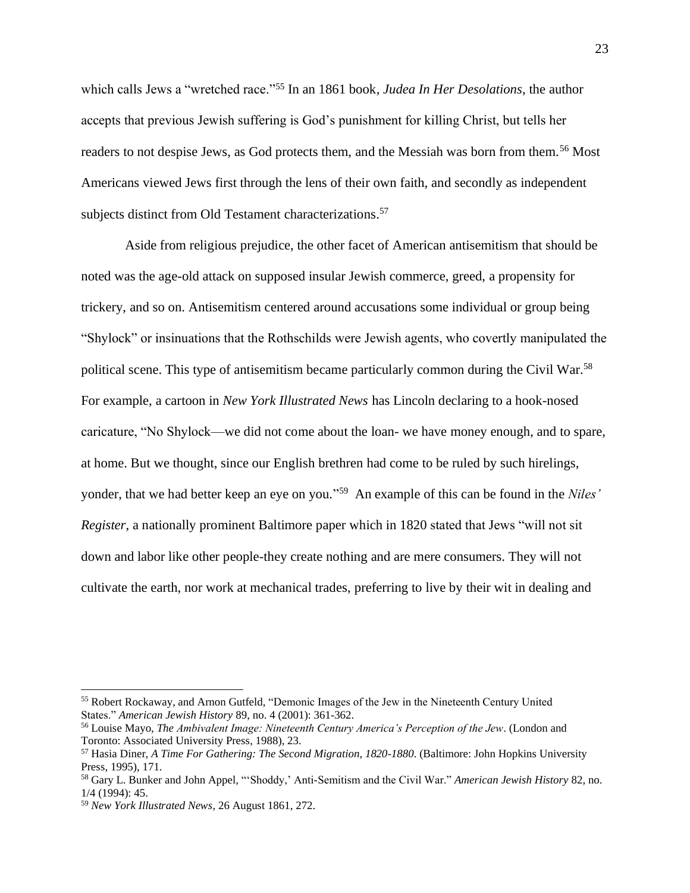which calls Jews a "wretched race."[55] In an 1861 book, *Judea In Her Desolations*, the author accepts that previous Jewish suffering is God's punishment for killing Christ, but tells her readers to not despise Jews, as God protects them, and the Messiah was born from them.[56] Most Americans viewed Jews first through the lens of their own faith, and secondly as independent subjects distinct from Old Testament characterizations.[57]

Aside from religious prejudice, the other facet of American antisemitism that should be noted was the age-old attack on supposed insular Jewish commerce, greed, a propensity for trickery, and so on. Antisemitism centered around accusations some individual or group being "Shylock" or insinuations that the Rothschilds were Jewish agents, who covertly manipulated the political scene. This type of antisemitism became particularly common during the Civil War.[58] For example, a cartoon in *New York Illustrated News* has Lincoln declaring to a hook-nosed caricature, "No Shylock—we did not come about the loan- we have money enough, and to spare, at home. But we thought, since our English brethren had come to be ruled by such hirelings, yonder, that we had better keep an eye on you."[59] An example of this can be found in the *Niles' Register*, a nationally prominent Baltimore paper which in 1820 stated that Jews "will not sit down and labor like other people-they create nothing and are mere consumers. They will not cultivate the earth, nor work at mechanical trades, preferring to live by their wit in dealing and

---

[55] Robert Rockaway, and Arnon Gutfeld, "Demonic Images of the Jew in the Nineteenth Century United States." *American Jewish History* 89, no. 4 (2001): 361-362.

[56] Louise Mayo, *The Ambivalent Image: Nineteenth Century America's Perception of the Jew*. (London and Toronto: Associated University Press, 1988), 23.

[57] Hasia Diner, *A Time For Gathering: The Second Migration, 1820-1880*. (Baltimore: John Hopkins University Press, 1995), 171.

[58] Gary L. Bunker and John Appel, "'Shoddy,' Anti-Semitism and the Civil War." *American Jewish History* 82, no. 1/4 (1994): 45.

[59] *New York Illustrated News*, 26 August 1861, 272.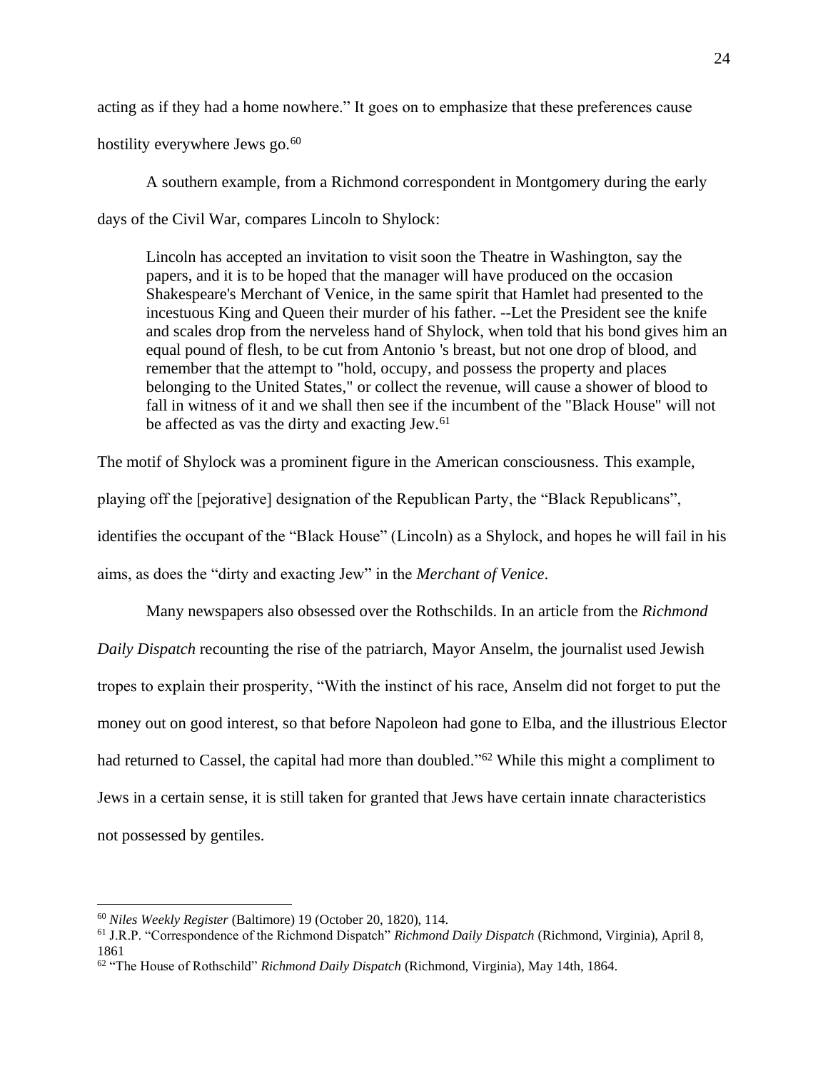acting as if they had a home nowhere." It goes on to emphasize that these preferences cause hostility everywhere Jews go.[60]

A southern example, from a Richmond correspondent in Montgomery during the early days of the Civil War, compares Lincoln to Shylock:

> Lincoln has accepted an invitation to visit soon the Theatre in Washington, say the papers, and it is to be hoped that the manager will have produced on the occasion Shakespeare's Merchant of Venice, in the same spirit that Hamlet had presented to the incestuous King and Queen their murder of his father. --Let the President see the knife and scales drop from the nerveless hand of Shylock, when told that his bond gives him an equal pound of flesh, to be cut from Antonio 's breast, but not one drop of blood, and remember that the attempt to "hold, occupy, and possess the property and places belonging to the United States," or collect the revenue, will cause a shower of blood to fall in witness of it and we shall then see if the incumbent of the "Black House" will not be affected as vas the dirty and exacting Jew.[61]

The motif of Shylock was a prominent figure in the American consciousness. This example, playing off the [pejorative] designation of the Republican Party, the "Black Republicans", identifies the occupant of the "Black House" (Lincoln) as a Shylock, and hopes he will fail in his aims, as does the "dirty and exacting Jew" in the *Merchant of Venice*.

Many newspapers also obsessed over the Rothschilds. In an article from the *Richmond Daily Dispatch* recounting the rise of the patriarch, Mayor Anselm, the journalist used Jewish tropes to explain their prosperity, "With the instinct of his race, Anselm did not forget to put the money out on good interest, so that before Napoleon had gone to Elba, and the illustrious Elector had returned to Cassel, the capital had more than doubled."[62] While this might a compliment to Jews in a certain sense, it is still taken for granted that Jews have certain innate characteristics not possessed by gentiles.

---

[60] *Niles Weekly Register* (Baltimore) 19 (October 20, 1820), 114.

[61] J.R.P. "Correspondence of the Richmond Dispatch" *Richmond Daily Dispatch* (Richmond, Virginia), April 8, 1861

[62] "The House of Rothschild" *Richmond Daily Dispatch* (Richmond, Virginia), May 14th, 1864.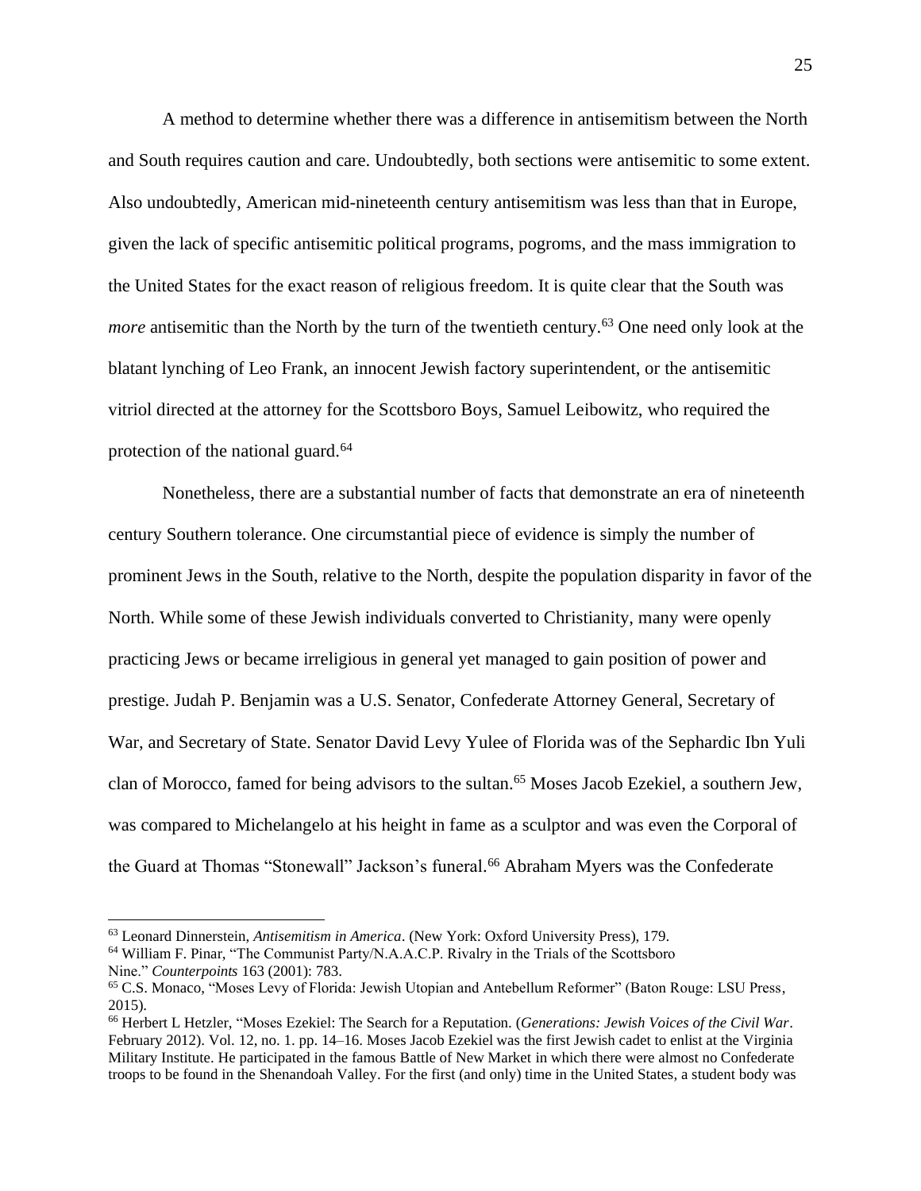A method to determine whether there was a difference in antisemitism between the North and South requires caution and care. Undoubtedly, both sections were antisemitic to some extent. Also undoubtedly, American mid-nineteenth century antisemitism was less than that in Europe, given the lack of specific antisemitic political programs, pogroms, and the mass immigration to the United States for the exact reason of religious freedom. It is quite clear that the South was *more* antisemitic than the North by the turn of the twentieth century.[63] One need only look at the blatant lynching of Leo Frank, an innocent Jewish factory superintendent, or the antisemitic vitriol directed at the attorney for the Scottsboro Boys, Samuel Leibowitz, who required the protection of the national guard.[64]

Nonetheless, there are a substantial number of facts that demonstrate an era of nineteenth century Southern tolerance. One circumstantial piece of evidence is simply the number of prominent Jews in the South, relative to the North, despite the population disparity in favor of the North. While some of these Jewish individuals converted to Christianity, many were openly practicing Jews or became irreligious in general yet managed to gain position of power and prestige. Judah P. Benjamin was a U.S. Senator, Confederate Attorney General, Secretary of War, and Secretary of State. Senator David Levy Yulee of Florida was of the Sephardic Ibn Yuli clan of Morocco, famed for being advisors to the sultan.[65] Moses Jacob Ezekiel, a southern Jew, was compared to Michelangelo at his height in fame as a sculptor and was even the Corporal of the Guard at Thomas "Stonewall" Jackson's funeral.[66] Abraham Myers was the Confederate

---

[63] Leonard Dinnerstein, *Antisemitism in America*. (New York: Oxford University Press), 179.

[64] William F. Pinar, "The Communist Party/N.A.A.C.P. Rivalry in the Trials of the Scottsboro Nine." *Counterpoints* 163 (2001): 783.

[65] C.S. Monaco, "Moses Levy of Florida: Jewish Utopian and Antebellum Reformer" (Baton Rouge: LSU Press, 2015).

[66] Herbert L Hetzler, "Moses Ezekiel: The Search for a Reputation. (*Generations: Jewish Voices of the Civil War*. February 2012). Vol. 12, no. 1. pp. 14–16. Moses Jacob Ezekiel was the first Jewish cadet to enlist at the Virginia Military Institute. He participated in the famous Battle of New Market in which there were almost no Confederate troops to be found in the Shenandoah Valley. For the first (and only) time in the United States, a student body was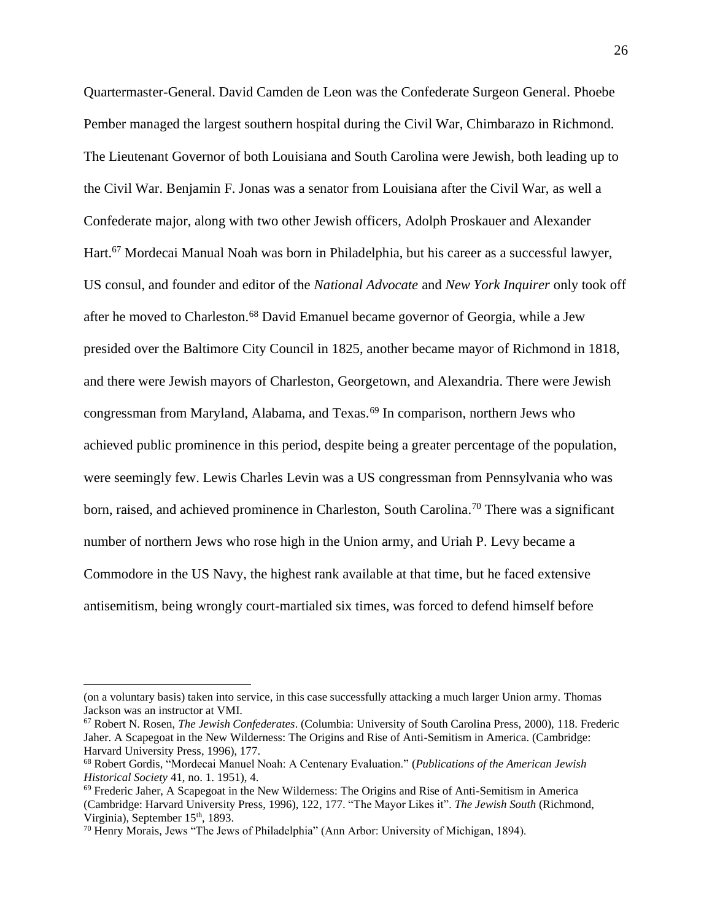Quartermaster-General. David Camden de Leon was the Confederate Surgeon General. Phoebe Pember managed the largest southern hospital during the Civil War, Chimbarazo in Richmond. The Lieutenant Governor of both Louisiana and South Carolina were Jewish, both leading up to the Civil War. Benjamin F. Jonas was a senator from Louisiana after the Civil War, as well a Confederate major, along with two other Jewish officers, Adolph Proskauer and Alexander Hart.[67] Mordecai Manual Noah was born in Philadelphia, but his career as a successful lawyer, US consul, and founder and editor of the *National Advocate* and *New York Inquirer* only took off after he moved to Charleston.[68] David Emanuel became governor of Georgia, while a Jew presided over the Baltimore City Council in 1825, another became mayor of Richmond in 1818, and there were Jewish mayors of Charleston, Georgetown, and Alexandria. There were Jewish congressman from Maryland, Alabama, and Texas.[69] In comparison, northern Jews who achieved public prominence in this period, despite being a greater percentage of the population, were seemingly few. Lewis Charles Levin was a US congressman from Pennsylvania who was born, raised, and achieved prominence in Charleston, South Carolina.[70] There was a significant number of northern Jews who rose high in the Union army, and Uriah P. Levy became a Commodore in the US Navy, the highest rank available at that time, but he faced extensive antisemitism, being wrongly court-martialed six times, was forced to defend himself before

---

(on a voluntary basis) taken into service, in this case successfully attacking a much larger Union army. Thomas Jackson was an instructor at VMI.

[67] Robert N. Rosen, *The Jewish Confederates*. (Columbia: University of South Carolina Press, 2000), 118. Frederic Jaher. A Scapegoat in the New Wilderness: The Origins and Rise of Anti-Semitism in America. (Cambridge: Harvard University Press, 1996), 177.

[68] Robert Gordis, "Mordecai Manuel Noah: A Centenary Evaluation." (*Publications of the American Jewish Historical Society* 41, no. 1. 1951), 4.

[69] Frederic Jaher, A Scapegoat in the New Wilderness: The Origins and Rise of Anti-Semitism in America (Cambridge: Harvard University Press, 1996), 122, 177. "The Mayor Likes it". *The Jewish South* (Richmond, Virginia), September 15th, 1893.

[70] Henry Morais, Jews "The Jews of Philadelphia" (Ann Arbor: University of Michigan, 1894).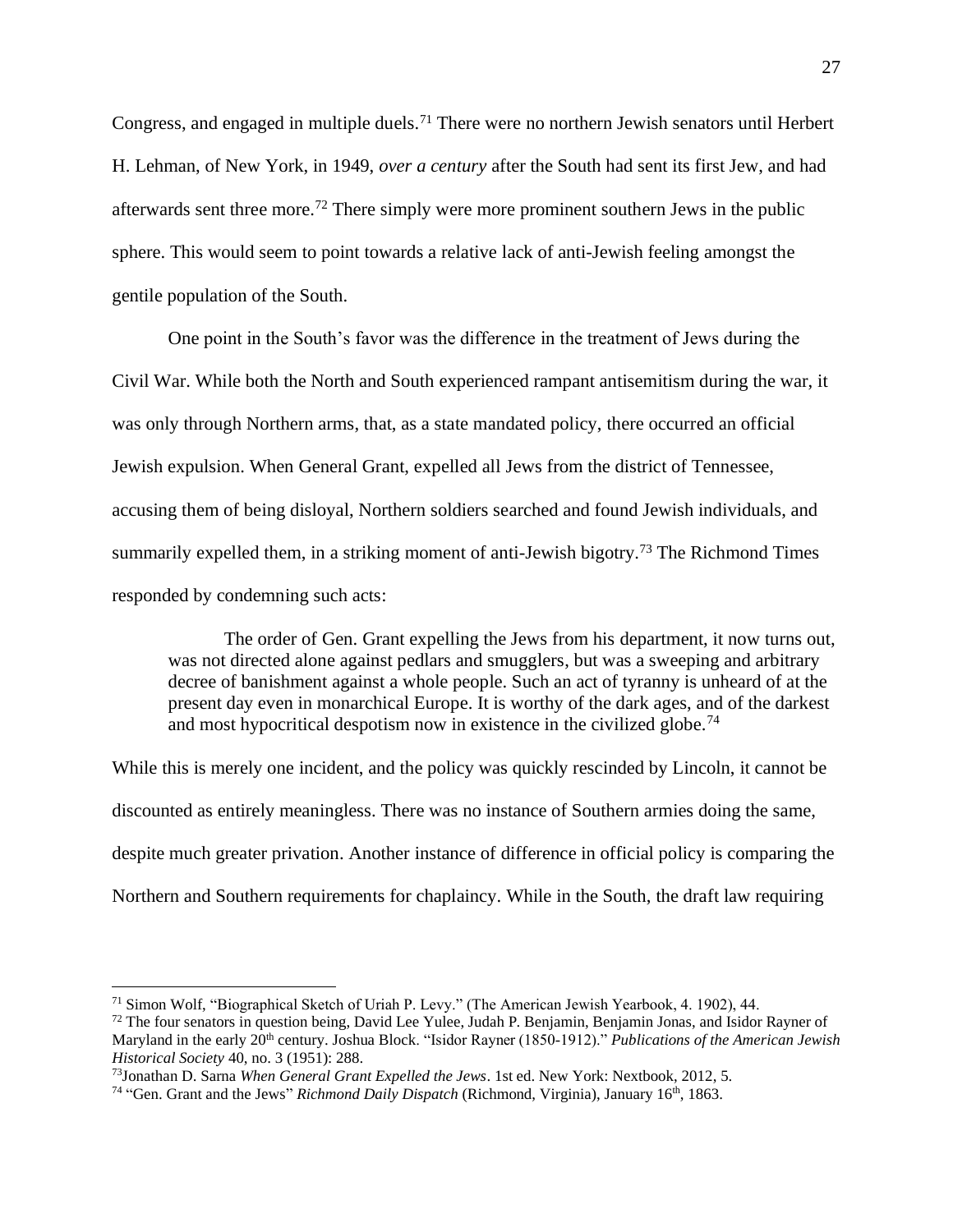Congress, and engaged in multiple duels.[71] There were no northern Jewish senators until Herbert H. Lehman, of New York, in 1949, *over a century* after the South had sent its first Jew, and had afterwards sent three more.[72] There simply were more prominent southern Jews in the public sphere. This would seem to point towards a relative lack of anti-Jewish feeling amongst the gentile population of the South.

One point in the South's favor was the difference in the treatment of Jews during the Civil War. While both the North and South experienced rampant antisemitism during the war, it was only through Northern arms, that, as a state mandated policy, there occurred an official Jewish expulsion. When General Grant, expelled all Jews from the district of Tennessee, accusing them of being disloyal, Northern soldiers searched and found Jewish individuals, and summarily expelled them, in a striking moment of anti-Jewish bigotry.[73] The Richmond Times responded by condemning such acts:

> The order of Gen. Grant expelling the Jews from his department, it now turns out, was not directed alone against pedlars and smugglers, but was a sweeping and arbitrary decree of banishment against a whole people. Such an act of tyranny is unheard of at the present day even in monarchical Europe. It is worthy of the dark ages, and of the darkest and most hypocritical despotism now in existence in the civilized globe.[74]

While this is merely one incident, and the policy was quickly rescinded by Lincoln, it cannot be discounted as entirely meaningless. There was no instance of Southern armies doing the same, despite much greater privation. Another instance of difference in official policy is comparing the Northern and Southern requirements for chaplaincy. While in the South, the draft law requiring

---

[71] Simon Wolf, "Biographical Sketch of Uriah P. Levy." (The American Jewish Yearbook, 4. 1902), 44.

[72] The four senators in question being, David Lee Yulee, Judah P. Benjamin, Benjamin Jonas, and Isidor Rayner of Maryland in the early 20th century. Joshua Block. "Isidor Rayner (1850-1912)." *Publications of the American Jewish Historical Society* 40, no. 3 (1951): 288.

[73] Jonathan D. Sarna *When General Grant Expelled the Jews*. 1st ed. New York: Nextbook, 2012, 5.

[74] "Gen. Grant and the Jews" *Richmond Daily Dispatch* (Richmond, Virginia), January 16th, 1863.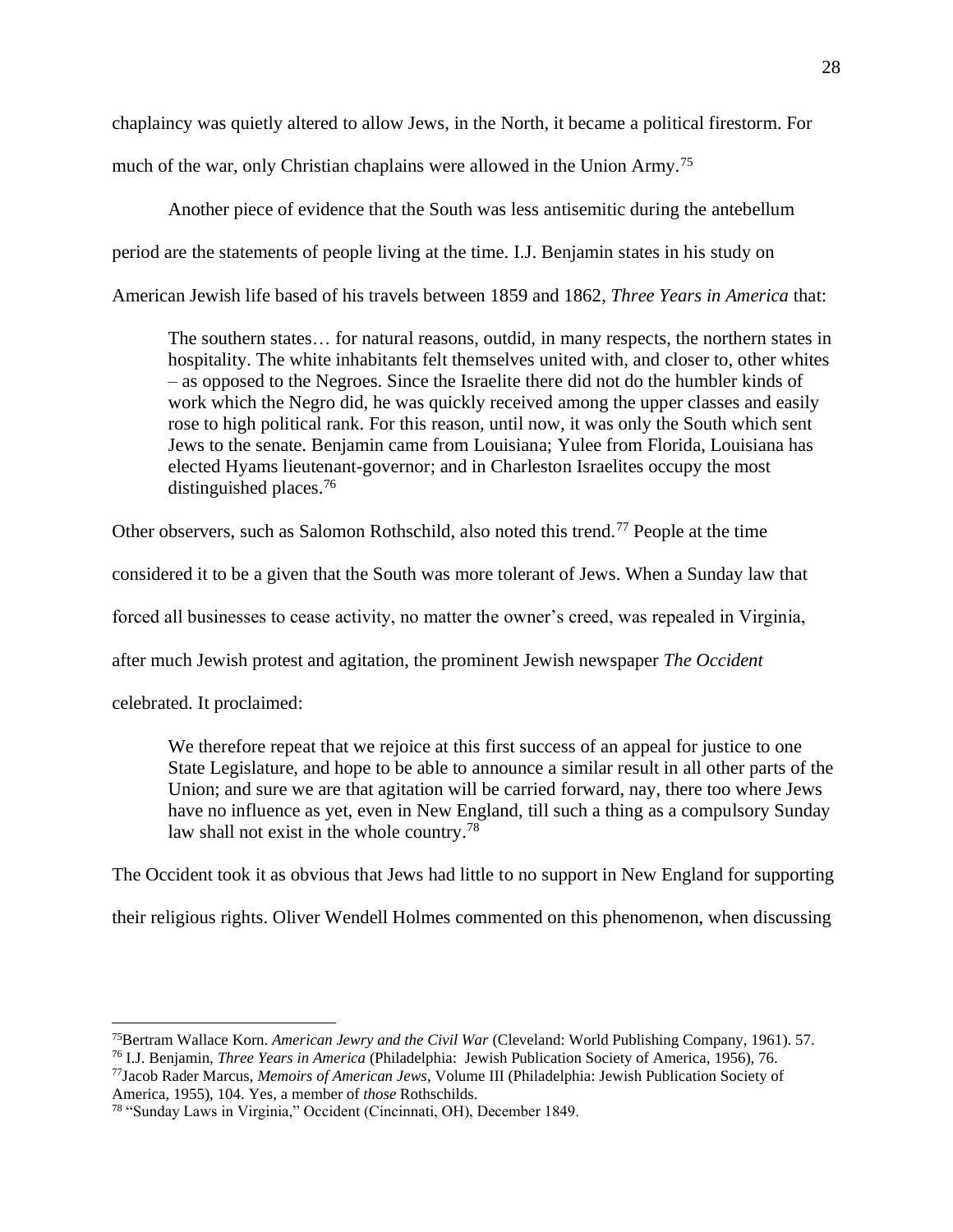chaplaincy was quietly altered to allow Jews, in the North, it became a political firestorm. For much of the war, only Christian chaplains were allowed in the Union Army.[75]

Another piece of evidence that the South was less antisemitic during the antebellum period are the statements of people living at the time. I.J. Benjamin states in his study on American Jewish life based of his travels between 1859 and 1862, *Three Years in America* that:

> The southern states… for natural reasons, outdid, in many respects, the northern states in hospitality. The white inhabitants felt themselves united with, and closer to, other whites – as opposed to the Negroes. Since the Israelite there did not do the humbler kinds of work which the Negro did, he was quickly received among the upper classes and easily rose to high political rank. For this reason, until now, it was only the South which sent Jews to the senate. Benjamin came from Louisiana; Yulee from Florida, Louisiana has elected Hyams lieutenant-governor; and in Charleston Israelites occupy the most distinguished places.[76]

Other observers, such as Salomon Rothschild, also noted this trend.[77] People at the time considered it to be a given that the South was more tolerant of Jews. When a Sunday law that forced all businesses to cease activity, no matter the owner's creed, was repealed in Virginia, after much Jewish protest and agitation, the prominent Jewish newspaper *The Occident* celebrated. It proclaimed:

> We therefore repeat that we rejoice at this first success of an appeal for justice to one State Legislature, and hope to be able to announce a similar result in all other parts of the Union; and sure we are that agitation will be carried forward, nay, there too where Jews have no influence as yet, even in New England, till such a thing as a compulsory Sunday law shall not exist in the whole country.[78]

The Occident took it as obvious that Jews had little to no support in New England for supporting their religious rights. Oliver Wendell Holmes commented on this phenomenon, when discussing

---

[75] Bertram Wallace Korn. *American Jewry and the Civil War* (Cleveland: World Publishing Company, 1961). 57.

[76] I.J. Benjamin, *Three Years in America* (Philadelphia: Jewish Publication Society of America, 1956), 76.

[77] Jacob Rader Marcus, *Memoirs of American Jews*, Volume III (Philadelphia: Jewish Publication Society of America, 1955), 104. Yes, a member of *those* Rothschilds.

[78] "Sunday Laws in Virginia," Occident (Cincinnati, OH), December 1849.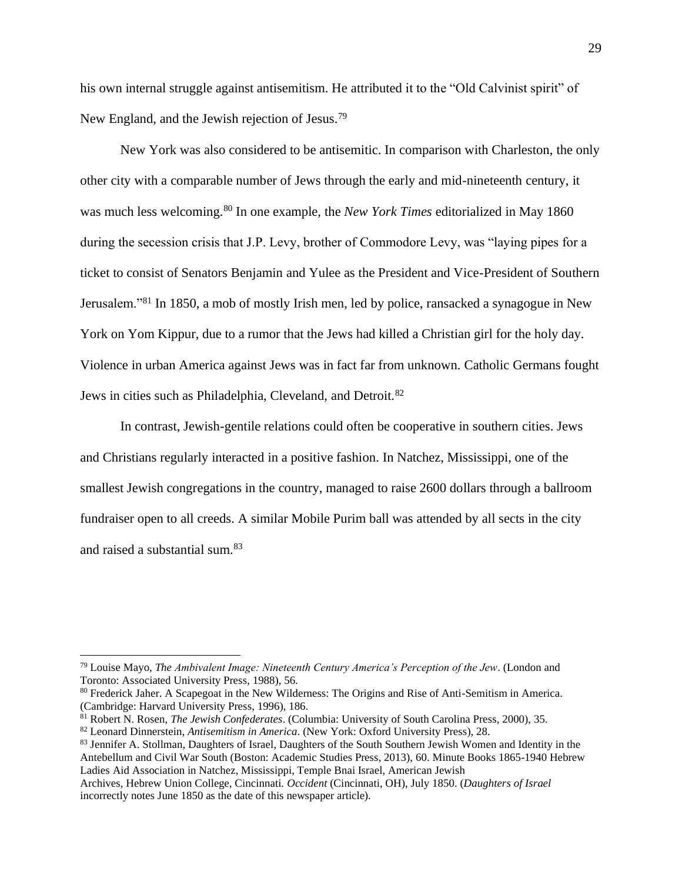his own internal struggle against antisemitism. He attributed it to the "Old Calvinist spirit" of New England, and the Jewish rejection of Jesus.[79]

New York was also considered to be antisemitic. In comparison with Charleston, the only other city with a comparable number of Jews through the early and mid-nineteenth century, it was much less welcoming.[80] In one example, the *New York Times* editorialized in May 1860 during the secession crisis that J.P. Levy, brother of Commodore Levy, was "laying pipes for a ticket to consist of Senators Benjamin and Yulee as the President and Vice-President of Southern Jerusalem."[81] In 1850, a mob of mostly Irish men, led by police, ransacked a synagogue in New York on Yom Kippur, due to a rumor that the Jews had killed a Christian girl for the holy day. Violence in urban America against Jews was in fact far from unknown. Catholic Germans fought Jews in cities such as Philadelphia, Cleveland, and Detroit.[82]

In contrast, Jewish-gentile relations could often be cooperative in southern cities. Jews and Christians regularly interacted in a positive fashion. In Natchez, Mississippi, one of the smallest Jewish congregations in the country, managed to raise 2600 dollars through a ballroom fundraiser open to all creeds. A similar Mobile Purim ball was attended by all sects in the city and raised a substantial sum.[83]

---

[79] Louise Mayo, *The Ambivalent Image: Nineteenth Century America's Perception of the Jew*. (London and Toronto: Associated University Press, 1988), 56.

[80] Frederick Jaher. A Scapegoat in the New Wilderness: The Origins and Rise of Anti-Semitism in America. (Cambridge: Harvard University Press, 1996), 186.

[81] Robert N. Rosen, *The Jewish Confederates*. (Columbia: University of South Carolina Press, 2000), 35.

[82] Leonard Dinnerstein, *Antisemitism in America*. (New York: Oxford University Press), 28.

[83] Jennifer A. Stollman, Daughters of Israel, Daughters of the South Southern Jewish Women and Identity in the Antebellum and Civil War South (Boston: Academic Studies Press, 2013), 60. Minute Books 1865-1940 Hebrew Ladies Aid Association in Natchez, Mississippi, Temple Bnai Israel, American Jewish Archives, Hebrew Union College, Cincinnati. *Occident* (Cincinnati, OH), July 1850. (*Daughters of Israel* incorrectly notes June 1850 as the date of this newspaper article).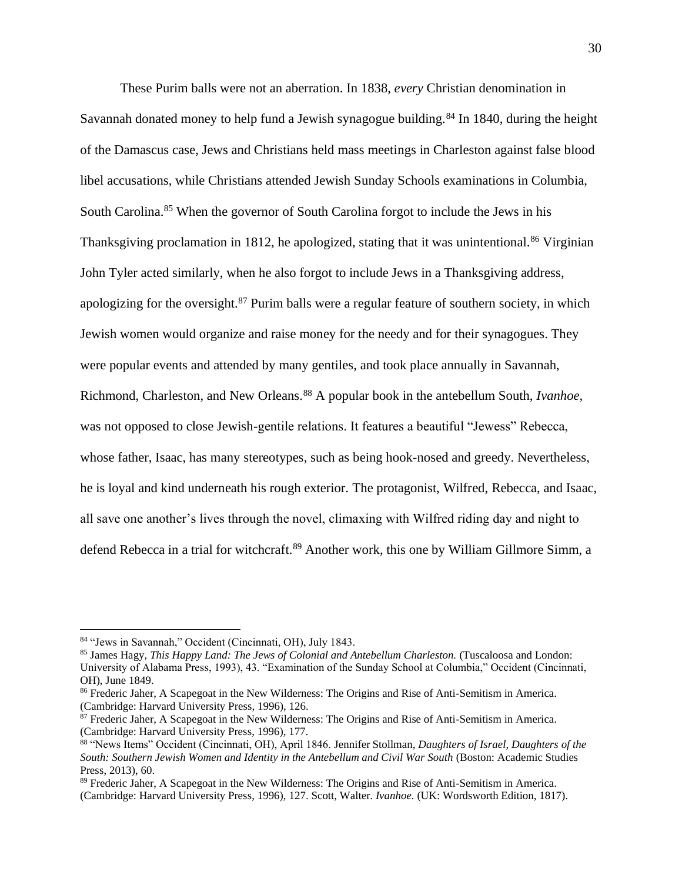These Purim balls were not an aberration. In 1838, *every* Christian denomination in Savannah donated money to help fund a Jewish synagogue building.[84] In 1840, during the height of the Damascus case, Jews and Christians held mass meetings in Charleston against false blood libel accusations, while Christians attended Jewish Sunday Schools examinations in Columbia, South Carolina.[85] When the governor of South Carolina forgot to include the Jews in his Thanksgiving proclamation in 1812, he apologized, stating that it was unintentional.[86] Virginian John Tyler acted similarly, when he also forgot to include Jews in a Thanksgiving address, apologizing for the oversight.[87] Purim balls were a regular feature of southern society, in which Jewish women would organize and raise money for the needy and for their synagogues. They were popular events and attended by many gentiles, and took place annually in Savannah, Richmond, Charleston, and New Orleans.[88] A popular book in the antebellum South, *Ivanhoe,* was not opposed to close Jewish-gentile relations. It features a beautiful "Jewess" Rebecca, whose father, Isaac, has many stereotypes, such as being hook-nosed and greedy. Nevertheless, he is loyal and kind underneath his rough exterior. The protagonist, Wilfred, Rebecca, and Isaac, all save one another's lives through the novel, climaxing with Wilfred riding day and night to defend Rebecca in a trial for witchcraft.[89] Another work, this one by William Gillmore Simm, a

---

[84] "Jews in Savannah," Occident (Cincinnati, OH), July 1843.

[85] James Hagy, *This Happy Land: The Jews of Colonial and Antebellum Charleston.* (Tuscaloosa and London: University of Alabama Press, 1993), 43. "Examination of the Sunday School at Columbia," Occident (Cincinnati, OH), June 1849.

[86] Frederic Jaher, A Scapegoat in the New Wilderness: The Origins and Rise of Anti-Semitism in America. (Cambridge: Harvard University Press, 1996), 126.

[87] Frederic Jaher, A Scapegoat in the New Wilderness: The Origins and Rise of Anti-Semitism in America. (Cambridge: Harvard University Press, 1996), 177.

[88] "News Items" Occident (Cincinnati, OH), April 1846. Jennifer Stollman, *Daughters of Israel, Daughters of the South: Southern Jewish Women and Identity in the Antebellum and Civil War South* (Boston: Academic Studies Press, 2013), 60.

[89] Frederic Jaher, A Scapegoat in the New Wilderness: The Origins and Rise of Anti-Semitism in America. (Cambridge: Harvard University Press, 1996), 127. Scott, Walter. *Ivanhoe.* (UK: Wordsworth Edition, 1817).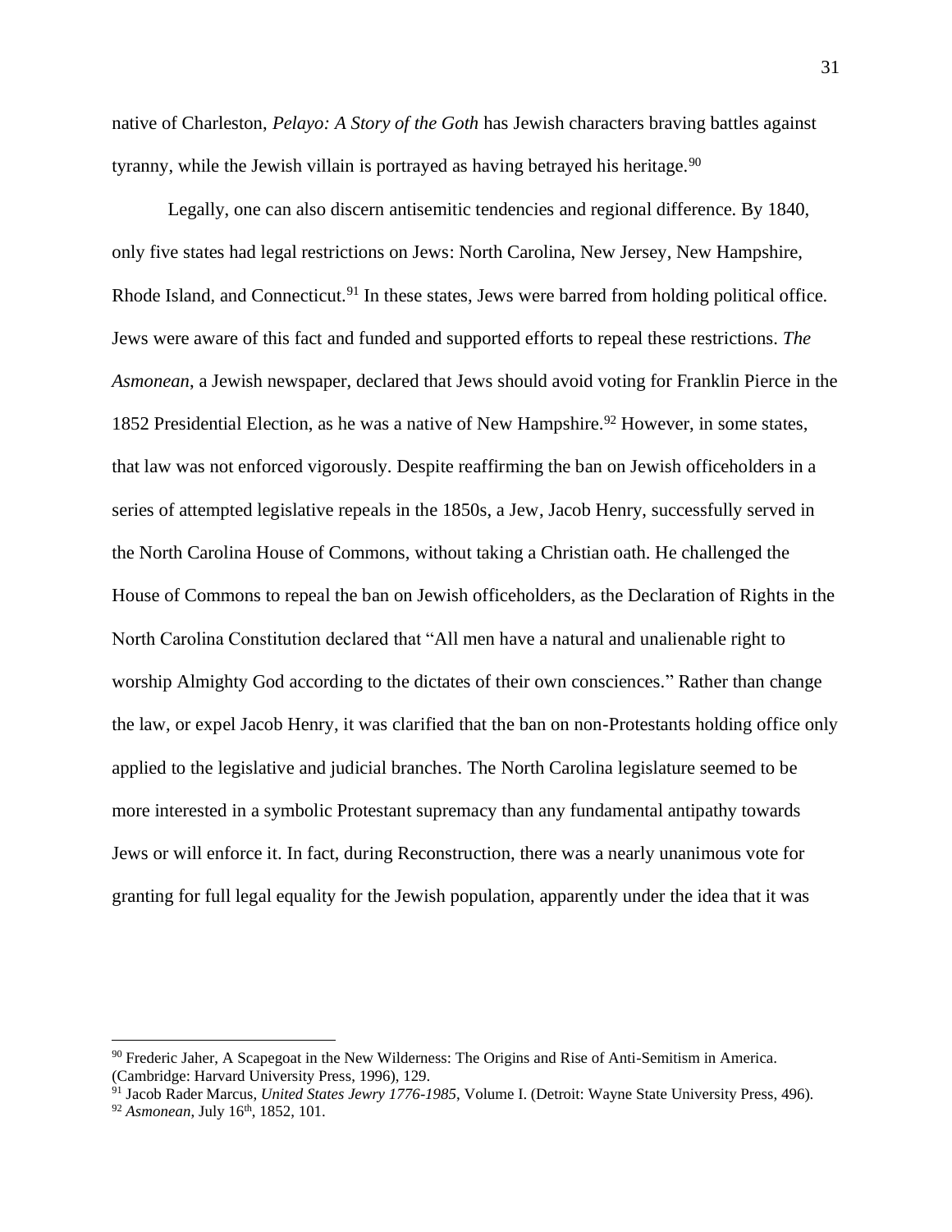native of Charleston, *Pelayo: A Story of the Goth* has Jewish characters braving battles against tyranny, while the Jewish villain is portrayed as having betrayed his heritage.[90]

Legally, one can also discern antisemitic tendencies and regional difference. By 1840, only five states had legal restrictions on Jews: North Carolina, New Jersey, New Hampshire, Rhode Island, and Connecticut.[91] In these states, Jews were barred from holding political office. Jews were aware of this fact and funded and supported efforts to repeal these restrictions. *The Asmonean*, a Jewish newspaper, declared that Jews should avoid voting for Franklin Pierce in the 1852 Presidential Election, as he was a native of New Hampshire.[92] However, in some states, that law was not enforced vigorously. Despite reaffirming the ban on Jewish officeholders in a series of attempted legislative repeals in the 1850s, a Jew, Jacob Henry, successfully served in the North Carolina House of Commons, without taking a Christian oath. He challenged the House of Commons to repeal the ban on Jewish officeholders, as the Declaration of Rights in the North Carolina Constitution declared that "All men have a natural and unalienable right to worship Almighty God according to the dictates of their own consciences." Rather than change the law, or expel Jacob Henry, it was clarified that the ban on non-Protestants holding office only applied to the legislative and judicial branches. The North Carolina legislature seemed to be more interested in a symbolic Protestant supremacy than any fundamental antipathy towards Jews or will enforce it. In fact, during Reconstruction, there was a nearly unanimous vote for granting for full legal equality for the Jewish population, apparently under the idea that it was

---

[90] Frederic Jaher, A Scapegoat in the New Wilderness: The Origins and Rise of Anti-Semitism in America. (Cambridge: Harvard University Press, 1996), 129.

[91] Jacob Rader Marcus, *United States Jewry 1776-1985*, Volume I. (Detroit: Wayne State University Press, 496).

[92] *Asmonean*, July 16th, 1852, 101.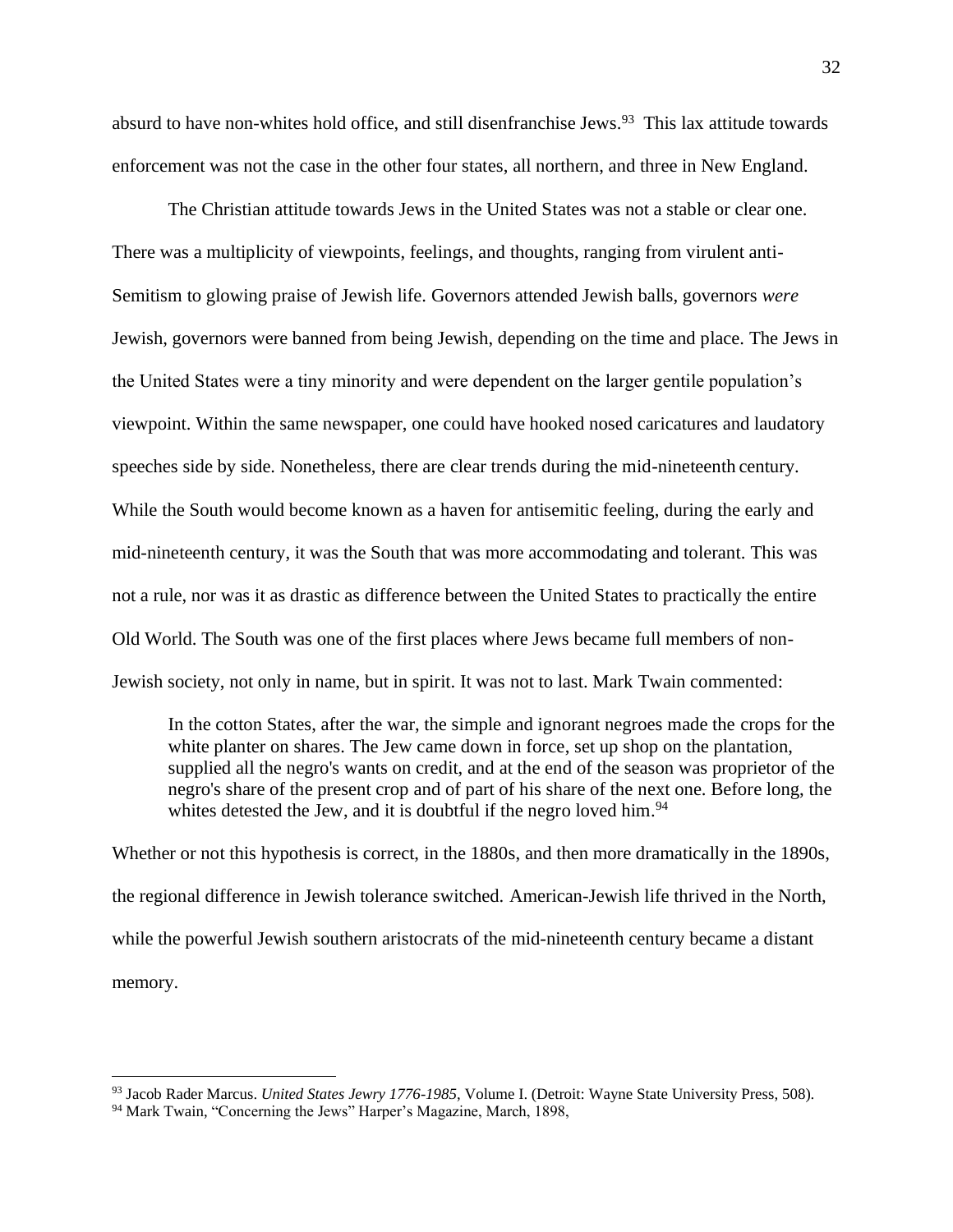absurd to have non-whites hold office, and still disenfranchise Jews.[93] This lax attitude towards enforcement was not the case in the other four states, all northern, and three in New England.

The Christian attitude towards Jews in the United States was not a stable or clear one. There was a multiplicity of viewpoints, feelings, and thoughts, ranging from virulent anti-Semitism to glowing praise of Jewish life. Governors attended Jewish balls, governors *were* Jewish, governors were banned from being Jewish, depending on the time and place. The Jews in the United States were a tiny minority and were dependent on the larger gentile population's viewpoint. Within the same newspaper, one could have hooked nosed caricatures and laudatory speeches side by side. Nonetheless, there are clear trends during the mid-nineteenth century. While the South would become known as a haven for antisemitic feeling, during the early and mid-nineteenth century, it was the South that was more accommodating and tolerant. This was not a rule, nor was it as drastic as difference between the United States to practically the entire Old World. The South was one of the first places where Jews became full members of non-Jewish society, not only in name, but in spirit. It was not to last. Mark Twain commented:

> In the cotton States, after the war, the simple and ignorant negroes made the crops for the white planter on shares. The Jew came down in force, set up shop on the plantation, supplied all the negro's wants on credit, and at the end of the season was proprietor of the negro's share of the present crop and of part of his share of the next one. Before long, the whites detested the Jew, and it is doubtful if the negro loved him.[94]

Whether or not this hypothesis is correct, in the 1880s, and then more dramatically in the 1890s, the regional difference in Jewish tolerance switched. American-Jewish life thrived in the North, while the powerful Jewish southern aristocrats of the mid-nineteenth century became a distant memory.

---

[93] Jacob Rader Marcus. *United States Jewry 1776-1985*, Volume I. (Detroit: Wayne State University Press, 508).

[94] Mark Twain, "Concerning the Jews" Harper's Magazine, March, 1898,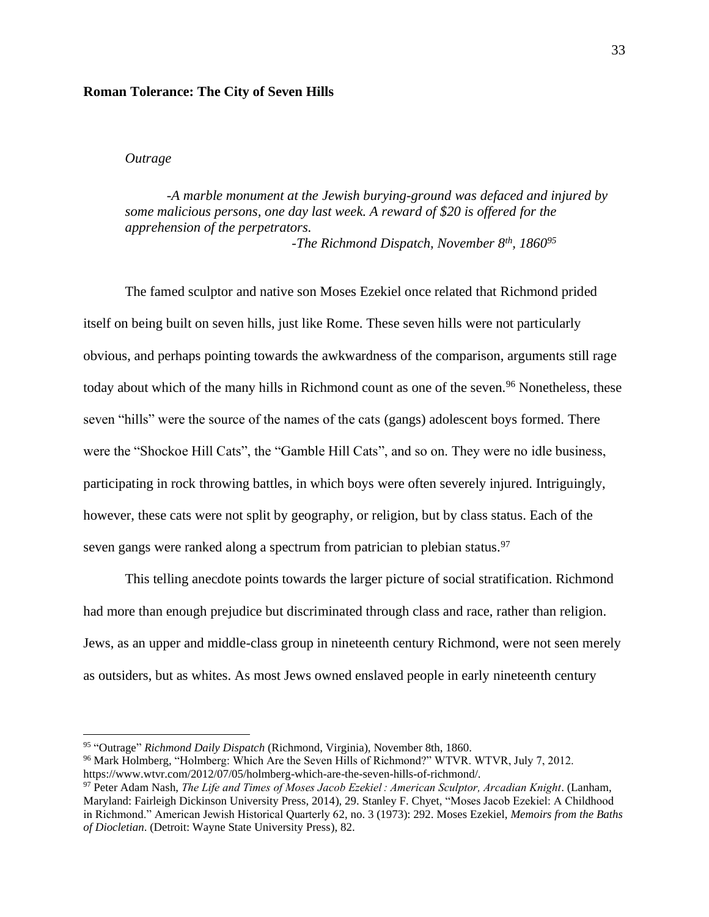**Roman Tolerance: The City of Seven Hills**

*Outrage*

> *-A marble monument at the Jewish burying-ground was defaced and injured by some malicious persons, one day last week. A reward of $20 is offered for the apprehension of the perpetrators.*
>
> *-The Richmond Dispatch, November 8th, 1860*[95]

The famed sculptor and native son Moses Ezekiel once related that Richmond prided itself on being built on seven hills, just like Rome. These seven hills were not particularly obvious, and perhaps pointing towards the awkwardness of the comparison, arguments still rage today about which of the many hills in Richmond count as one of the seven.[96] Nonetheless, these seven "hills" were the source of the names of the cats (gangs) adolescent boys formed. There were the "Shockoe Hill Cats", the "Gamble Hill Cats", and so on. They were no idle business, participating in rock throwing battles, in which boys were often severely injured. Intriguingly, however, these cats were not split by geography, or religion, but by class status. Each of the seven gangs were ranked along a spectrum from patrician to plebian status.[97]

This telling anecdote points towards the larger picture of social stratification. Richmond had more than enough prejudice but discriminated through class and race, rather than religion. Jews, as an upper and middle-class group in nineteenth century Richmond, were not seen merely as outsiders, but as whites. As most Jews owned enslaved people in early nineteenth century

---

[95] "Outrage" *Richmond Daily Dispatch* (Richmond, Virginia), November 8th, 1860.

[96] Mark Holmberg, "Holmberg: Which Are the Seven Hills of Richmond?" WTVR. WTVR, July 7, 2012. https://www.wtvr.com/2012/07/05/holmberg-which-are-the-seven-hills-of-richmond/.

[97] Peter Adam Nash, *The Life and Times of Moses Jacob Ezekiel : American Sculptor, Arcadian Knight*. (Lanham, Maryland: Fairleigh Dickinson University Press, 2014), 29. Stanley F. Chyet, "Moses Jacob Ezekiel: A Childhood in Richmond." American Jewish Historical Quarterly 62, no. 3 (1973): 292. Moses Ezekiel, *Memoirs from the Baths of Diocletian*. (Detroit: Wayne State University Press), 82.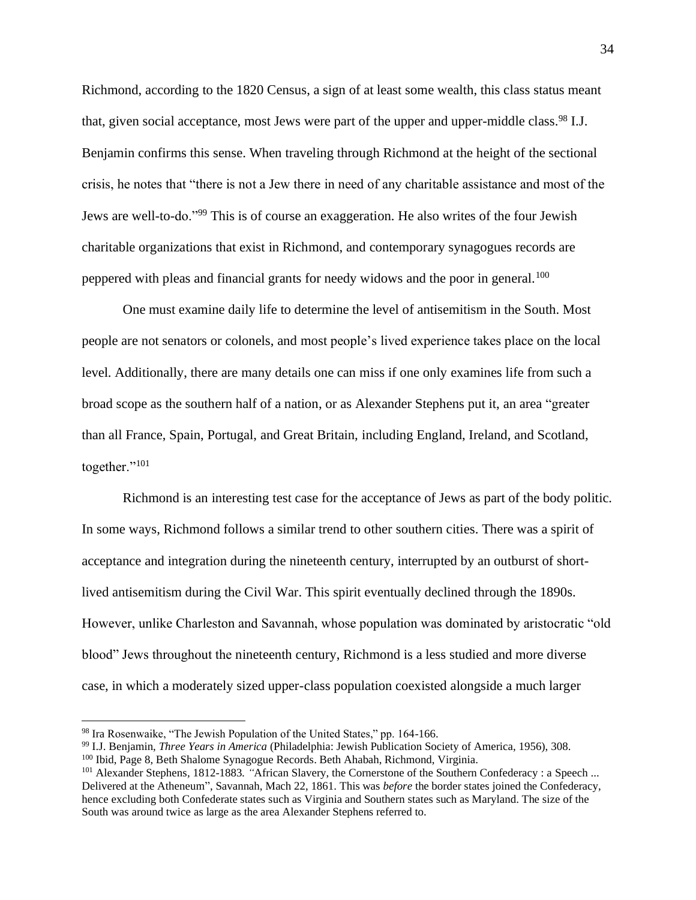Richmond, according to the 1820 Census, a sign of at least some wealth, this class status meant that, given social acceptance, most Jews were part of the upper and upper-middle class.[98] I.J. Benjamin confirms this sense. When traveling through Richmond at the height of the sectional crisis, he notes that "there is not a Jew there in need of any charitable assistance and most of the Jews are well-to-do."[99] This is of course an exaggeration. He also writes of the four Jewish charitable organizations that exist in Richmond, and contemporary synagogues records are peppered with pleas and financial grants for needy widows and the poor in general.[100]

One must examine daily life to determine the level of antisemitism in the South. Most people are not senators or colonels, and most people's lived experience takes place on the local level. Additionally, there are many details one can miss if one only examines life from such a broad scope as the southern half of a nation, or as Alexander Stephens put it, an area "greater than all France, Spain, Portugal, and Great Britain, including England, Ireland, and Scotland, together."[101]

Richmond is an interesting test case for the acceptance of Jews as part of the body politic. In some ways, Richmond follows a similar trend to other southern cities. There was a spirit of acceptance and integration during the nineteenth century, interrupted by an outburst of short-lived antisemitism during the Civil War. This spirit eventually declined through the 1890s. However, unlike Charleston and Savannah, whose population was dominated by aristocratic "old blood" Jews throughout the nineteenth century, Richmond is a less studied and more diverse case, in which a moderately sized upper-class population coexisted alongside a much larger

---

[98] Ira Rosenwaike, "The Jewish Population of the United States," pp. 164-166.

[99] I.J. Benjamin, *Three Years in America* (Philadelphia: Jewish Publication Society of America, 1956), 308.

[100] Ibid, Page 8, Beth Shalome Synagogue Records. Beth Ahabah, Richmond, Virginia.

[101] Alexander Stephens, 1812-1883. "African Slavery, the Cornerstone of the Southern Confederacy : a Speech ... Delivered at the Atheneum", Savannah, Mach 22, 1861. This was *before* the border states joined the Confederacy, hence excluding both Confederate states such as Virginia and Southern states such as Maryland. The size of the South was around twice as large as the area Alexander Stephens referred to.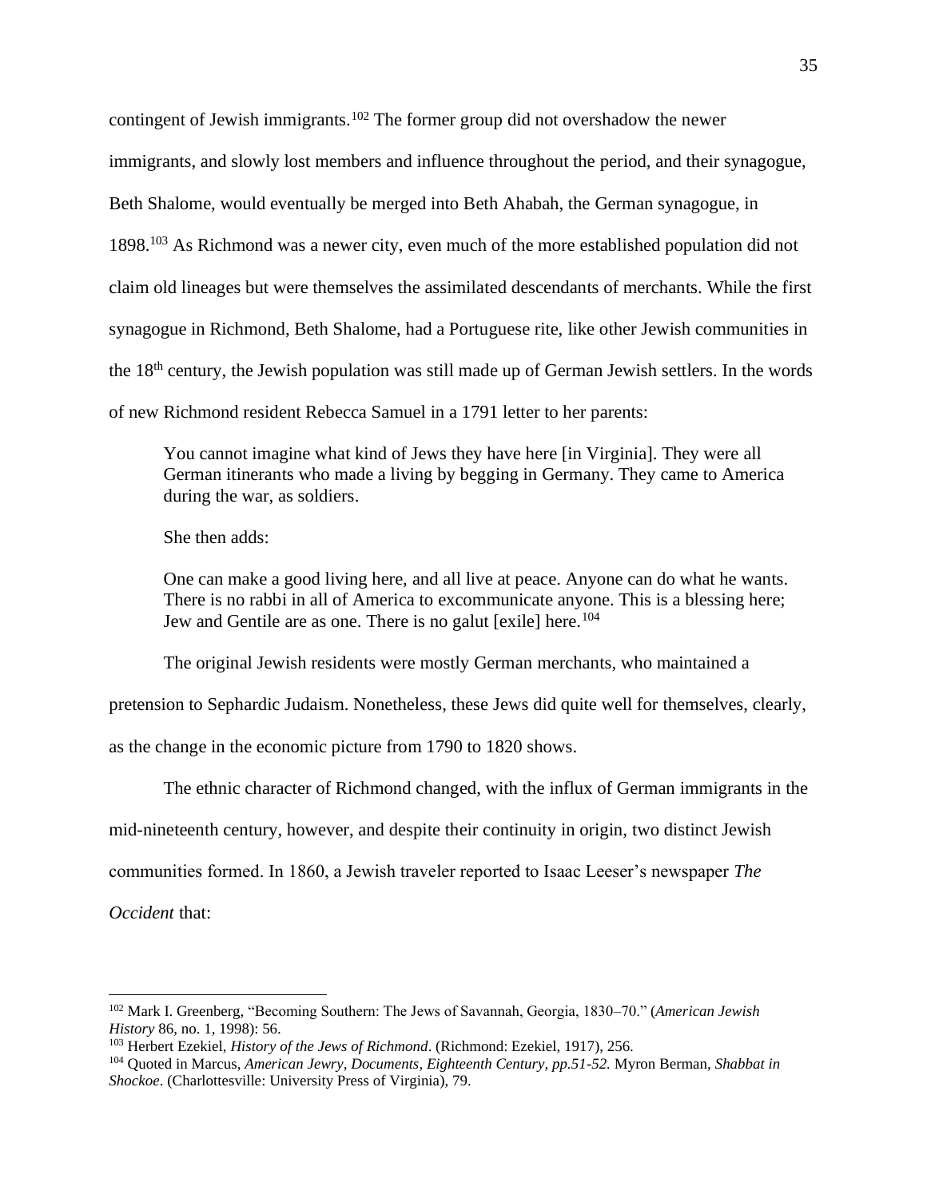contingent of Jewish immigrants.[102] The former group did not overshadow the newer immigrants, and slowly lost members and influence throughout the period, and their synagogue, Beth Shalome, would eventually be merged into Beth Ahabah, the German synagogue, in 1898.[103] As Richmond was a newer city, even much of the more established population did not claim old lineages but were themselves the assimilated descendants of merchants. While the first synagogue in Richmond, Beth Shalome, had a Portuguese rite, like other Jewish communities in the 18th century, the Jewish population was still made up of German Jewish settlers. In the words of new Richmond resident Rebecca Samuel in a 1791 letter to her parents:

> You cannot imagine what kind of Jews they have here [in Virginia]. They were all German itinerants who made a living by begging in Germany. They came to America during the war, as soldiers.
>
> She then adds:
>
> One can make a good living here, and all live at peace. Anyone can do what he wants. There is no rabbi in all of America to excommunicate anyone. This is a blessing here; Jew and Gentile are as one. There is no galut [exile] here.[104]

The original Jewish residents were mostly German merchants, who maintained a pretension to Sephardic Judaism. Nonetheless, these Jews did quite well for themselves, clearly, as the change in the economic picture from 1790 to 1820 shows.

The ethnic character of Richmond changed, with the influx of German immigrants in the mid-nineteenth century, however, and despite their continuity in origin, two distinct Jewish communities formed. In 1860, a Jewish traveler reported to Isaac Leeser's newspaper *The Occident* that:

---

[102] Mark I. Greenberg, "Becoming Southern: The Jews of Savannah, Georgia, 1830–70." (*American Jewish History* 86, no. 1, 1998): 56.

[103] Herbert Ezekiel, *History of the Jews of Richmond*. (Richmond: Ezekiel, 1917), 256.

[104] Quoted in Marcus, *American Jewry, Documents, Eighteenth Century, pp.51-52.* Myron Berman, *Shabbat in Shockoe*. (Charlottesville: University Press of Virginia), 79.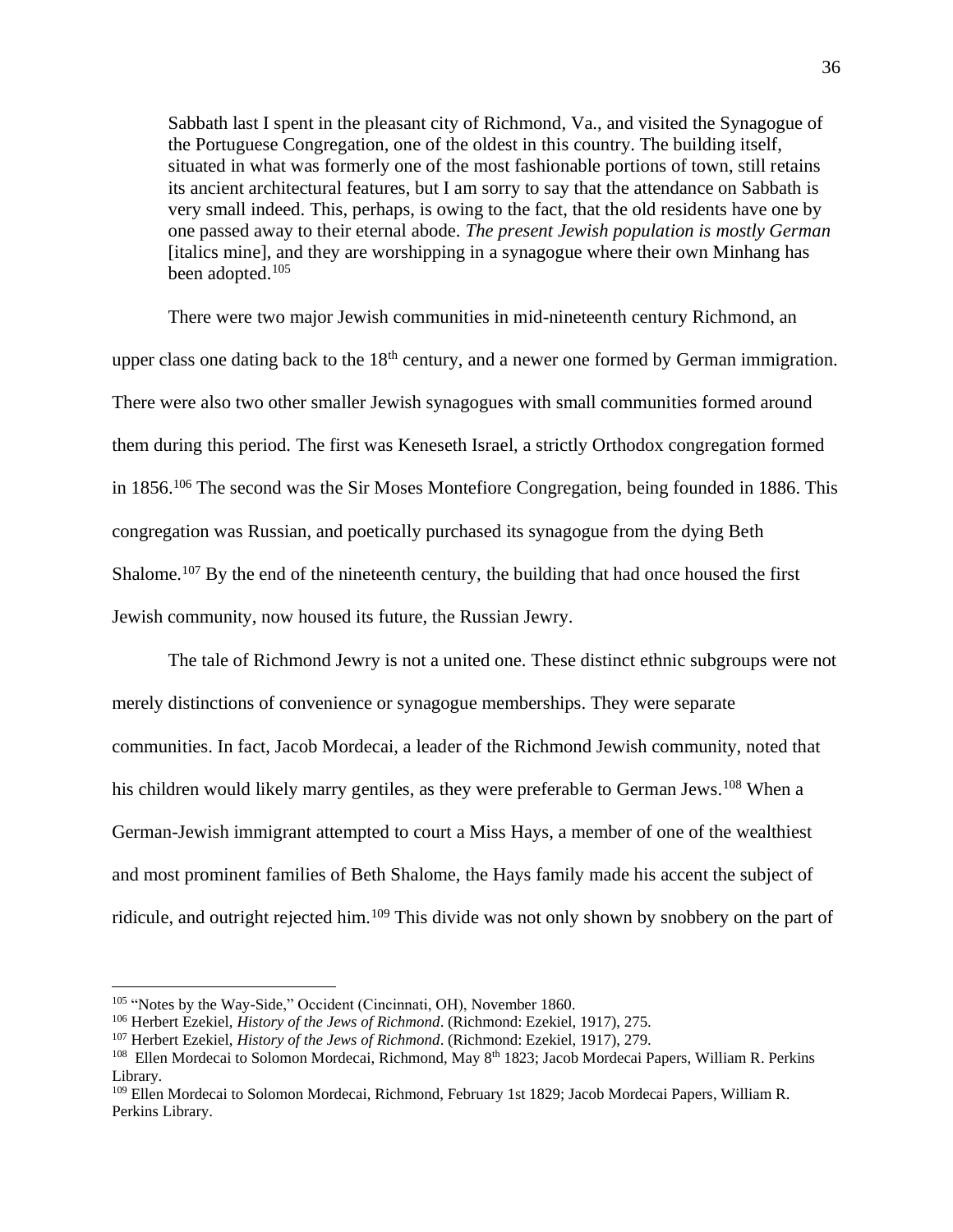> Sabbath last I spent in the pleasant city of Richmond, Va., and visited the Synagogue of the Portuguese Congregation, one of the oldest in this country. The building itself, situated in what was formerly one of the most fashionable portions of town, still retains its ancient architectural features, but I am sorry to say that the attendance on Sabbath is very small indeed. This, perhaps, is owing to the fact, that the old residents have one by one passed away to their eternal abode. *The present Jewish population is mostly German* [italics mine], and they are worshipping in a synagogue where their own Minhang has been adopted.[105]

There were two major Jewish communities in mid-nineteenth century Richmond, an upper class one dating back to the 18th century, and a newer one formed by German immigration. There were also two other smaller Jewish synagogues with small communities formed around them during this period. The first was Keneseth Israel, a strictly Orthodox congregation formed in 1856.[106] The second was the Sir Moses Montefiore Congregation, being founded in 1886. This congregation was Russian, and poetically purchased its synagogue from the dying Beth Shalome.[107] By the end of the nineteenth century, the building that had once housed the first Jewish community, now housed its future, the Russian Jewry.

The tale of Richmond Jewry is not a united one. These distinct ethnic subgroups were not merely distinctions of convenience or synagogue memberships. They were separate communities. In fact, Jacob Mordecai, a leader of the Richmond Jewish community, noted that his children would likely marry gentiles, as they were preferable to German Jews.[108] When a German-Jewish immigrant attempted to court a Miss Hays, a member of one of the wealthiest and most prominent families of Beth Shalome, the Hays family made his accent the subject of ridicule, and outright rejected him.[109] This divide was not only shown by snobbery on the part of

---

[105] "Notes by the Way-Side," Occident (Cincinnati, OH), November 1860.

[106] Herbert Ezekiel, *History of the Jews of Richmond*. (Richmond: Ezekiel, 1917), 275.

[107] Herbert Ezekiel, *History of the Jews of Richmond*. (Richmond: Ezekiel, 1917), 279.

[108] Ellen Mordecai to Solomon Mordecai, Richmond, May 8th 1823; Jacob Mordecai Papers, William R. Perkins Library.

[109] Ellen Mordecai to Solomon Mordecai, Richmond, February 1st 1829; Jacob Mordecai Papers, William R. Perkins Library.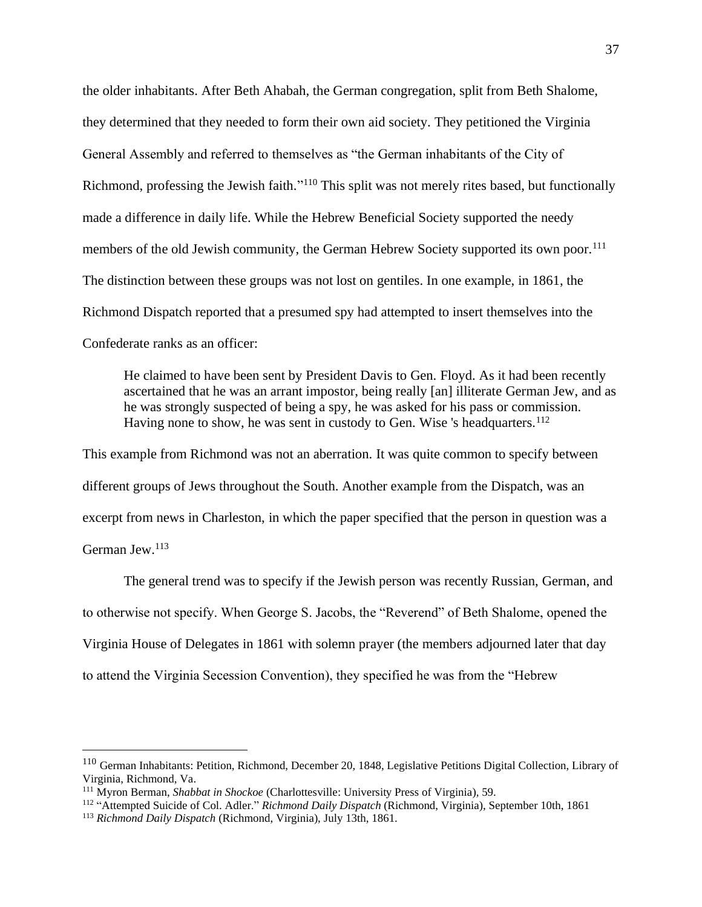the older inhabitants. After Beth Ahabah, the German congregation, split from Beth Shalome, they determined that they needed to form their own aid society. They petitioned the Virginia General Assembly and referred to themselves as "the German inhabitants of the City of Richmond, professing the Jewish faith."[110] This split was not merely rites based, but functionally made a difference in daily life. While the Hebrew Beneficial Society supported the needy members of the old Jewish community, the German Hebrew Society supported its own poor.[111] The distinction between these groups was not lost on gentiles. In one example, in 1861, the Richmond Dispatch reported that a presumed spy had attempted to insert themselves into the Confederate ranks as an officer:

> He claimed to have been sent by President Davis to Gen. Floyd. As it had been recently ascertained that he was an arrant impostor, being really [an] illiterate German Jew, and as he was strongly suspected of being a spy, he was asked for his pass or commission. Having none to show, he was sent in custody to Gen. Wise 's headquarters.[112]

This example from Richmond was not an aberration. It was quite common to specify between different groups of Jews throughout the South. Another example from the Dispatch, was an excerpt from news in Charleston, in which the paper specified that the person in question was a German Jew.[113]

The general trend was to specify if the Jewish person was recently Russian, German, and to otherwise not specify. When George S. Jacobs, the "Reverend" of Beth Shalome, opened the Virginia House of Delegates in 1861 with solemn prayer (the members adjourned later that day to attend the Virginia Secession Convention), they specified he was from the "Hebrew

---

[110] German Inhabitants: Petition, Richmond, December 20, 1848, Legislative Petitions Digital Collection, Library of Virginia, Richmond, Va.

[111] Myron Berman, *Shabbat in Shockoe* (Charlottesville: University Press of Virginia), 59.

[112] "Attempted Suicide of Col. Adler." *Richmond Daily Dispatch* (Richmond, Virginia), September 10th, 1861

[113] *Richmond Daily Dispatch* (Richmond, Virginia), July 13th, 1861.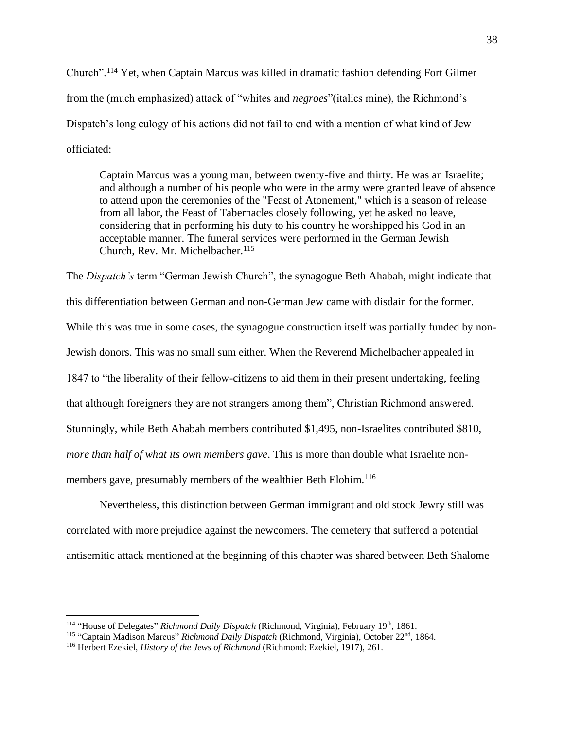Church".[114] Yet, when Captain Marcus was killed in dramatic fashion defending Fort Gilmer from the (much emphasized) attack of "whites and *negroes*"(italics mine), the Richmond's Dispatch's long eulogy of his actions did not fail to end with a mention of what kind of Jew officiated:

> Captain Marcus was a young man, between twenty-five and thirty. He was an Israelite; and although a number of his people who were in the army were granted leave of absence to attend upon the ceremonies of the "Feast of Atonement," which is a season of release from all labor, the Feast of Tabernacles closely following, yet he asked no leave, considering that in performing his duty to his country he worshipped his God in an acceptable manner. The funeral services were performed in the German Jewish Church, Rev. Mr. Michelbacher.[115]

The *Dispatch's* term "German Jewish Church", the synagogue Beth Ahabah, might indicate that this differentiation between German and non-German Jew came with disdain for the former. While this was true in some cases, the synagogue construction itself was partially funded by non-Jewish donors. This was no small sum either. When the Reverend Michelbacher appealed in 1847 to "the liberality of their fellow-citizens to aid them in their present undertaking, feeling that although foreigners they are not strangers among them", Christian Richmond answered. Stunningly, while Beth Ahabah members contributed $1,495, non-Israelites contributed $810, *more than half of what its own members gave*. This is more than double what Israelite non-members gave, presumably members of the wealthier Beth Elohim.[116]

Nevertheless, this distinction between German immigrant and old stock Jewry still was correlated with more prejudice against the newcomers. The cemetery that suffered a potential antisemitic attack mentioned at the beginning of this chapter was shared between Beth Shalome

---

[114] "House of Delegates" *Richmond Daily Dispatch* (Richmond, Virginia), February 19th, 1861.

[115] "Captain Madison Marcus" *Richmond Daily Dispatch* (Richmond, Virginia), October 22nd, 1864.

[116] Herbert Ezekiel, *History of the Jews of Richmond* (Richmond: Ezekiel, 1917), 261.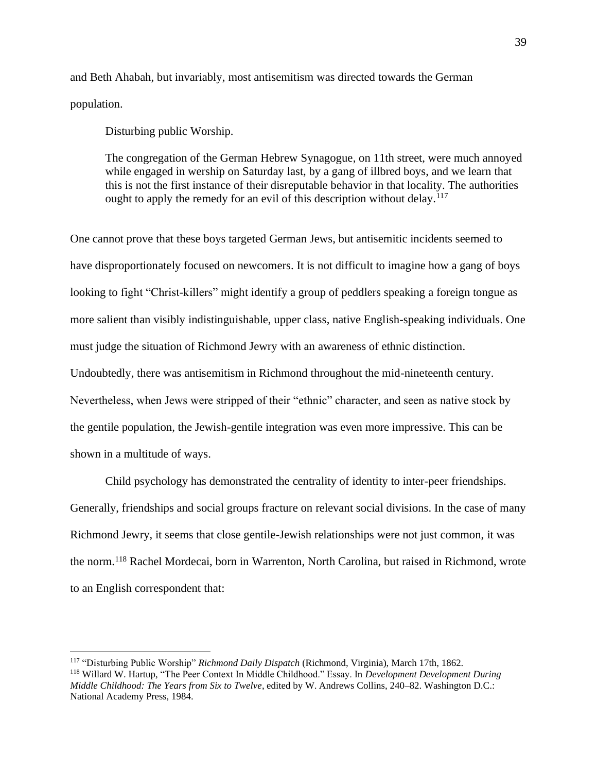and Beth Ahabah, but invariably, most antisemitism was directed towards the German population.

> Disturbing public Worship.
>
> The congregation of the German Hebrew Synagogue, on 11th street, were much annoyed while engaged in wership on Saturday last, by a gang of illbred boys, and we learn that this is not the first instance of their disreputable behavior in that locality. The authorities ought to apply the remedy for an evil of this description without delay.[117]

One cannot prove that these boys targeted German Jews, but antisemitic incidents seemed to have disproportionately focused on newcomers. It is not difficult to imagine how a gang of boys looking to fight "Christ-killers" might identify a group of peddlers speaking a foreign tongue as more salient than visibly indistinguishable, upper class, native English-speaking individuals. One must judge the situation of Richmond Jewry with an awareness of ethnic distinction. Undoubtedly, there was antisemitism in Richmond throughout the mid-nineteenth century. Nevertheless, when Jews were stripped of their "ethnic" character, and seen as native stock by the gentile population, the Jewish-gentile integration was even more impressive. This can be shown in a multitude of ways.

Child psychology has demonstrated the centrality of identity to inter-peer friendships. Generally, friendships and social groups fracture on relevant social divisions. In the case of many Richmond Jewry, it seems that close gentile-Jewish relationships were not just common, it was the norm.[118] Rachel Mordecai, born in Warrenton, North Carolina, but raised in Richmond, wrote to an English correspondent that:

---

[117] "Disturbing Public Worship" *Richmond Daily Dispatch* (Richmond, Virginia), March 17th, 1862.

[118] Willard W. Hartup, "The Peer Context In Middle Childhood." Essay. In *Development Development During Middle Childhood: The Years from Six to Twelve*, edited by W. Andrews Collins, 240–82. Washington D.C.: National Academy Press, 1984.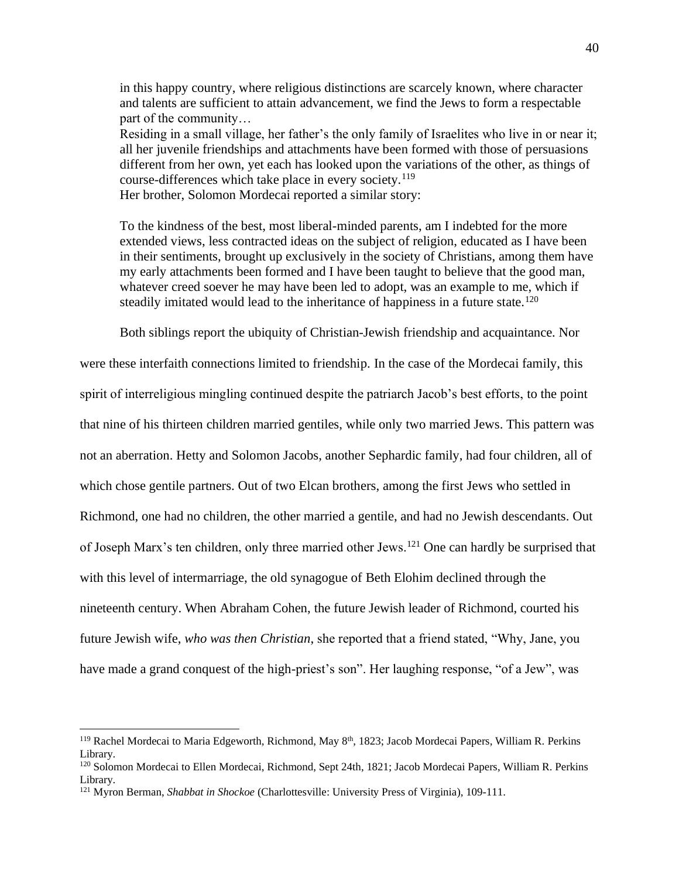> in this happy country, where religious distinctions are scarcely known, where character and talents are sufficient to attain advancement, we find the Jews to form a respectable part of the community…
>
> Residing in a small village, her father's the only family of Israelites who live in or near it; all her juvenile friendships and attachments have been formed with those of persuasions different from her own, yet each has looked upon the variations of the other, as things of course-differences which take place in every society.[119]

Her brother, Solomon Mordecai reported a similar story:

> To the kindness of the best, most liberal-minded parents, am I indebted for the more extended views, less contracted ideas on the subject of religion, educated as I have been in their sentiments, brought up exclusively in the society of Christians, among them have my early attachments been formed and I have been taught to believe that the good man, whatever creed soever he may have been led to adopt, was an example to me, which if steadily imitated would lead to the inheritance of happiness in a future state.[120]

Both siblings report the ubiquity of Christian-Jewish friendship and acquaintance. Nor were these interfaith connections limited to friendship. In the case of the Mordecai family, this spirit of interreligious mingling continued despite the patriarch Jacob's best efforts, to the point that nine of his thirteen children married gentiles, while only two married Jews. This pattern was not an aberration. Hetty and Solomon Jacobs, another Sephardic family, had four children, all of which chose gentile partners. Out of two Elcan brothers, among the first Jews who settled in Richmond, one had no children, the other married a gentile, and had no Jewish descendants. Out of Joseph Marx's ten children, only three married other Jews.[121] One can hardly be surprised that with this level of intermarriage, the old synagogue of Beth Elohim declined through the nineteenth century. When Abraham Cohen, the future Jewish leader of Richmond, courted his future Jewish wife, *who was then Christian*, she reported that a friend stated, "Why, Jane, you have made a grand conquest of the high-priest's son". Her laughing response, "of a Jew", was

---

[119] Rachel Mordecai to Maria Edgeworth, Richmond, May 8th, 1823; Jacob Mordecai Papers, William R. Perkins Library.

[120] Solomon Mordecai to Ellen Mordecai, Richmond, Sept 24th, 1821; Jacob Mordecai Papers, William R. Perkins Library.

[121] Myron Berman, *Shabbat in Shockoe* (Charlottesville: University Press of Virginia), 109-111.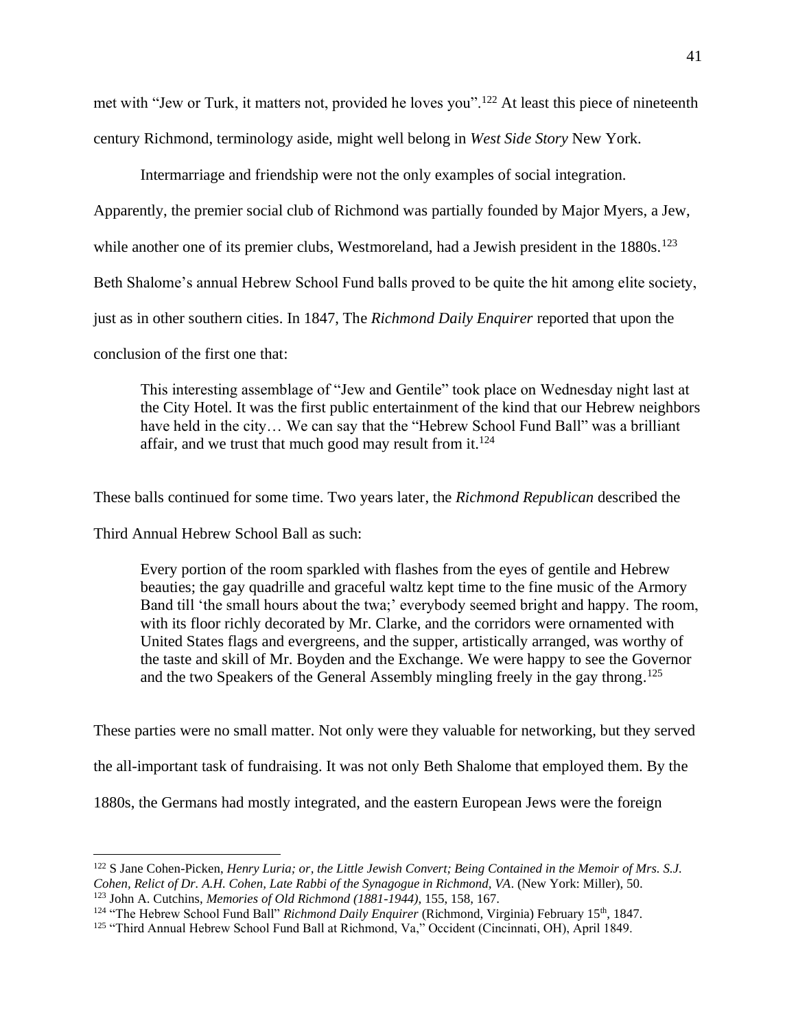met with "Jew or Turk, it matters not, provided he loves you".[122] At least this piece of nineteenth century Richmond, terminology aside, might well belong in *West Side Story* New York.

Intermarriage and friendship were not the only examples of social integration. Apparently, the premier social club of Richmond was partially founded by Major Myers, a Jew, while another one of its premier clubs, Westmoreland, had a Jewish president in the 1880s.[123] Beth Shalome's annual Hebrew School Fund balls proved to be quite the hit among elite society, just as in other southern cities. In 1847, The *Richmond Daily Enquirer* reported that upon the conclusion of the first one that:

> This interesting assemblage of "Jew and Gentile" took place on Wednesday night last at the City Hotel. It was the first public entertainment of the kind that our Hebrew neighbors have held in the city… We can say that the "Hebrew School Fund Ball" was a brilliant affair, and we trust that much good may result from it.[124]

These balls continued for some time. Two years later, the *Richmond Republican* described the Third Annual Hebrew School Ball as such:

> Every portion of the room sparkled with flashes from the eyes of gentile and Hebrew beauties; the gay quadrille and graceful waltz kept time to the fine music of the Armory Band till 'the small hours about the twa;' everybody seemed bright and happy. The room, with its floor richly decorated by Mr. Clarke, and the corridors were ornamented with United States flags and evergreens, and the supper, artistically arranged, was worthy of the taste and skill of Mr. Boyden and the Exchange. We were happy to see the Governor and the two Speakers of the General Assembly mingling freely in the gay throng.[125]

These parties were no small matter. Not only were they valuable for networking, but they served the all-important task of fundraising. It was not only Beth Shalome that employed them. By the 1880s, the Germans had mostly integrated, and the eastern European Jews were the foreign

---

[122] S Jane Cohen-Picken, *Henry Luria; or, the Little Jewish Convert; Being Contained in the Memoir of Mrs. S.J. Cohen, Relict of Dr. A.H. Cohen, Late Rabbi of the Synagogue in Richmond, VA*. (New York: Miller), 50.

[123] John A. Cutchins, *Memories of Old Richmond (1881-1944)*, 155, 158, 167.

[124] "The Hebrew School Fund Ball" *Richmond Daily Enquirer* (Richmond, Virginia) February 15th, 1847.

[125] "Third Annual Hebrew School Fund Ball at Richmond, Va," Occident (Cincinnati, OH), April 1849.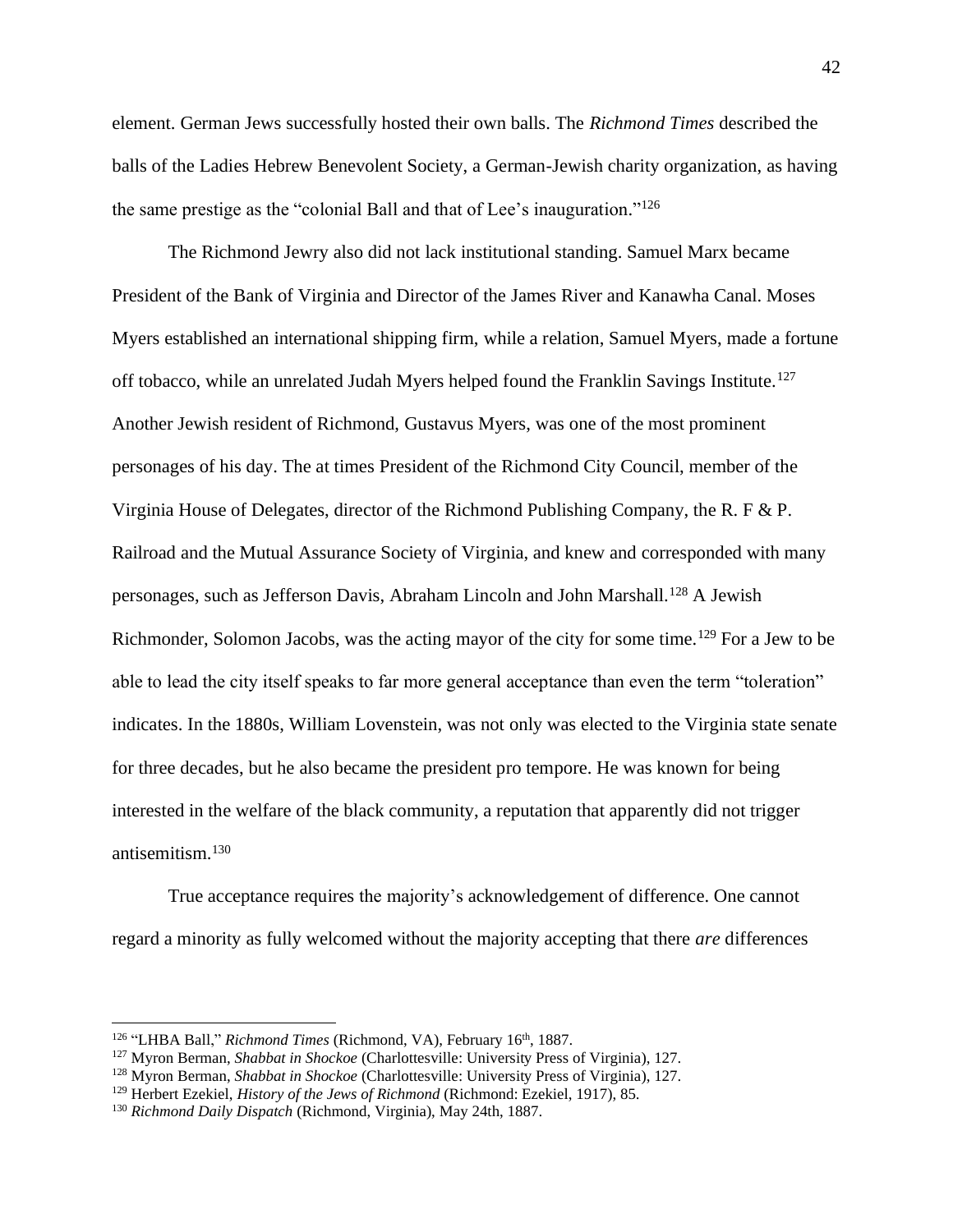element. German Jews successfully hosted their own balls. The *Richmond Times* described the balls of the Ladies Hebrew Benevolent Society, a German-Jewish charity organization, as having the same prestige as the "colonial Ball and that of Lee's inauguration."[126]

The Richmond Jewry also did not lack institutional standing. Samuel Marx became President of the Bank of Virginia and Director of the James River and Kanawha Canal. Moses Myers established an international shipping firm, while a relation, Samuel Myers, made a fortune off tobacco, while an unrelated Judah Myers helped found the Franklin Savings Institute.[127] Another Jewish resident of Richmond, Gustavus Myers, was one of the most prominent personages of his day. The at times President of the Richmond City Council, member of the Virginia House of Delegates, director of the Richmond Publishing Company, the R. F & P. Railroad and the Mutual Assurance Society of Virginia, and knew and corresponded with many personages, such as Jefferson Davis, Abraham Lincoln and John Marshall.[128] A Jewish Richmonder, Solomon Jacobs, was the acting mayor of the city for some time.[129] For a Jew to be able to lead the city itself speaks to far more general acceptance than even the term "toleration" indicates. In the 1880s, William Lovenstein, was not only was elected to the Virginia state senate for three decades, but he also became the president pro tempore. He was known for being interested in the welfare of the black community, a reputation that apparently did not trigger antisemitism.[130]

True acceptance requires the majority's acknowledgement of difference. One cannot regard a minority as fully welcomed without the majority accepting that there *are* differences

---

[126] "LHBA Ball," *Richmond Times* (Richmond, VA), February 16th, 1887.

[127] Myron Berman, *Shabbat in Shockoe* (Charlottesville: University Press of Virginia), 127.

[128] Myron Berman, *Shabbat in Shockoe* (Charlottesville: University Press of Virginia), 127.

[129] Herbert Ezekiel, *History of the Jews of Richmond* (Richmond: Ezekiel, 1917), 85.

[130] *Richmond Daily Dispatch* (Richmond, Virginia), May 24th, 1887.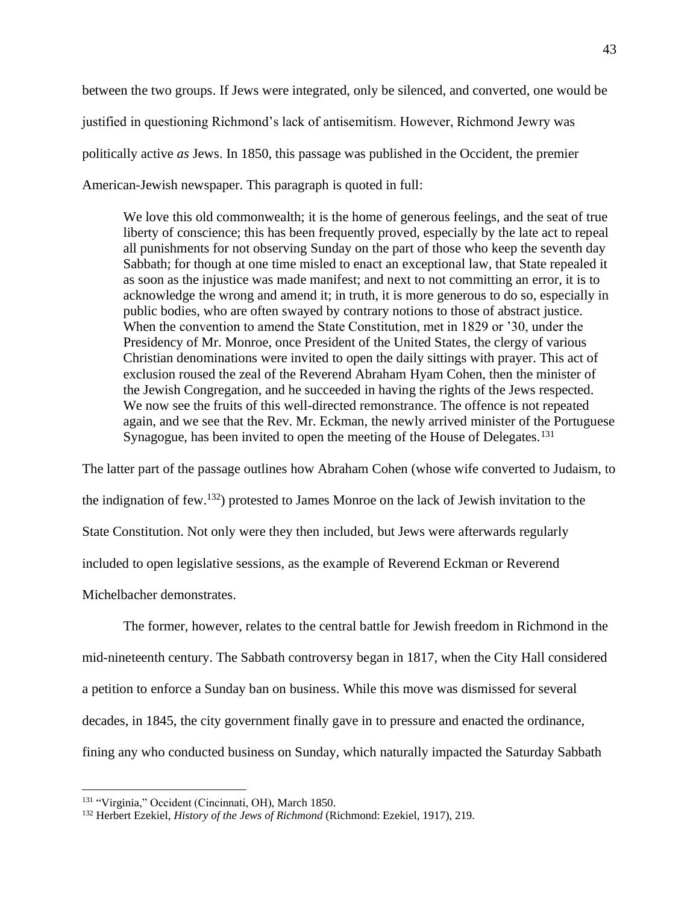between the two groups. If Jews were integrated, only be silenced, and converted, one would be justified in questioning Richmond's lack of antisemitism. However, Richmond Jewry was politically active *as* Jews. In 1850, this passage was published in the Occident, the premier American-Jewish newspaper. This paragraph is quoted in full:

> We love this old commonwealth; it is the home of generous feelings, and the seat of true liberty of conscience; this has been frequently proved, especially by the late act to repeal all punishments for not observing Sunday on the part of those who keep the seventh day Sabbath; for though at one time misled to enact an exceptional law, that State repealed it as soon as the injustice was made manifest; and next to not committing an error, it is to acknowledge the wrong and amend it; in truth, it is more generous to do so, especially in public bodies, who are often swayed by contrary notions to those of abstract justice. When the convention to amend the State Constitution, met in 1829 or '30, under the Presidency of Mr. Monroe, once President of the United States, the clergy of various Christian denominations were invited to open the daily sittings with prayer. This act of exclusion roused the zeal of the Reverend Abraham Hyam Cohen, then the minister of the Jewish Congregation, and he succeeded in having the rights of the Jews respected. We now see the fruits of this well-directed remonstrance. The offence is not repeated again, and we see that the Rev. Mr. Eckman, the newly arrived minister of the Portuguese Synagogue, has been invited to open the meeting of the House of Delegates.[131]

The latter part of the passage outlines how Abraham Cohen (whose wife converted to Judaism, to the indignation of few.[132]) protested to James Monroe on the lack of Jewish invitation to the State Constitution. Not only were they then included, but Jews were afterwards regularly included to open legislative sessions, as the example of Reverend Eckman or Reverend Michelbacher demonstrates.

The former, however, relates to the central battle for Jewish freedom in Richmond in the mid-nineteenth century. The Sabbath controversy began in 1817, when the City Hall considered a petition to enforce a Sunday ban on business. While this move was dismissed for several decades, in 1845, the city government finally gave in to pressure and enacted the ordinance, fining any who conducted business on Sunday, which naturally impacted the Saturday Sabbath

---

[131] "Virginia," Occident (Cincinnati, OH), March 1850.

[132] Herbert Ezekiel, *History of the Jews of Richmond* (Richmond: Ezekiel, 1917), 219.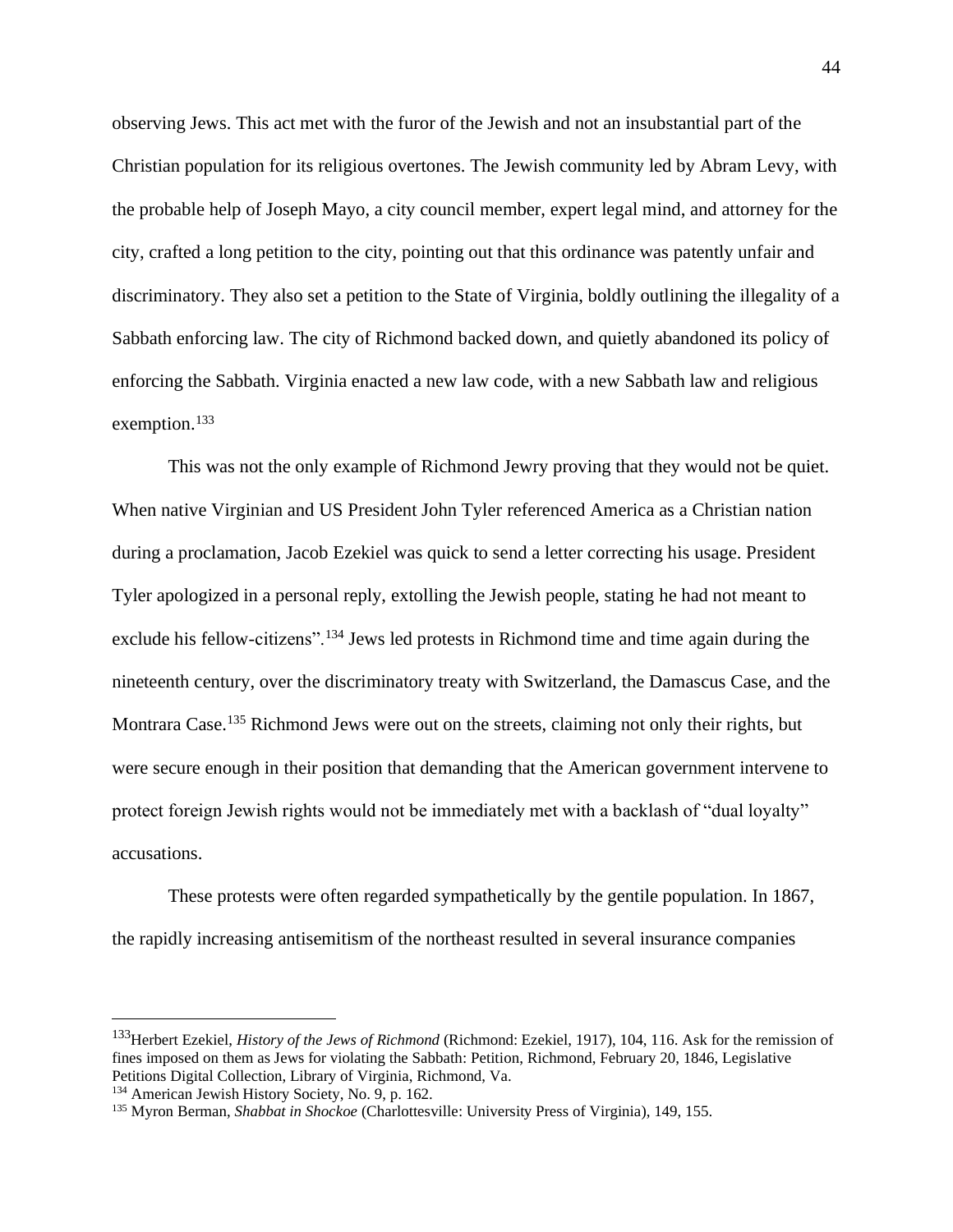observing Jews. This act met with the furor of the Jewish and not an insubstantial part of the Christian population for its religious overtones. The Jewish community led by Abram Levy, with the probable help of Joseph Mayo, a city council member, expert legal mind, and attorney for the city, crafted a long petition to the city, pointing out that this ordinance was patently unfair and discriminatory. They also set a petition to the State of Virginia, boldly outlining the illegality of a Sabbath enforcing law. The city of Richmond backed down, and quietly abandoned its policy of enforcing the Sabbath. Virginia enacted a new law code, with a new Sabbath law and religious exemption.[133]

This was not the only example of Richmond Jewry proving that they would not be quiet. When native Virginian and US President John Tyler referenced America as a Christian nation during a proclamation, Jacob Ezekiel was quick to send a letter correcting his usage. President Tyler apologized in a personal reply, extolling the Jewish people, stating he had not meant to exclude his fellow-citizens".[134] Jews led protests in Richmond time and time again during the nineteenth century, over the discriminatory treaty with Switzerland, the Damascus Case, and the Montrara Case.[135] Richmond Jews were out on the streets, claiming not only their rights, but were secure enough in their position that demanding that the American government intervene to protect foreign Jewish rights would not be immediately met with a backlash of "dual loyalty" accusations.

These protests were often regarded sympathetically by the gentile population. In 1867, the rapidly increasing antisemitism of the northeast resulted in several insurance companies

---

[133] Herbert Ezekiel, *History of the Jews of Richmond* (Richmond: Ezekiel, 1917), 104, 116. Ask for the remission of fines imposed on them as Jews for violating the Sabbath: Petition, Richmond, February 20, 1846, Legislative Petitions Digital Collection, Library of Virginia, Richmond, Va.

[134] American Jewish History Society, No. 9, p. 162.

[135] Myron Berman, *Shabbat in Shockoe* (Charlottesville: University Press of Virginia), 149, 155.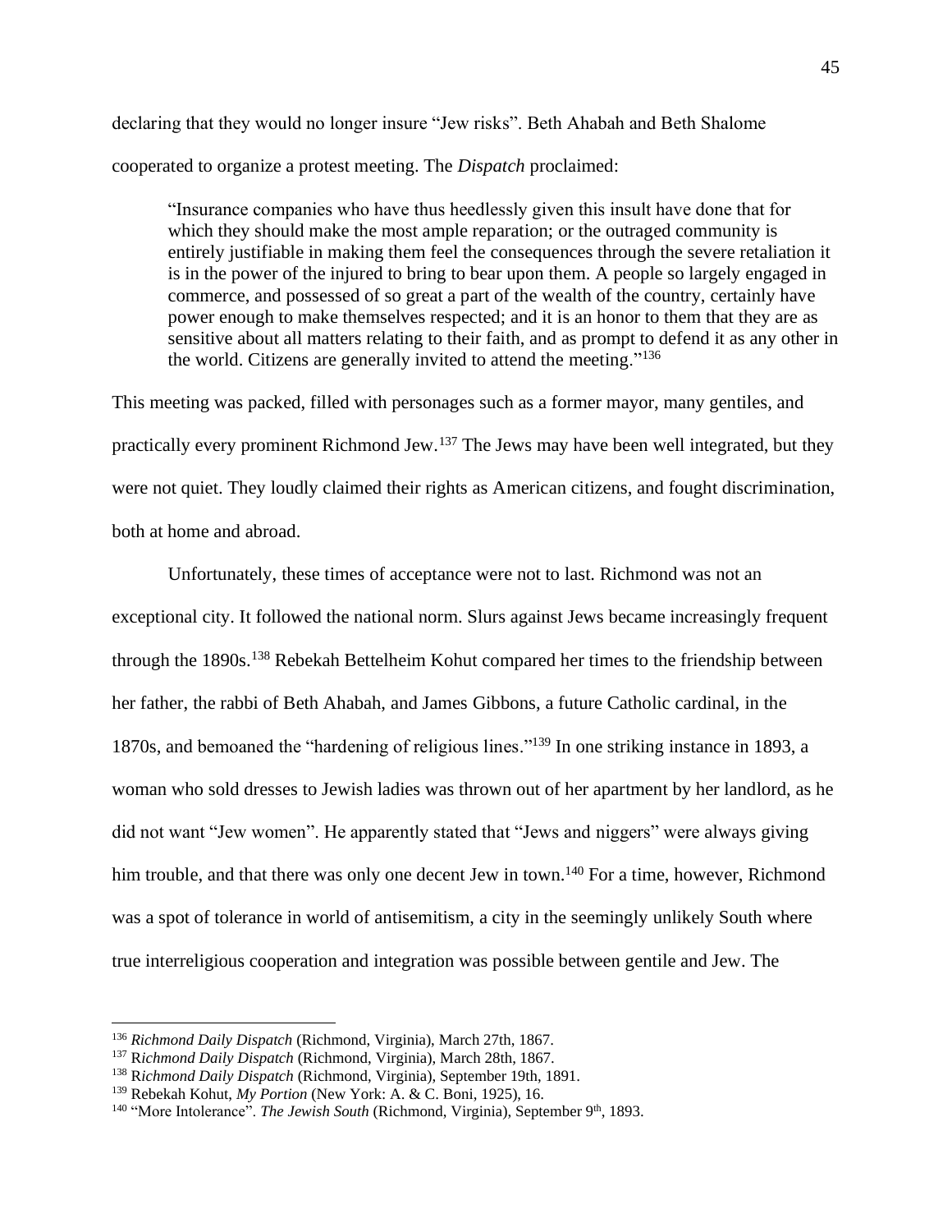declaring that they would no longer insure "Jew risks". Beth Ahabah and Beth Shalome cooperated to organize a protest meeting. The *Dispatch* proclaimed:

> "Insurance companies who have thus heedlessly given this insult have done that for which they should make the most ample reparation; or the outraged community is entirely justifiable in making them feel the consequences through the severe retaliation it is in the power of the injured to bring to bear upon them. A people so largely engaged in commerce, and possessed of so great a part of the wealth of the country, certainly have power enough to make themselves respected; and it is an honor to them that they are as sensitive about all matters relating to their faith, and as prompt to defend it as any other in the world. Citizens are generally invited to attend the meeting."[136]

This meeting was packed, filled with personages such as a former mayor, many gentiles, and practically every prominent Richmond Jew.[137] The Jews may have been well integrated, but they were not quiet. They loudly claimed their rights as American citizens, and fought discrimination, both at home and abroad.

Unfortunately, these times of acceptance were not to last. Richmond was not an exceptional city. It followed the national norm. Slurs against Jews became increasingly frequent through the 1890s.[138] Rebekah Bettelheim Kohut compared her times to the friendship between her father, the rabbi of Beth Ahabah, and James Gibbons, a future Catholic cardinal, in the 1870s, and bemoaned the "hardening of religious lines."[139] In one striking instance in 1893, a woman who sold dresses to Jewish ladies was thrown out of her apartment by her landlord, as he did not want "Jew women". He apparently stated that "Jews and niggers" were always giving him trouble, and that there was only one decent Jew in town.[140] For a time, however, Richmond was a spot of tolerance in world of antisemitism, a city in the seemingly unlikely South where true interreligious cooperation and integration was possible between gentile and Jew. The

---

[136] *Richmond Daily Dispatch* (Richmond, Virginia), March 27th, 1867.

[137] R*ichmond Daily Dispatch* (Richmond, Virginia), March 28th, 1867.

[138] R*ichmond Daily Dispatch* (Richmond, Virginia), September 19th, 1891.

[139] Rebekah Kohut, *My Portion* (New York: A. & C. Boni, 1925), 16.

[140] "More Intolerance". *The Jewish South* (Richmond, Virginia), September 9th, 1893.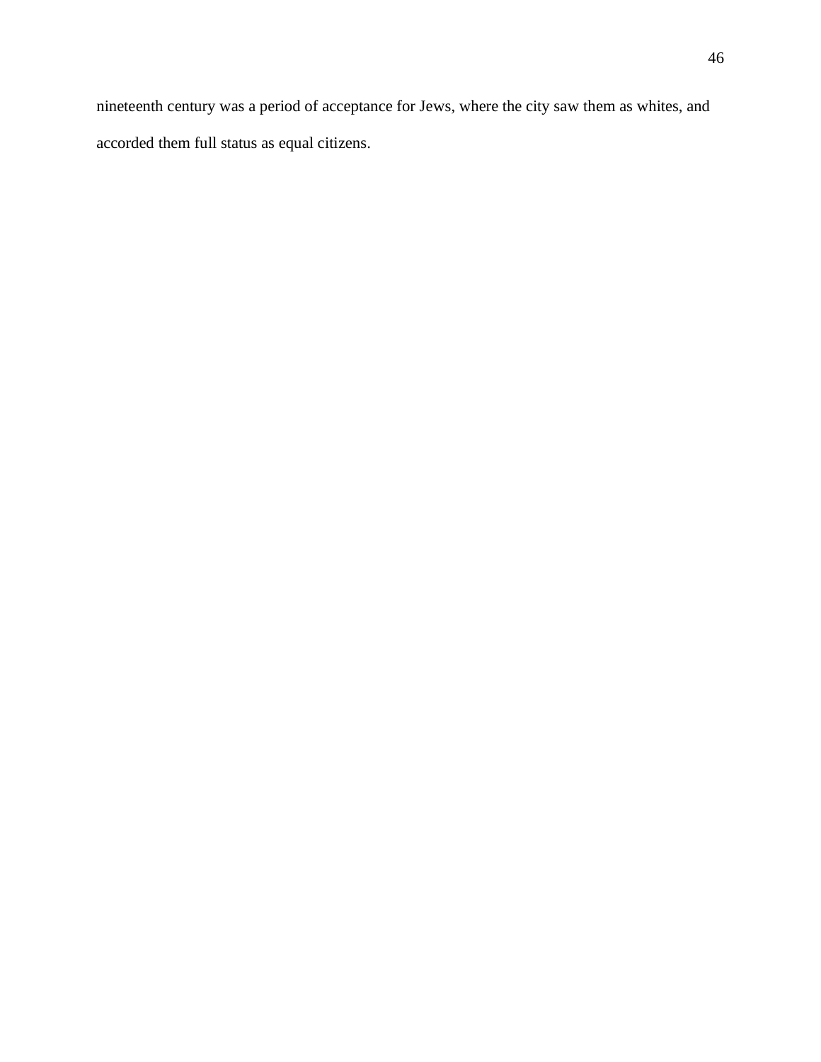nineteenth century was a period of acceptance for Jews, where the city saw them as whites, and accorded them full status as equal citizens.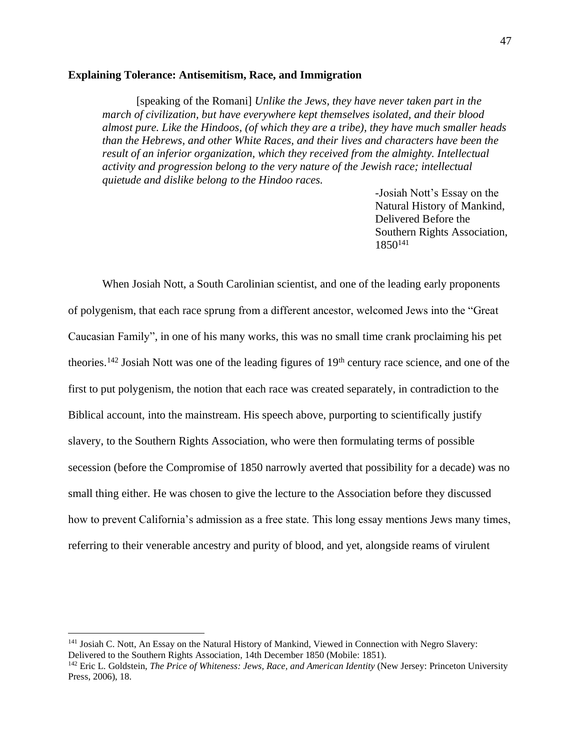**Explaining Tolerance: Antisemitism, Race, and Immigration**

> [speaking of the Romani] *Unlike the Jews, they have never taken part in the march of civilization, but have everywhere kept themselves isolated, and their blood almost pure. Like the Hindoos, (of which they are a tribe), they have much smaller heads than the Hebrews, and other White Races, and their lives and characters have been the result of an inferior organization, which they received from the almighty. Intellectual activity and progression belong to the very nature of the Jewish race; intellectual quietude and dislike belong to the Hindoo races.*
>
> -Josiah Nott's Essay on the Natural History of Mankind, Delivered Before the Southern Rights Association, 1850[141]

When Josiah Nott, a South Carolinian scientist, and one of the leading early proponents of polygenism, that each race sprung from a different ancestor, welcomed Jews into the "Great Caucasian Family", in one of his many works, this was no small time crank proclaiming his pet theories.[142] Josiah Nott was one of the leading figures of 19th century race science, and one of the first to put polygenism, the notion that each race was created separately, in contradiction to the Biblical account, into the mainstream. His speech above, purporting to scientifically justify slavery, to the Southern Rights Association, who were then formulating terms of possible secession (before the Compromise of 1850 narrowly averted that possibility for a decade) was no small thing either. He was chosen to give the lecture to the Association before they discussed how to prevent California's admission as a free state. This long essay mentions Jews many times, referring to their venerable ancestry and purity of blood, and yet, alongside reams of virulent

---

[141] Josiah C. Nott, An Essay on the Natural History of Mankind, Viewed in Connection with Negro Slavery: Delivered to the Southern Rights Association, 14th December 1850 (Mobile: 1851).

[142] Eric L. Goldstein, *The Price of Whiteness: Jews, Race, and American Identity* (New Jersey: Princeton University Press, 2006), 18.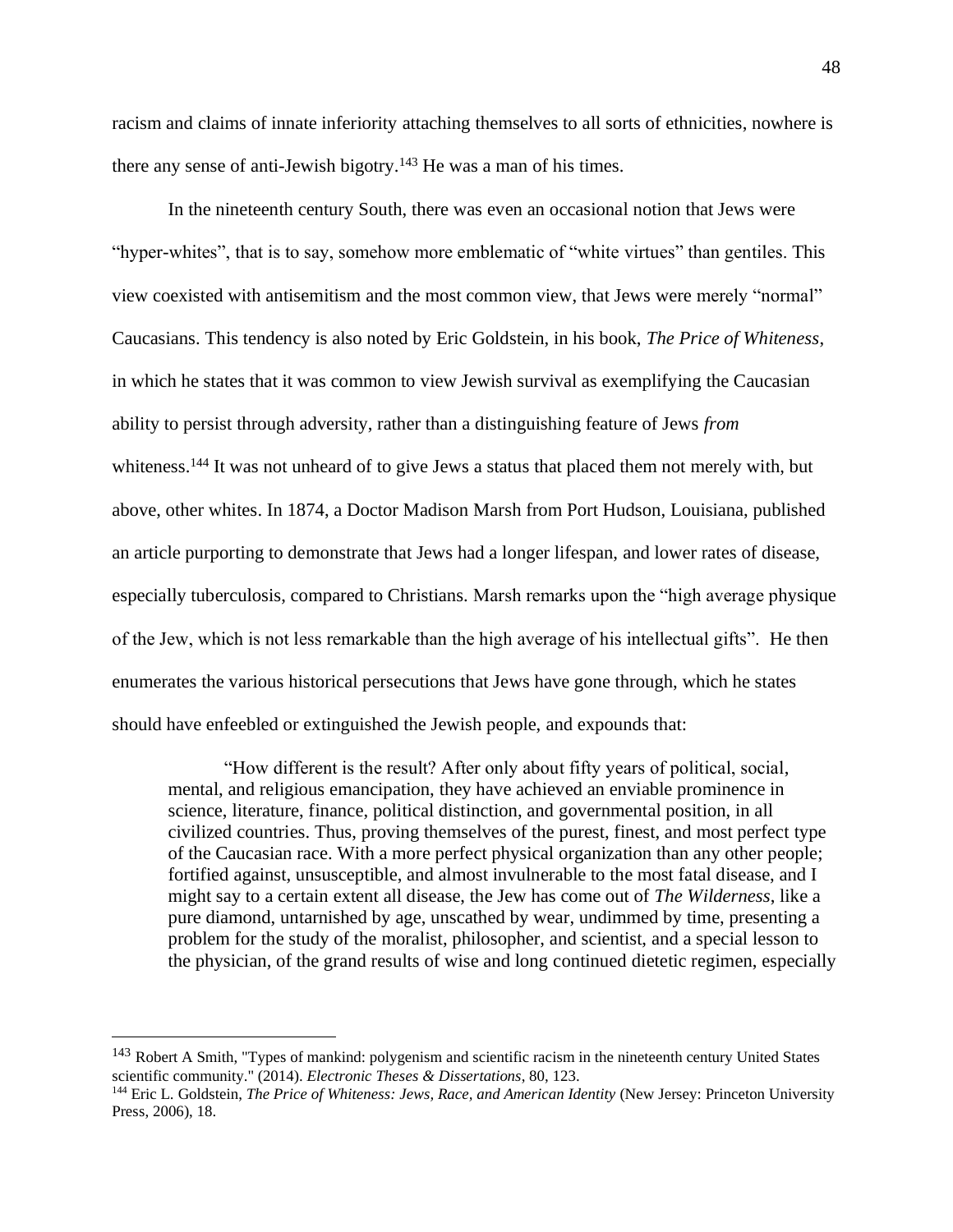racism and claims of innate inferiority attaching themselves to all sorts of ethnicities, nowhere is there any sense of anti-Jewish bigotry.[143] He was a man of his times.

In the nineteenth century South, there was even an occasional notion that Jews were "hyper-whites", that is to say, somehow more emblematic of "white virtues" than gentiles. This view coexisted with antisemitism and the most common view, that Jews were merely "normal" Caucasians. This tendency is also noted by Eric Goldstein, in his book, *The Price of Whiteness*, in which he states that it was common to view Jewish survival as exemplifying the Caucasian ability to persist through adversity, rather than a distinguishing feature of Jews *from* whiteness.[144] It was not unheard of to give Jews a status that placed them not merely with, but above, other whites. In 1874, a Doctor Madison Marsh from Port Hudson, Louisiana, published an article purporting to demonstrate that Jews had a longer lifespan, and lower rates of disease, especially tuberculosis, compared to Christians. Marsh remarks upon the "high average physique of the Jew, which is not less remarkable than the high average of his intellectual gifts". He then enumerates the various historical persecutions that Jews have gone through, which he states should have enfeebled or extinguished the Jewish people, and expounds that:

> "How different is the result? After only about fifty years of political, social, mental, and religious emancipation, they have achieved an enviable prominence in science, literature, finance, political distinction, and governmental position, in all civilized countries. Thus, proving themselves of the purest, finest, and most perfect type of the Caucasian race. With a more perfect physical organization than any other people; fortified against, unsusceptible, and almost invulnerable to the most fatal disease, and I might say to a certain extent all disease, the Jew has come out of *The Wilderness*, like a pure diamond, untarnished by age, unscathed by wear, undimmed by time, presenting a problem for the study of the moralist, philosopher, and scientist, and a special lesson to the physician, of the grand results of wise and long continued dietetic regimen, especially

---

[143] Robert A Smith, "Types of mankind: polygenism and scientific racism in the nineteenth century United States scientific community." (2014). *Electronic Theses & Dissertations*, 80, 123.

[144] Eric L. Goldstein, *The Price of Whiteness: Jews, Race, and American Identity* (New Jersey: Princeton University Press, 2006), 18.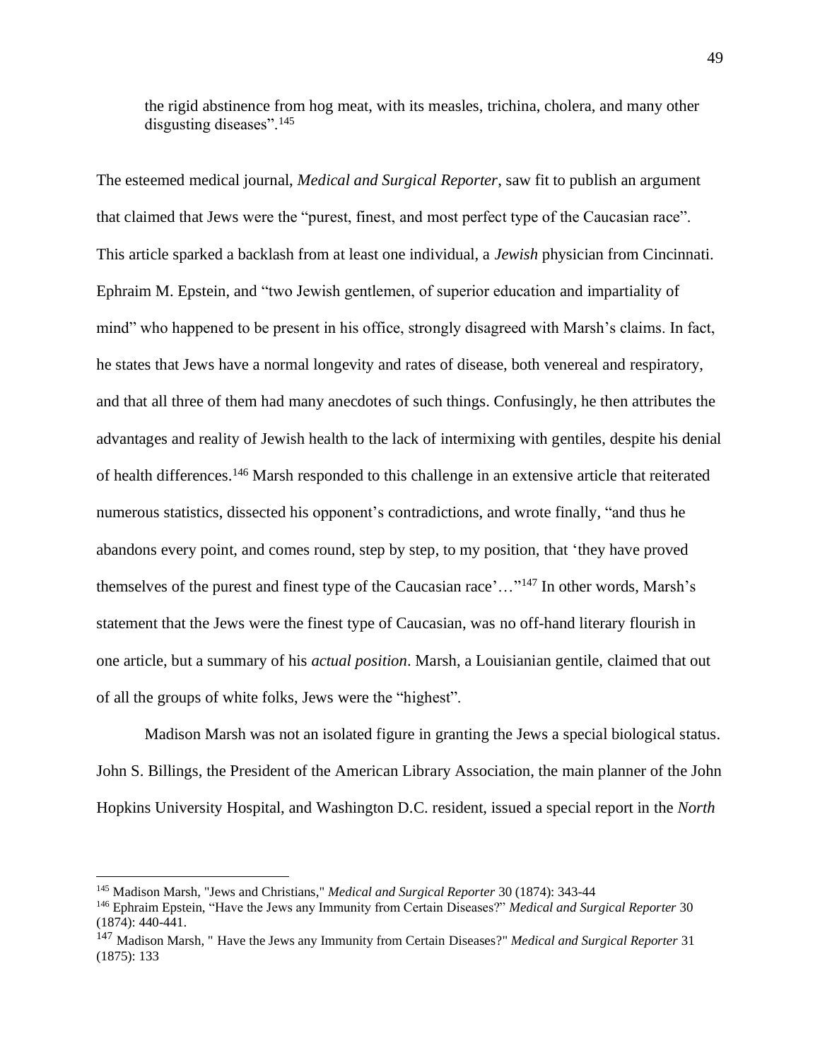the rigid abstinence from hog meat, with its measles, trichina, cholera, and many other disgusting diseases".[145]

The esteemed medical journal, *Medical and Surgical Reporter*, saw fit to publish an argument that claimed that Jews were the "purest, finest, and most perfect type of the Caucasian race". This article sparked a backlash from at least one individual, a *Jewish* physician from Cincinnati. Ephraim M. Epstein, and "two Jewish gentlemen, of superior education and impartiality of mind" who happened to be present in his office, strongly disagreed with Marsh's claims. In fact, he states that Jews have a normal longevity and rates of disease, both venereal and respiratory, and that all three of them had many anecdotes of such things. Confusingly, he then attributes the advantages and reality of Jewish health to the lack of intermixing with gentiles, despite his denial of health differences.[146] Marsh responded to this challenge in an extensive article that reiterated numerous statistics, dissected his opponent's contradictions, and wrote finally, "and thus he abandons every point, and comes round, step by step, to my position, that 'they have proved themselves of the purest and finest type of the Caucasian race'…"[147] In other words, Marsh's statement that the Jews were the finest type of Caucasian, was no off-hand literary flourish in one article, but a summary of his *actual position*. Marsh, a Louisianian gentile, claimed that out of all the groups of white folks, Jews were the "highest".

Madison Marsh was not an isolated figure in granting the Jews a special biological status. John S. Billings, the President of the American Library Association, the main planner of the John Hopkins University Hospital, and Washington D.C. resident, issued a special report in the *North*

---

[145] Madison Marsh, "Jews and Christians," *Medical and Surgical Reporter* 30 (1874): 343-44

[146] Ephraim Epstein, "Have the Jews any Immunity from Certain Diseases?" *Medical and Surgical Reporter* 30 (1874): 440-441.

[147] Madison Marsh, " Have the Jews any Immunity from Certain Diseases?" *Medical and Surgical Reporter* 31 (1875): 133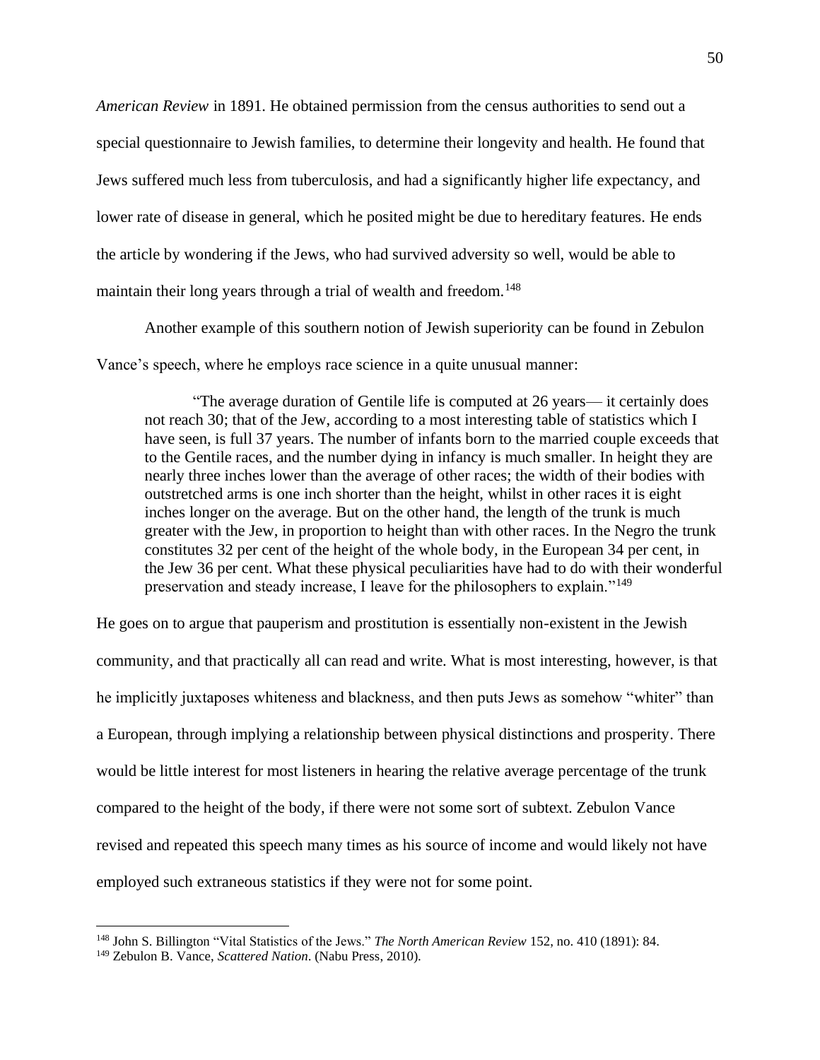*American Review* in 1891. He obtained permission from the census authorities to send out a special questionnaire to Jewish families, to determine their longevity and health. He found that Jews suffered much less from tuberculosis, and had a significantly higher life expectancy, and lower rate of disease in general, which he posited might be due to hereditary features. He ends the article by wondering if the Jews, who had survived adversity so well, would be able to maintain their long years through a trial of wealth and freedom.[148]

Another example of this southern notion of Jewish superiority can be found in Zebulon Vance's speech, where he employs race science in a quite unusual manner:

> "The average duration of Gentile life is computed at 26 years— it certainly does not reach 30; that of the Jew, according to a most interesting table of statistics which I have seen, is full 37 years. The number of infants born to the married couple exceeds that to the Gentile races, and the number dying in infancy is much smaller. In height they are nearly three inches lower than the average of other races; the width of their bodies with outstretched arms is one inch shorter than the height, whilst in other races it is eight inches longer on the average. But on the other hand, the length of the trunk is much greater with the Jew, in proportion to height than with other races. In the Negro the trunk constitutes 32 per cent of the height of the whole body, in the European 34 per cent, in the Jew 36 per cent. What these physical peculiarities have had to do with their wonderful preservation and steady increase, I leave for the philosophers to explain."[149]

He goes on to argue that pauperism and prostitution is essentially non-existent in the Jewish community, and that practically all can read and write. What is most interesting, however, is that he implicitly juxtaposes whiteness and blackness, and then puts Jews as somehow "whiter" than a European, through implying a relationship between physical distinctions and prosperity. There would be little interest for most listeners in hearing the relative average percentage of the trunk compared to the height of the body, if there were not some sort of subtext. Zebulon Vance revised and repeated this speech many times as his source of income and would likely not have employed such extraneous statistics if they were not for some point.

---

[148] John S. Billington "Vital Statistics of the Jews." *The North American Review* 152, no. 410 (1891): 84.

[149] Zebulon B. Vance, *Scattered Nation*. (Nabu Press, 2010).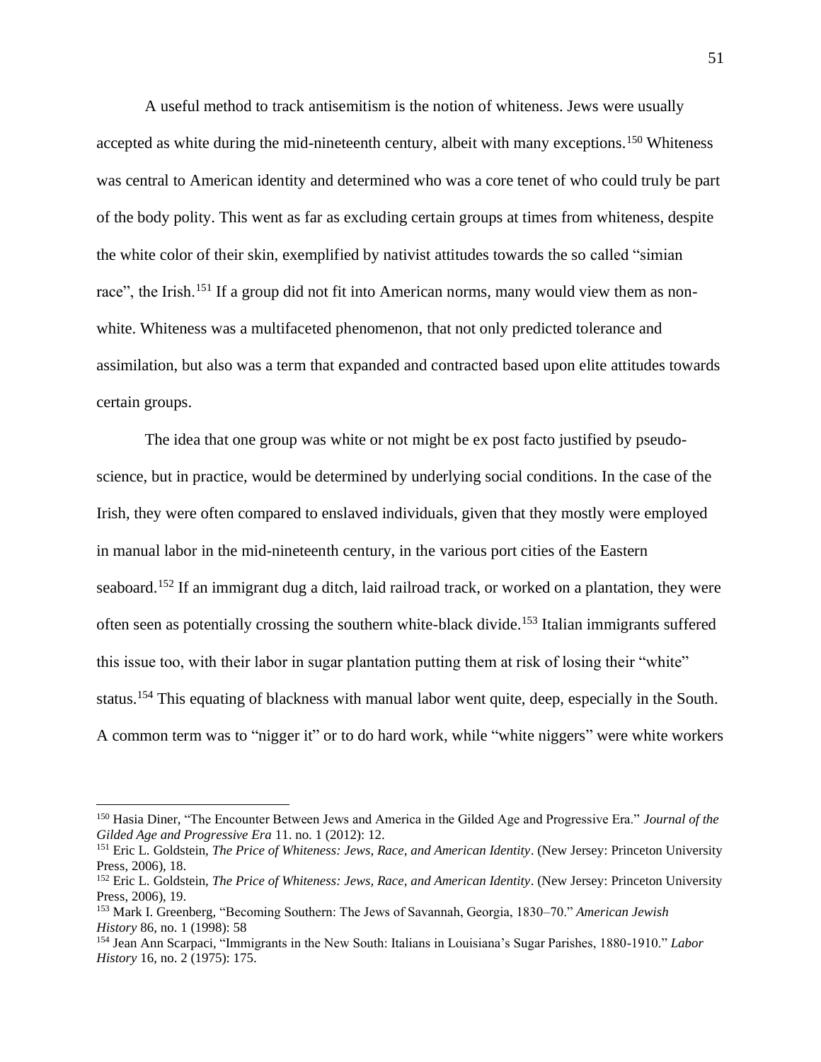A useful method to track antisemitism is the notion of whiteness. Jews were usually accepted as white during the mid-nineteenth century, albeit with many exceptions.[150] Whiteness was central to American identity and determined who was a core tenet of who could truly be part of the body polity. This went as far as excluding certain groups at times from whiteness, despite the white color of their skin, exemplified by nativist attitudes towards the so called "simian race", the Irish.[151] If a group did not fit into American norms, many would view them as non-white. Whiteness was a multifaceted phenomenon, that not only predicted tolerance and assimilation, but also was a term that expanded and contracted based upon elite attitudes towards certain groups.

The idea that one group was white or not might be ex post facto justified by pseudo-science, but in practice, would be determined by underlying social conditions. In the case of the Irish, they were often compared to enslaved individuals, given that they mostly were employed in manual labor in the mid-nineteenth century, in the various port cities of the Eastern seaboard.[152] If an immigrant dug a ditch, laid railroad track, or worked on a plantation, they were often seen as potentially crossing the southern white-black divide.[153] Italian immigrants suffered this issue too, with their labor in sugar plantation putting them at risk of losing their "white" status.[154] This equating of blackness with manual labor went quite, deep, especially in the South. A common term was to "nigger it" or to do hard work, while "white niggers" were white workers

---

[150] Hasia Diner, "The Encounter Between Jews and America in the Gilded Age and Progressive Era." *Journal of the Gilded Age and Progressive Era* 11. no. 1 (2012): 12.

[151] Eric L. Goldstein, *The Price of Whiteness: Jews, Race, and American Identity*. (New Jersey: Princeton University Press, 2006), 18.

[152] Eric L. Goldstein, *The Price of Whiteness: Jews, Race, and American Identity*. (New Jersey: Princeton University Press, 2006), 19.

[153] Mark I. Greenberg, "Becoming Southern: The Jews of Savannah, Georgia, 1830–70." *American Jewish History* 86, no. 1 (1998): 58

[154] Jean Ann Scarpaci, "Immigrants in the New South: Italians in Louisiana's Sugar Parishes, 1880-1910." *Labor History* 16, no. 2 (1975): 175.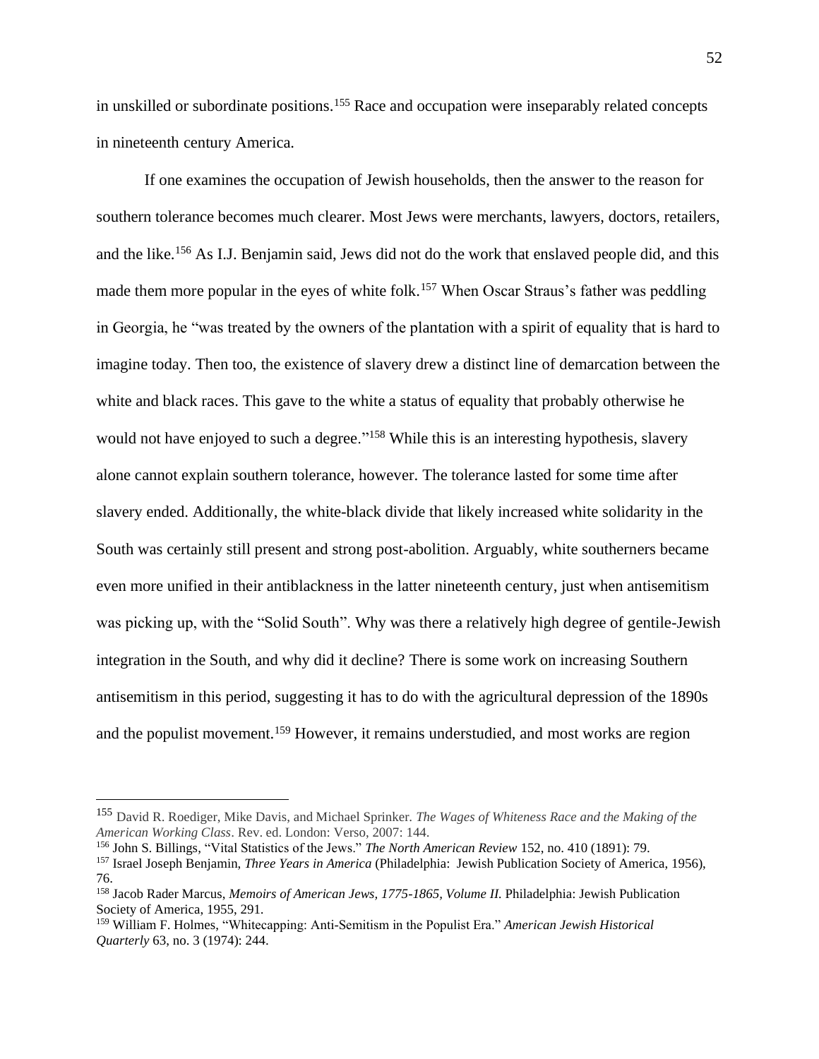in unskilled or subordinate positions.[155] Race and occupation were inseparably related concepts in nineteenth century America.

If one examines the occupation of Jewish households, then the answer to the reason for southern tolerance becomes much clearer. Most Jews were merchants, lawyers, doctors, retailers, and the like.[156] As I.J. Benjamin said, Jews did not do the work that enslaved people did, and this made them more popular in the eyes of white folk.[157] When Oscar Straus's father was peddling in Georgia, he "was treated by the owners of the plantation with a spirit of equality that is hard to imagine today. Then too, the existence of slavery drew a distinct line of demarcation between the white and black races. This gave to the white a status of equality that probably otherwise he would not have enjoyed to such a degree."[158] While this is an interesting hypothesis, slavery alone cannot explain southern tolerance, however. The tolerance lasted for some time after slavery ended. Additionally, the white-black divide that likely increased white solidarity in the South was certainly still present and strong post-abolition. Arguably, white southerners became even more unified in their antiblackness in the latter nineteenth century, just when antisemitism was picking up, with the "Solid South". Why was there a relatively high degree of gentile-Jewish integration in the South, and why did it decline? There is some work on increasing Southern antisemitism in this period, suggesting it has to do with the agricultural depression of the 1890s and the populist movement.[159] However, it remains understudied, and most works are region

---

[155] David R. Roediger, Mike Davis, and Michael Sprinker. *The Wages of Whiteness Race and the Making of the American Working Class*. Rev. ed. London: Verso, 2007: 144.

[156] John S. Billings, "Vital Statistics of the Jews." *The North American Review* 152, no. 410 (1891): 79.

[157] Israel Joseph Benjamin, *Three Years in America* (Philadelphia: Jewish Publication Society of America, 1956), 76.

[158] Jacob Rader Marcus, *Memoirs of American Jews, 1775-1865, Volume II.* Philadelphia: Jewish Publication Society of America, 1955, 291.

[159] William F. Holmes, "Whitecapping: Anti-Semitism in the Populist Era." *American Jewish Historical Quarterly* 63, no. 3 (1974): 244.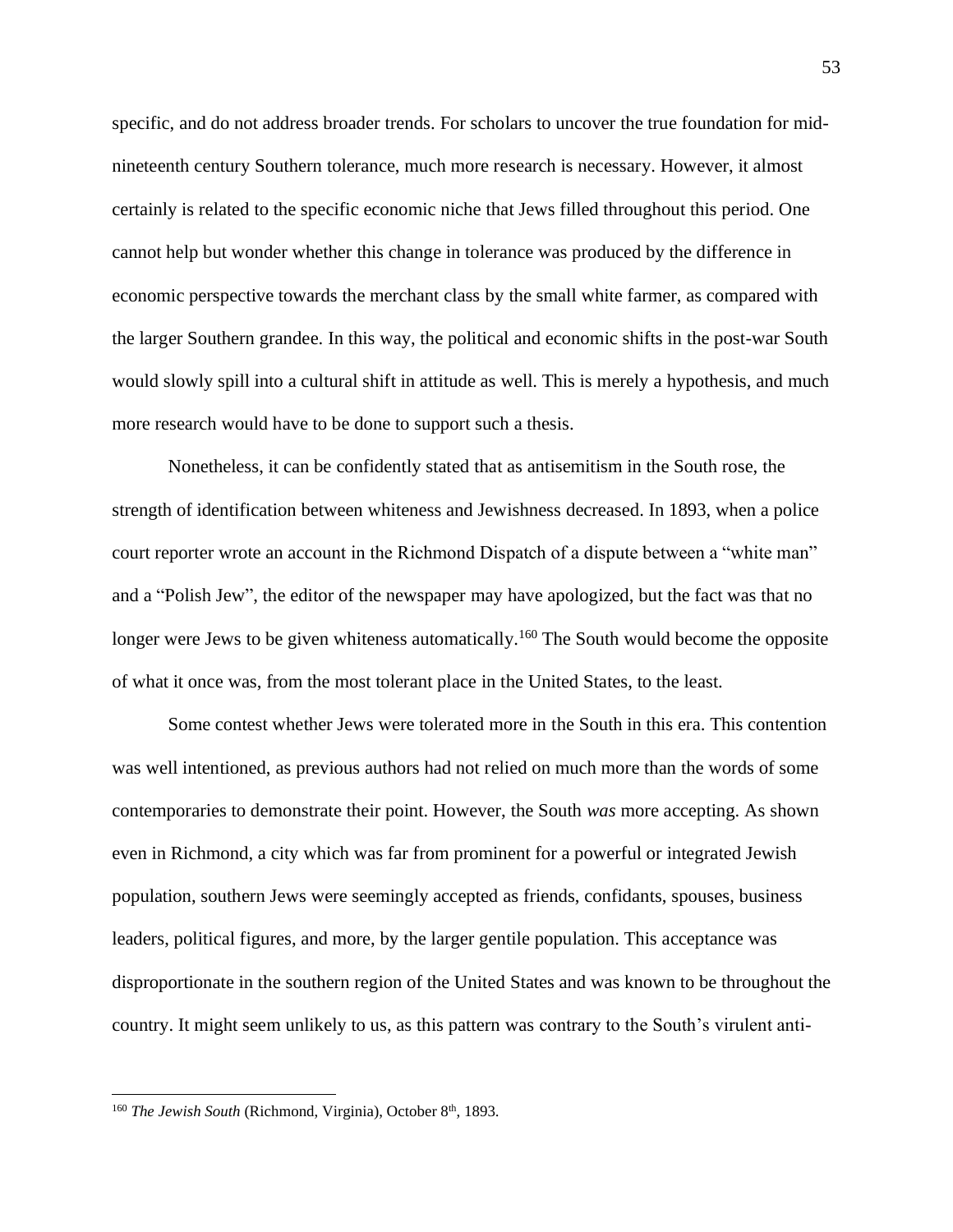specific, and do not address broader trends. For scholars to uncover the true foundation for mid-nineteenth century Southern tolerance, much more research is necessary. However, it almost certainly is related to the specific economic niche that Jews filled throughout this period. One cannot help but wonder whether this change in tolerance was produced by the difference in economic perspective towards the merchant class by the small white farmer, as compared with the larger Southern grandee. In this way, the political and economic shifts in the post-war South would slowly spill into a cultural shift in attitude as well. This is merely a hypothesis, and much more research would have to be done to support such a thesis.

Nonetheless, it can be confidently stated that as antisemitism in the South rose, the strength of identification between whiteness and Jewishness decreased. In 1893, when a police court reporter wrote an account in the Richmond Dispatch of a dispute between a "white man" and a "Polish Jew", the editor of the newspaper may have apologized, but the fact was that no longer were Jews to be given whiteness automatically.[160] The South would become the opposite of what it once was, from the most tolerant place in the United States, to the least.

Some contest whether Jews were tolerated more in the South in this era. This contention was well intentioned, as previous authors had not relied on much more than the words of some contemporaries to demonstrate their point. However, the South *was* more accepting. As shown even in Richmond, a city which was far from prominent for a powerful or integrated Jewish population, southern Jews were seemingly accepted as friends, confidants, spouses, business leaders, political figures, and more, by the larger gentile population. This acceptance was disproportionate in the southern region of the United States and was known to be throughout the country. It might seem unlikely to us, as this pattern was contrary to the South's virulent anti-

[160] *The Jewish South* (Richmond, Virginia), October 8th, 1893.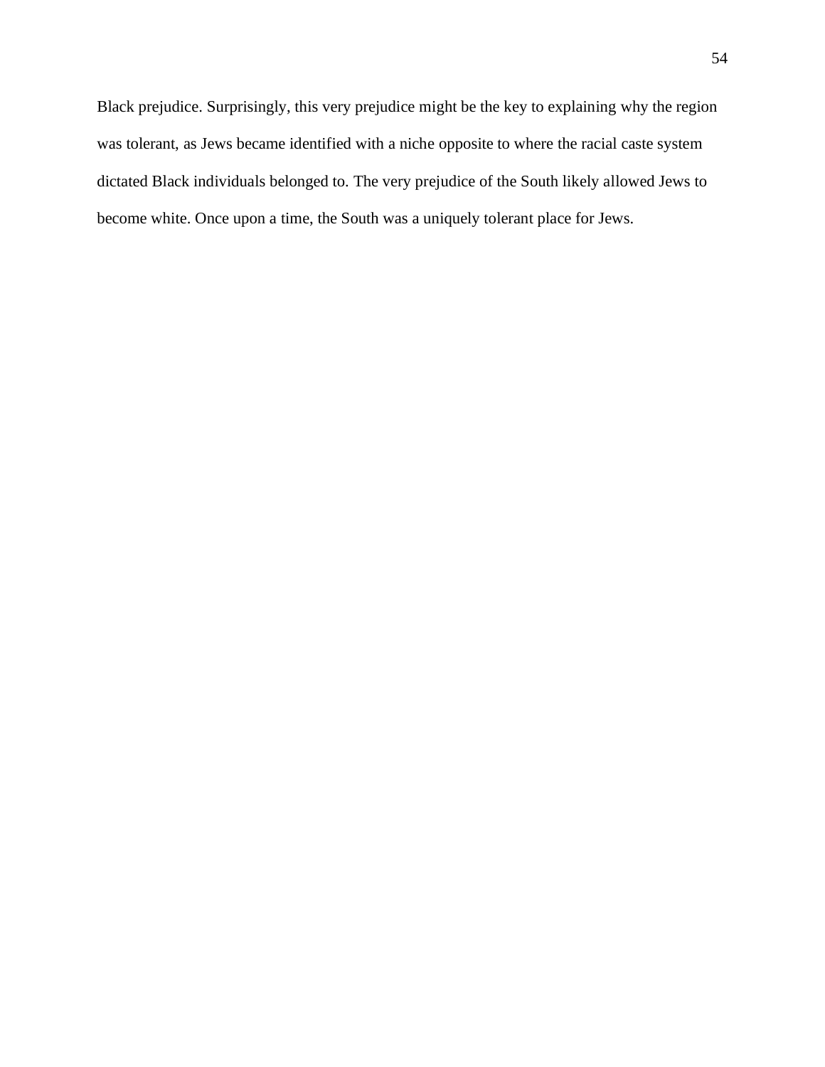Black prejudice. Surprisingly, this very prejudice might be the key to explaining why the region was tolerant, as Jews became identified with a niche opposite to where the racial caste system dictated Black individuals belonged to. The very prejudice of the South likely allowed Jews to become white. Once upon a time, the South was a uniquely tolerant place for Jews.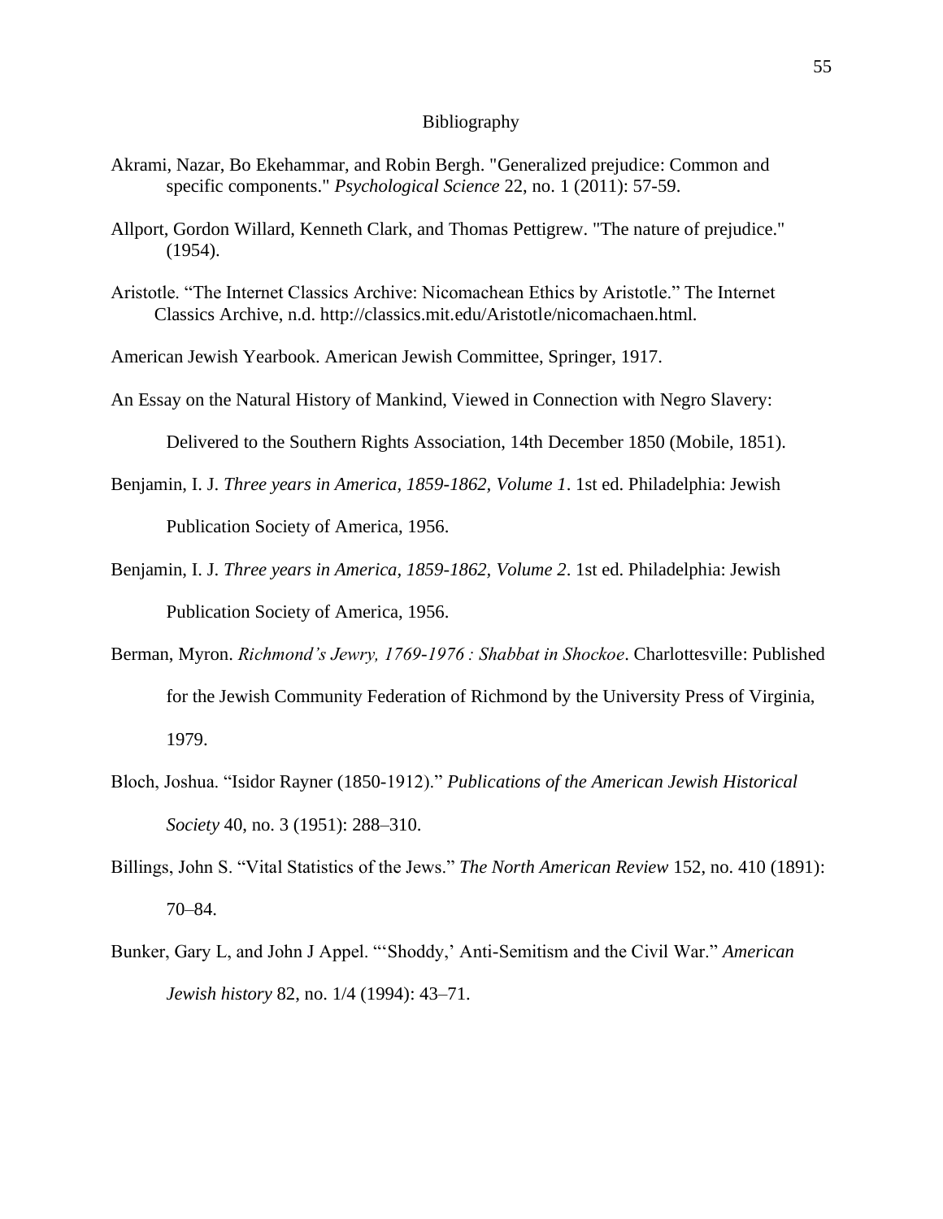# Bibliography

Akrami, Nazar, Bo Ekehammar, and Robin Bergh. "Generalized prejudice: Common and specific components." *Psychological Science* 22, no. 1 (2011): 57-59.

Allport, Gordon Willard, Kenneth Clark, and Thomas Pettigrew. "The nature of prejudice." (1954).

Aristotle. "The Internet Classics Archive: Nicomachean Ethics by Aristotle." The Internet Classics Archive, n.d. http://classics.mit.edu/Aristotle/nicomachaen.html.

American Jewish Yearbook. American Jewish Committee, Springer, 1917.

An Essay on the Natural History of Mankind, Viewed in Connection with Negro Slavery: Delivered to the Southern Rights Association, 14th December 1850 (Mobile, 1851).

Benjamin, I. J. *Three years in America, 1859-1862, Volume 1*. 1st ed. Philadelphia: Jewish Publication Society of America, 1956.

Benjamin, I. J. *Three years in America, 1859-1862, Volume 2*. 1st ed. Philadelphia: Jewish Publication Society of America, 1956.

Berman, Myron. *Richmond's Jewry, 1769-1976 : Shabbat in Shockoe*. Charlottesville: Published for the Jewish Community Federation of Richmond by the University Press of Virginia, 1979.

Bloch, Joshua. "Isidor Rayner (1850-1912)." *Publications of the American Jewish Historical Society* 40, no. 3 (1951): 288–310.

Billings, John S. "Vital Statistics of the Jews." *The North American Review* 152, no. 410 (1891): 70–84.

Bunker, Gary L, and John J Appel. "'Shoddy,' Anti-Semitism and the Civil War." *American Jewish history* 82, no. 1/4 (1994): 43–71.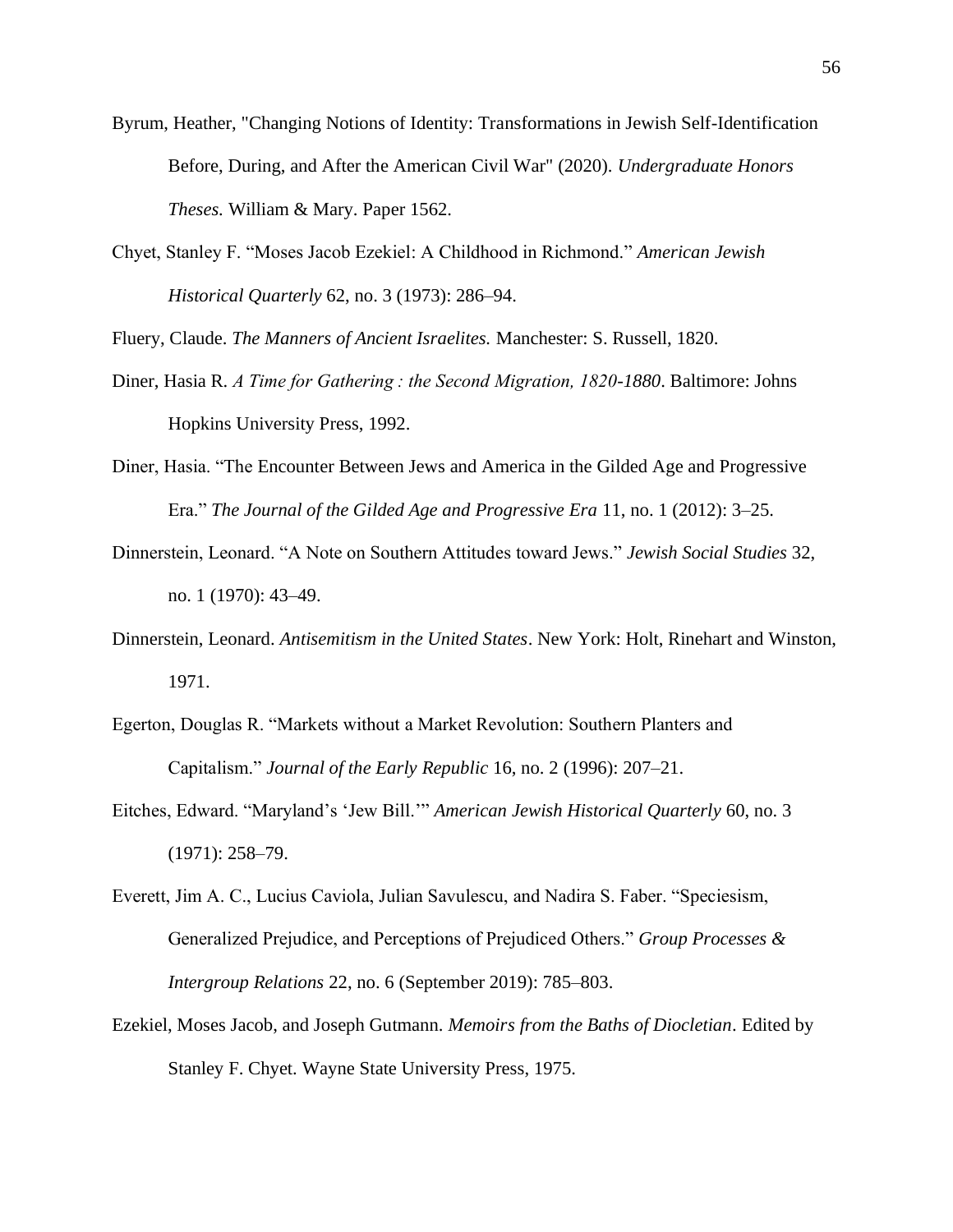Byrum, Heather, "Changing Notions of Identity: Transformations in Jewish Self-Identification Before, During, and After the American Civil War" (2020). *Undergraduate Honors Theses.* William & Mary. Paper 1562.

Chyet, Stanley F. "Moses Jacob Ezekiel: A Childhood in Richmond." *American Jewish Historical Quarterly* 62, no. 3 (1973): 286–94.

Fluery, Claude. *The Manners of Ancient Israelites.* Manchester: S. Russell, 1820.

Diner, Hasia R. *A Time for Gathering : the Second Migration, 1820-1880*. Baltimore: Johns Hopkins University Press, 1992.

Diner, Hasia. "The Encounter Between Jews and America in the Gilded Age and Progressive Era." *The Journal of the Gilded Age and Progressive Era* 11, no. 1 (2012): 3–25.

Dinnerstein, Leonard. "A Note on Southern Attitudes toward Jews." *Jewish Social Studies* 32, no. 1 (1970): 43–49.

Dinnerstein, Leonard. *Antisemitism in the United States*. New York: Holt, Rinehart and Winston, 1971.

Egerton, Douglas R. "Markets without a Market Revolution: Southern Planters and Capitalism." *Journal of the Early Republic* 16, no. 2 (1996): 207–21.

Eitches, Edward. "Maryland's 'Jew Bill.'" *American Jewish Historical Quarterly* 60, no. 3 (1971): 258–79.

Everett, Jim A. C., Lucius Caviola, Julian Savulescu, and Nadira S. Faber. "Speciesism, Generalized Prejudice, and Perceptions of Prejudiced Others." *Group Processes & Intergroup Relations* 22, no. 6 (September 2019): 785–803.

Ezekiel, Moses Jacob, and Joseph Gutmann. *Memoirs from the Baths of Diocletian*. Edited by Stanley F. Chyet. Wayne State University Press, 1975.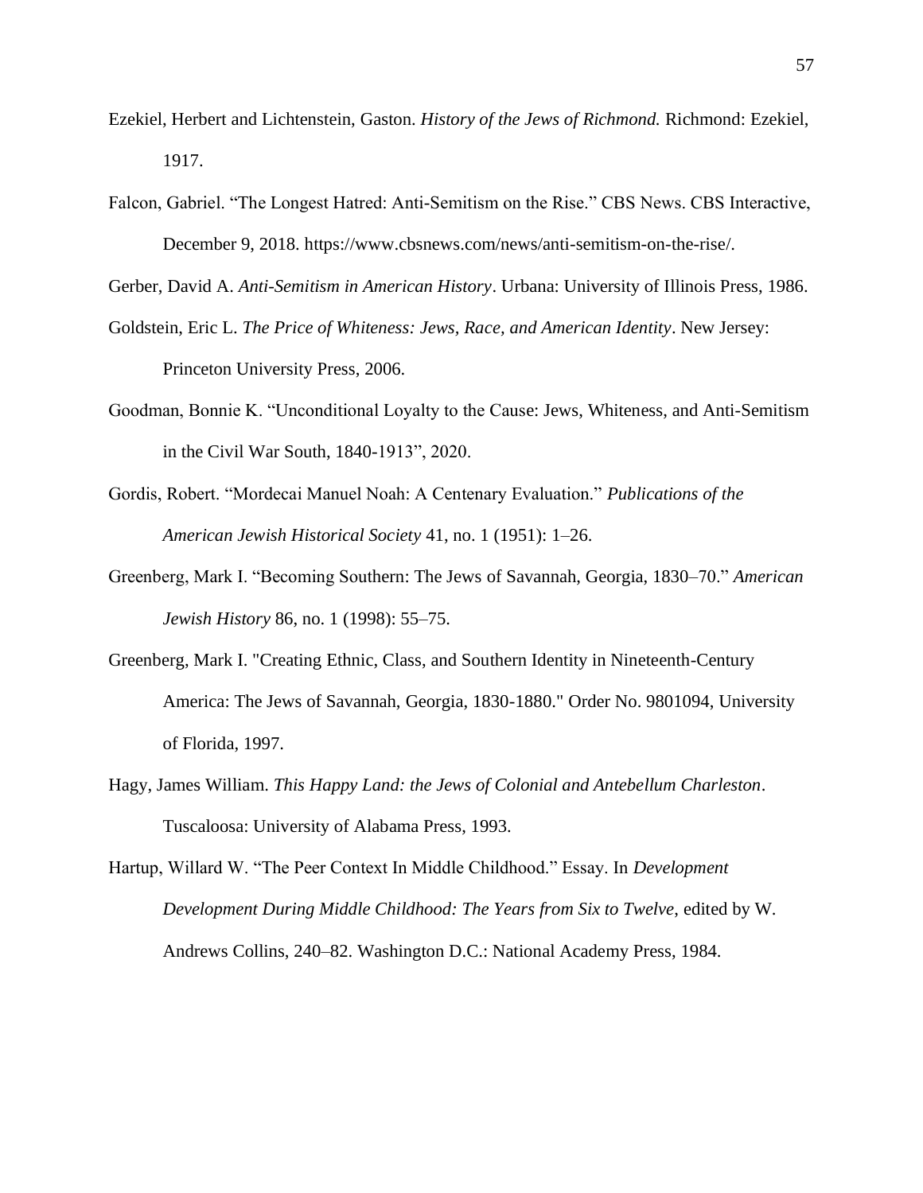Ezekiel, Herbert and Lichtenstein, Gaston. *History of the Jews of Richmond.* Richmond: Ezekiel, 1917.

Falcon, Gabriel. "The Longest Hatred: Anti-Semitism on the Rise." CBS News. CBS Interactive, December 9, 2018. https://www.cbsnews.com/news/anti-semitism-on-the-rise/.

Gerber, David A. *Anti-Semitism in American History*. Urbana: University of Illinois Press, 1986.

Goldstein, Eric L. *The Price of Whiteness: Jews, Race, and American Identity*. New Jersey: Princeton University Press, 2006.

Goodman, Bonnie K. "Unconditional Loyalty to the Cause: Jews, Whiteness, and Anti-Semitism in the Civil War South, 1840-1913", 2020.

Gordis, Robert. "Mordecai Manuel Noah: A Centenary Evaluation." *Publications of the American Jewish Historical Society* 41, no. 1 (1951): 1–26.

Greenberg, Mark I. "Becoming Southern: The Jews of Savannah, Georgia, 1830–70." *American Jewish History* 86, no. 1 (1998): 55–75.

Greenberg, Mark I. "Creating Ethnic, Class, and Southern Identity in Nineteenth-Century America: The Jews of Savannah, Georgia, 1830-1880." Order No. 9801094, University of Florida, 1997.

Hagy, James William. *This Happy Land: the Jews of Colonial and Antebellum Charleston*. Tuscaloosa: University of Alabama Press, 1993.

Hartup, Willard W. "The Peer Context In Middle Childhood." Essay. In *Development Development During Middle Childhood: The Years from Six to Twelve*, edited by W. Andrews Collins, 240–82. Washington D.C.: National Academy Press, 1984.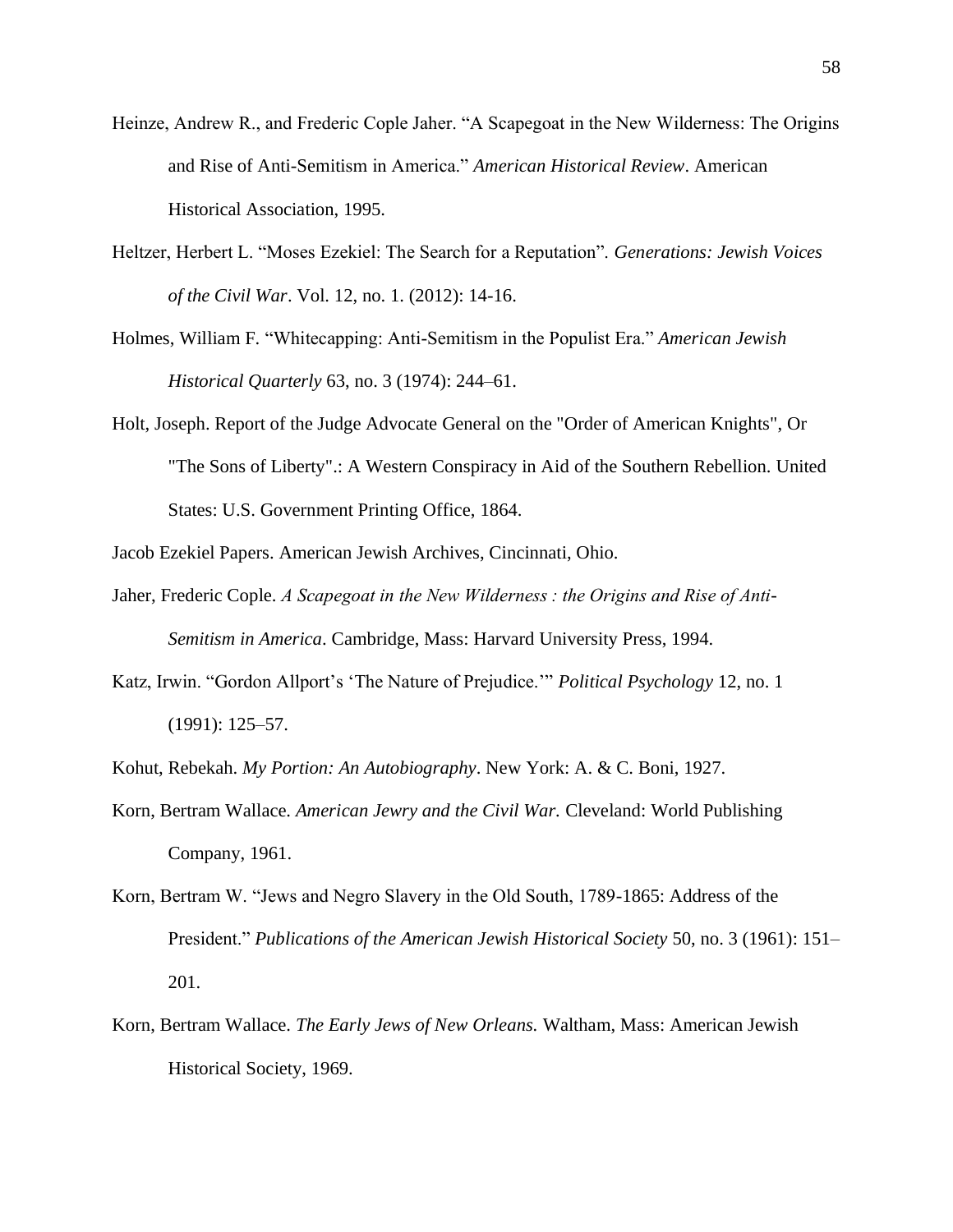Heinze, Andrew R., and Frederic Cople Jaher. "A Scapegoat in the New Wilderness: The Origins and Rise of Anti-Semitism in America." *American Historical Review*. American Historical Association, 1995.

Heltzer, Herbert L. "Moses Ezekiel: The Search for a Reputation". *Generations: Jewish Voices of the Civil War*. Vol. 12, no. 1. (2012): 14-16.

Holmes, William F. "Whitecapping: Anti-Semitism in the Populist Era." *American Jewish Historical Quarterly* 63, no. 3 (1974): 244–61.

Holt, Joseph. Report of the Judge Advocate General on the "Order of American Knights", Or "The Sons of Liberty".: A Western Conspiracy in Aid of the Southern Rebellion. United States: U.S. Government Printing Office, 1864.

Jacob Ezekiel Papers. American Jewish Archives, Cincinnati, Ohio.

Jaher, Frederic Cople. *A Scapegoat in the New Wilderness : the Origins and Rise of Anti-Semitism in America*. Cambridge, Mass: Harvard University Press, 1994.

Katz, Irwin. "Gordon Allport's 'The Nature of Prejudice.'" *Political Psychology* 12, no. 1 (1991): 125–57.

Kohut, Rebekah. *My Portion: An Autobiography*. New York: A. & C. Boni, 1927.

Korn, Bertram Wallace. *American Jewry and the Civil War.* Cleveland: World Publishing Company, 1961.

Korn, Bertram W. "Jews and Negro Slavery in the Old South, 1789-1865: Address of the President." *Publications of the American Jewish Historical Society* 50, no. 3 (1961): 151–201.

Korn, Bertram Wallace. *The Early Jews of New Orleans.* Waltham, Mass: American Jewish Historical Society, 1969.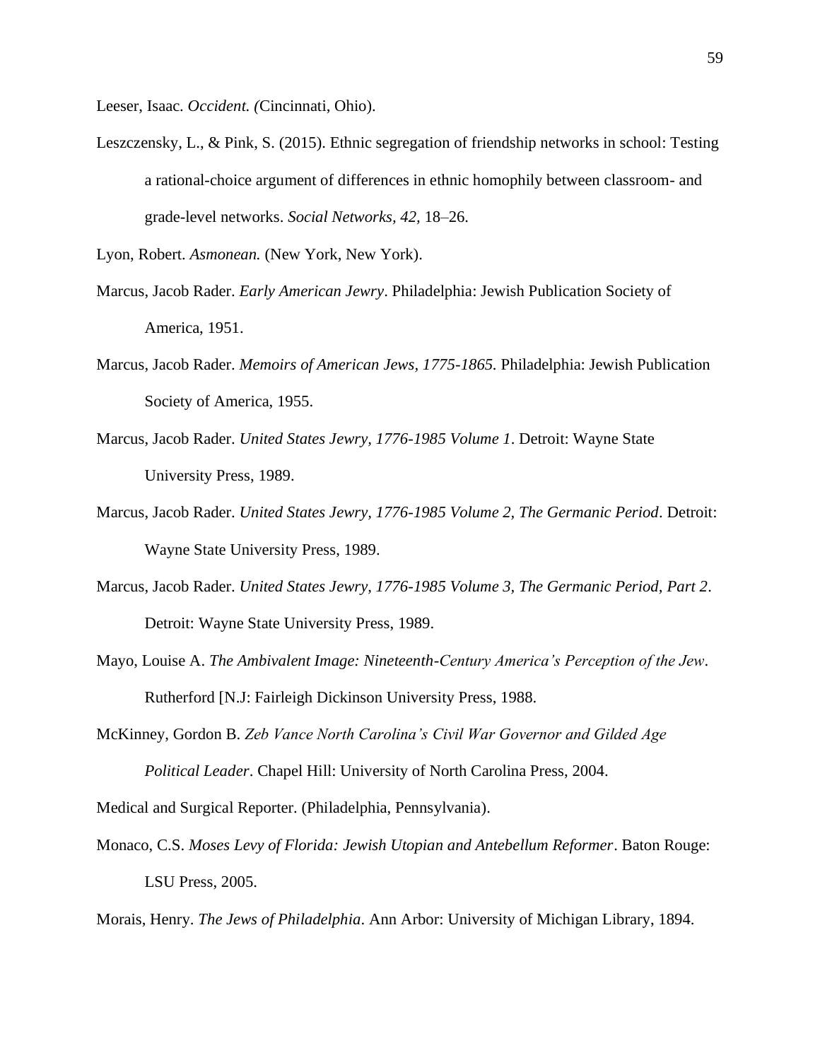Leeser, Isaac. *Occident. (*Cincinnati, Ohio).

Leszczensky, L., & Pink, S. (2015). Ethnic segregation of friendship networks in school: Testing a rational-choice argument of differences in ethnic homophily between classroom- and grade-level networks. *Social Networks, 42,* 18–26.

Lyon, Robert. *Asmonean.* (New York, New York).

Marcus, Jacob Rader. *Early American Jewry*. Philadelphia: Jewish Publication Society of America, 1951.

Marcus, Jacob Rader. *Memoirs of American Jews, 1775-1865.* Philadelphia: Jewish Publication Society of America, 1955.

Marcus, Jacob Rader. *United States Jewry, 1776-1985 Volume 1*. Detroit: Wayne State University Press, 1989.

Marcus, Jacob Rader. *United States Jewry, 1776-1985 Volume 2, The Germanic Period*. Detroit: Wayne State University Press, 1989.

Marcus, Jacob Rader. *United States Jewry, 1776-1985 Volume 3, The Germanic Period, Part 2*. Detroit: Wayne State University Press, 1989.

Mayo, Louise A. *The Ambivalent Image: Nineteenth-Century America's Perception of the Jew*. Rutherford [N.J: Fairleigh Dickinson University Press, 1988.

McKinney, Gordon B. *Zeb Vance North Carolina's Civil War Governor and Gilded Age Political Leader*. Chapel Hill: University of North Carolina Press, 2004.

Medical and Surgical Reporter. (Philadelphia, Pennsylvania).

Monaco, C.S. *Moses Levy of Florida: Jewish Utopian and Antebellum Reformer*. Baton Rouge: LSU Press, 2005.

Morais, Henry. *The Jews of Philadelphia*. Ann Arbor: University of Michigan Library, 1894.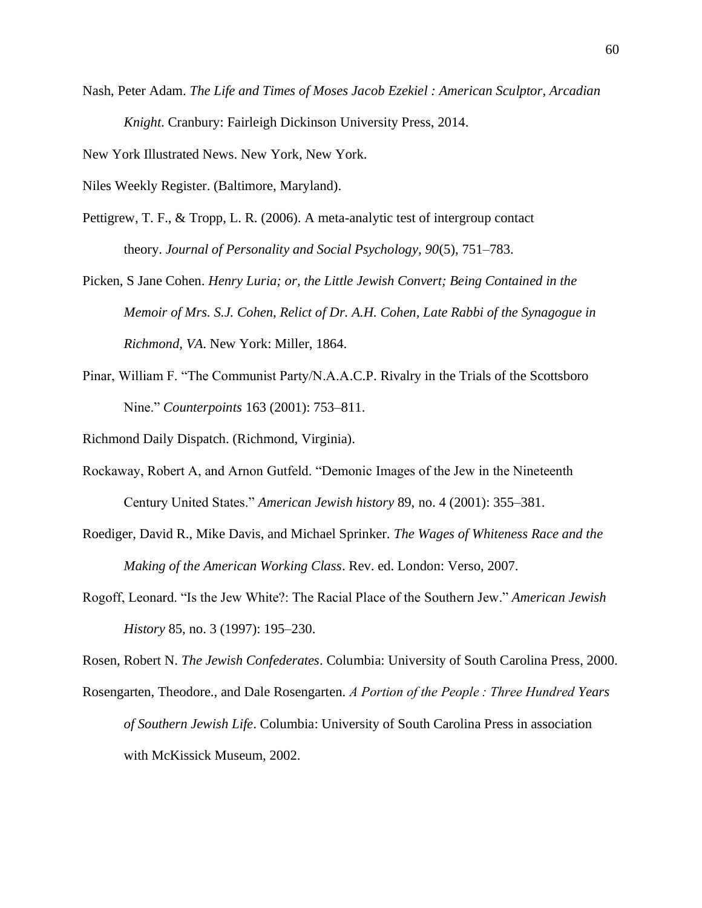Nash, Peter Adam. *The Life and Times of Moses Jacob Ezekiel : American Sculptor, Arcadian Knight*. Cranbury: Fairleigh Dickinson University Press, 2014.

New York Illustrated News. New York, New York.

Niles Weekly Register. (Baltimore, Maryland).

Pettigrew, T. F., & Tropp, L. R. (2006). A meta-analytic test of intergroup contact theory. *Journal of Personality and Social Psychology, 90*(5), 751–783.

Picken, S Jane Cohen. *Henry Luria; or, the Little Jewish Convert; Being Contained in the Memoir of Mrs. S.J. Cohen, Relict of Dr. A.H. Cohen, Late Rabbi of the Synagogue in Richmond, VA*. New York: Miller, 1864.

Pinar, William F. "The Communist Party/N.A.A.C.P. Rivalry in the Trials of the Scottsboro Nine." *Counterpoints* 163 (2001): 753–811.

Richmond Daily Dispatch. (Richmond, Virginia).

Rockaway, Robert A, and Arnon Gutfeld. "Demonic Images of the Jew in the Nineteenth Century United States." *American Jewish history* 89, no. 4 (2001): 355–381.

Roediger, David R., Mike Davis, and Michael Sprinker. *The Wages of Whiteness Race and the Making of the American Working Class*. Rev. ed. London: Verso, 2007.

Rogoff, Leonard. "Is the Jew White?: The Racial Place of the Southern Jew." *American Jewish History* 85, no. 3 (1997): 195–230.

Rosen, Robert N. *The Jewish Confederates*. Columbia: University of South Carolina Press, 2000.

Rosengarten, Theodore., and Dale Rosengarten. *A Portion of the People : Three Hundred Years of Southern Jewish Life*. Columbia: University of South Carolina Press in association with McKissick Museum, 2002.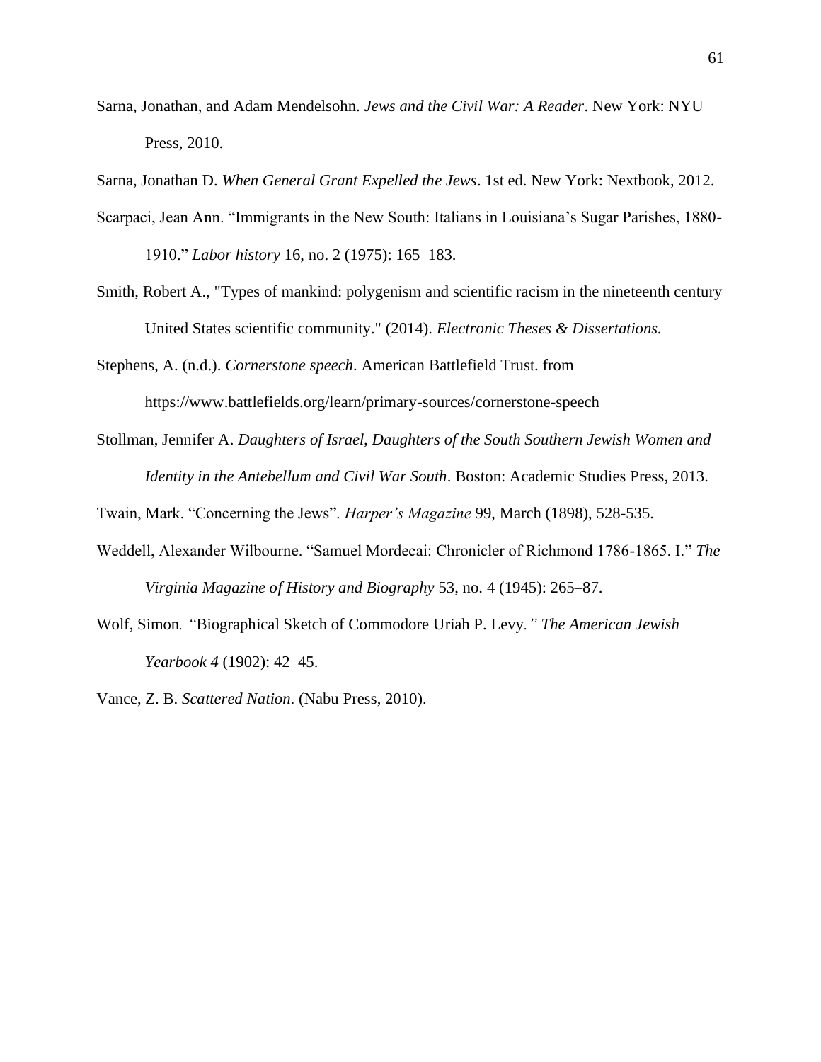Sarna, Jonathan, and Adam Mendelsohn. *Jews and the Civil War: A Reader*. New York: NYU Press, 2010.

Sarna, Jonathan D. *When General Grant Expelled the Jews*. 1st ed. New York: Nextbook, 2012.

Scarpaci, Jean Ann. "Immigrants in the New South: Italians in Louisiana's Sugar Parishes, 1880-1910." *Labor history* 16, no. 2 (1975): 165–183.

Smith, Robert A., "Types of mankind: polygenism and scientific racism in the nineteenth century United States scientific community." (2014). *Electronic Theses & Dissertations.*

Stephens, A. (n.d.). *Cornerstone speech*. American Battlefield Trust. from https://www.battlefields.org/learn/primary-sources/cornerstone-speech

Stollman, Jennifer A. *Daughters of Israel, Daughters of the South Southern Jewish Women and Identity in the Antebellum and Civil War South*. Boston: Academic Studies Press, 2013.

Twain, Mark. "Concerning the Jews". *Harper's Magazine* 99, March (1898), 528-535.

Weddell, Alexander Wilbourne. "Samuel Mordecai: Chronicler of Richmond 1786-1865. I." *The Virginia Magazine of History and Biography* 53, no. 4 (1945): 265–87.

Wolf, Simon*. "*Biographical Sketch of Commodore Uriah P. Levy*." The American Jewish Yearbook 4* (1902): 42–45.

Vance, Z. B. *Scattered Nation*. (Nabu Press, 2010).